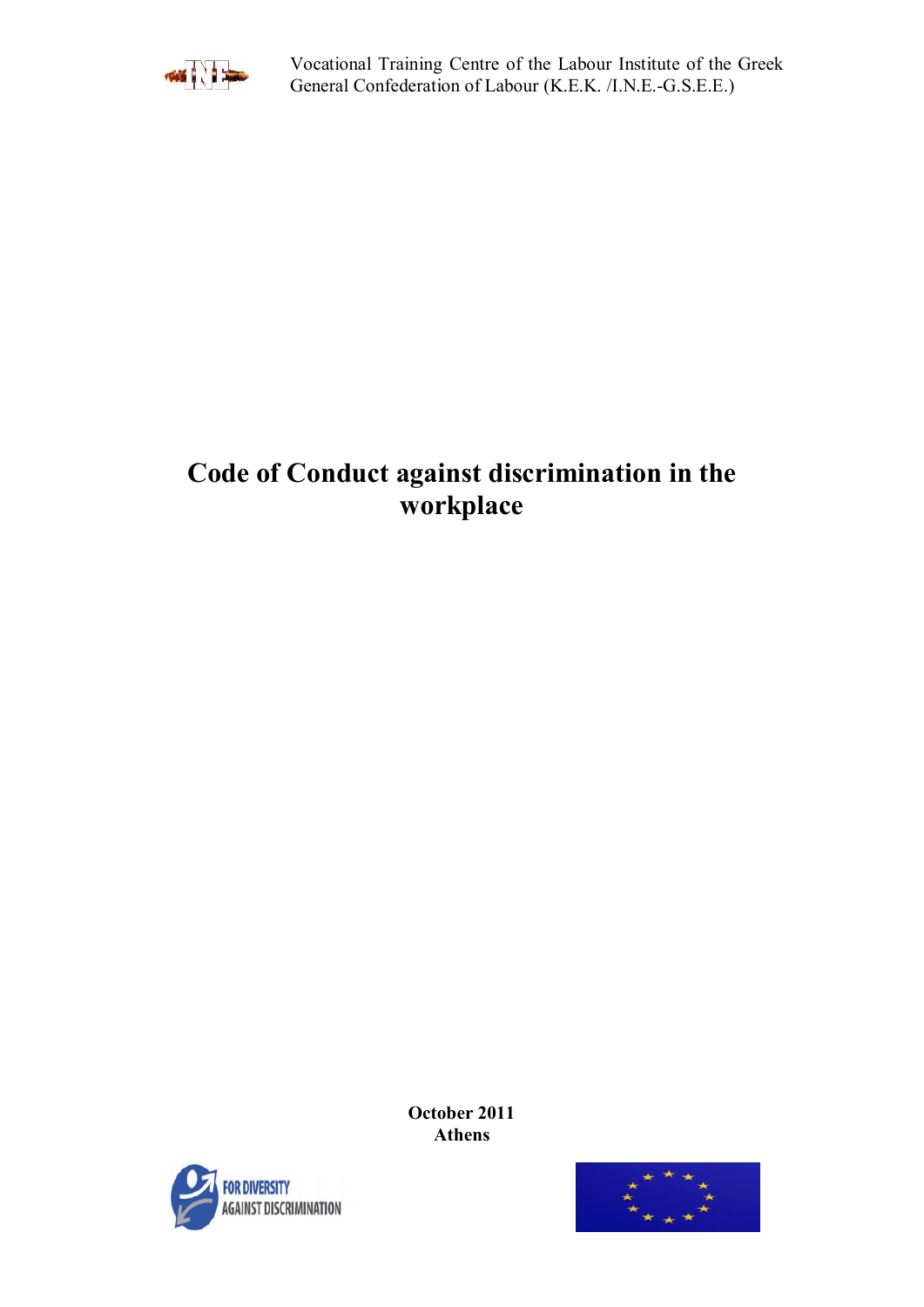Vocational Training Centre of the Labour Institute of the Greek General Confederation of Labour (K.E.K. /I.N.E.-G.S.E.E.)

# Code of Conduct against discrimination in the workplace

**October 2011**
**Athens**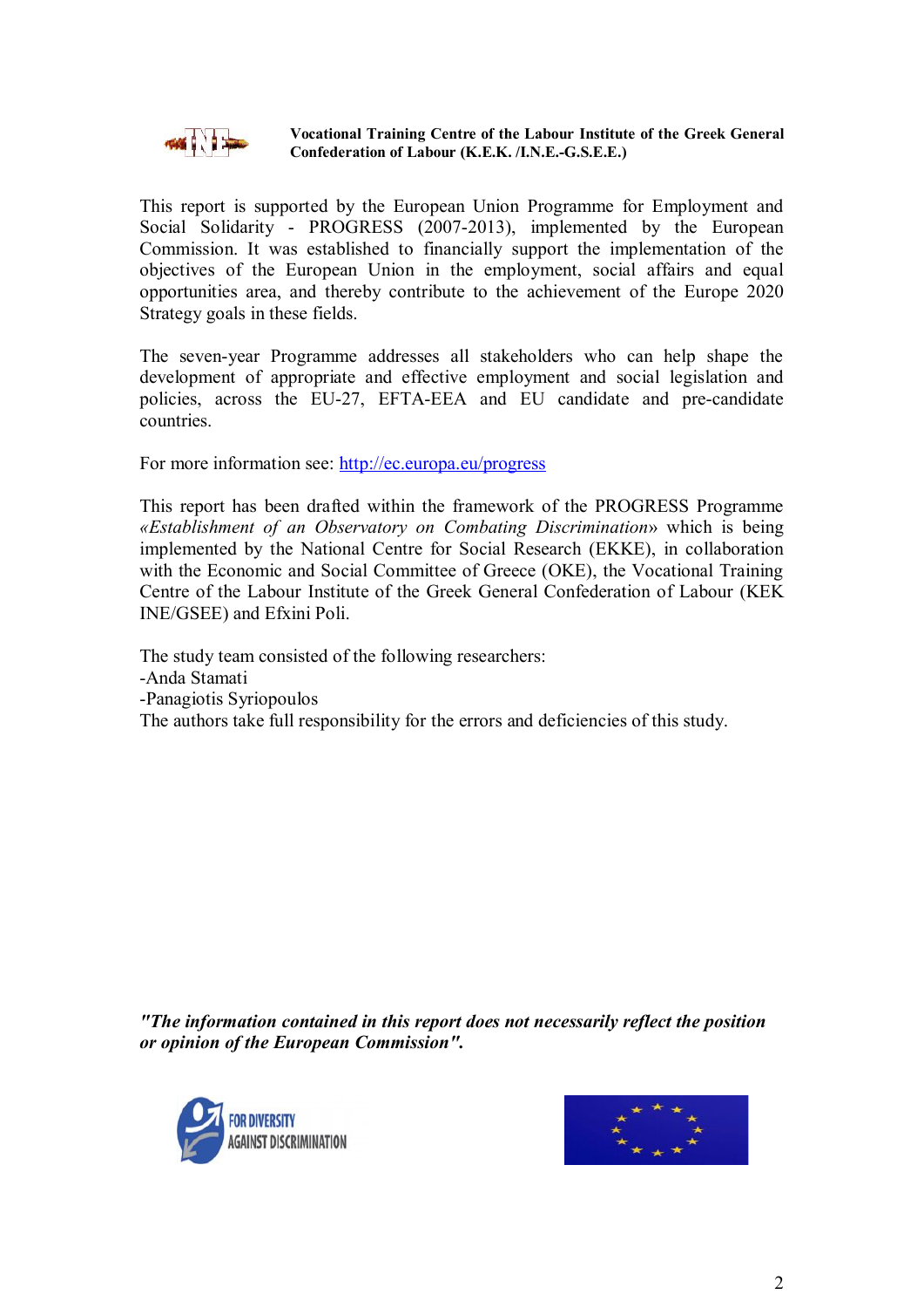**Vocational Training Centre of the Labour Institute of the Greek General Confederation of Labour (K.E.K. /I.N.E.-G.S.E.E.)**

This report is supported by the European Union Programme for Employment and Social Solidarity - PROGRESS (2007-2013), implemented by the European Commission. It was established to financially support the implementation of the objectives of the European Union in the employment, social affairs and equal opportunities area, and thereby contribute to the achievement of the Europe 2020 Strategy goals in these fields.

The seven-year Programme addresses all stakeholders who can help shape the development of appropriate and effective employment and social legislation and policies, across the EU-27, EFTA-EEA and EU candidate and pre-candidate countries.

For more information see: http://ec.europa.eu/progress

This report has been drafted within the framework of the PROGRESS Programme *«Establishment of an Observatory on Combating Discrimination»* which is being implemented by the National Centre for Social Research (EKKE), in collaboration with the Economic and Social Committee of Greece (OKE), the Vocational Training Centre of the Labour Institute of the Greek General Confederation of Labour (KEK INE/GSEE) and Efxini Poli.

The study team consisted of the following researchers:
-Anda Stamati
-Panagiotis Syriopoulos
The authors take full responsibility for the errors and deficiencies of this study.

***"The information contained in this report does not necessarily reflect the position or opinion of the European Commission".***

FOR DIVERSITY AGAINST DISCRIMINATION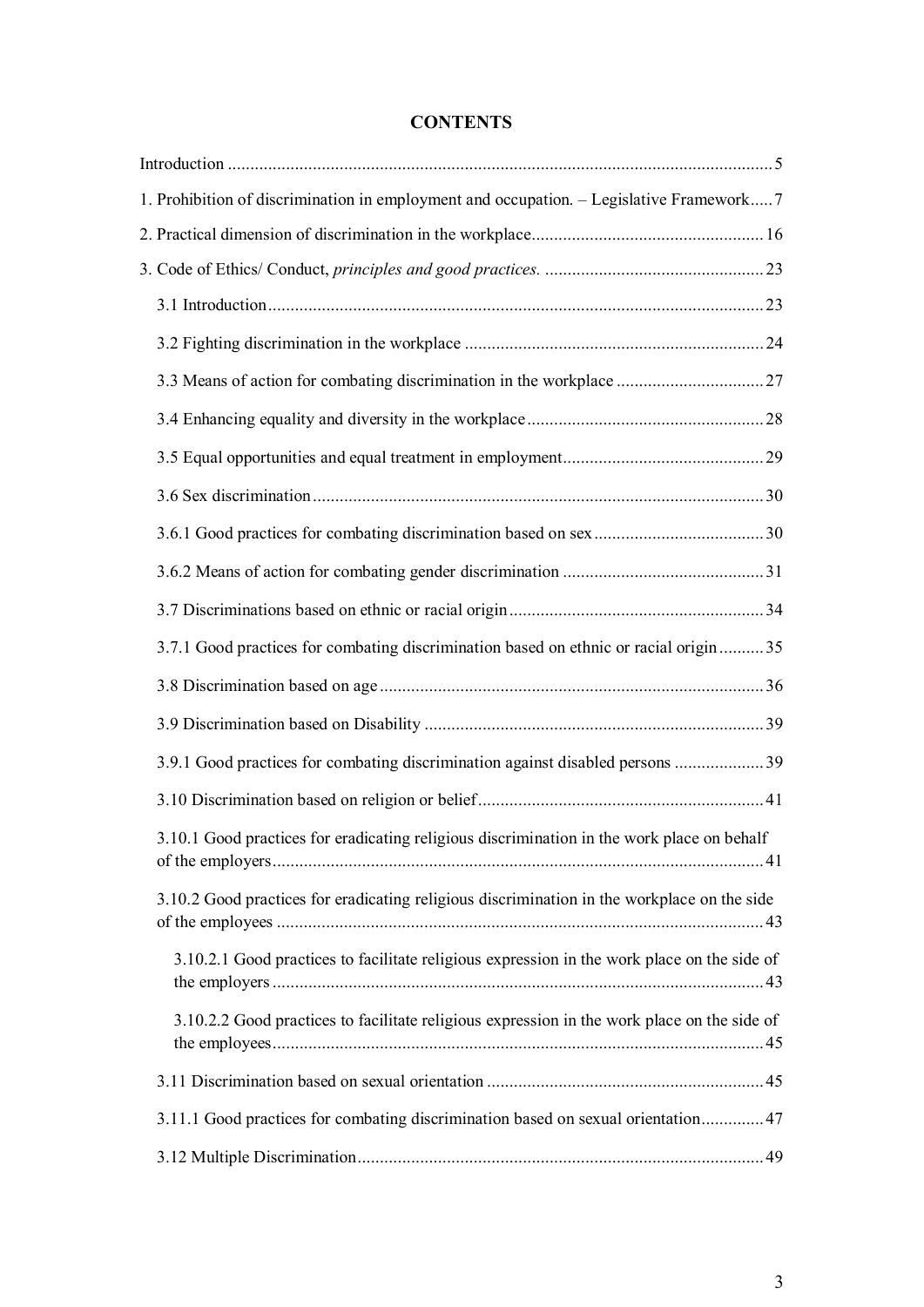# CONTENTS

Introduction ........................................................................................................................ 5

1. Prohibition of discrimination in employment and occupation. – Legislative Framework ..... 7

2. Practical dimension of discrimination in the workplace ................................................... 16

3. Code of Ethics/ Conduct, *principles and good practices.* ................................................ 23

   3.1 Introduction ............................................................................................................. 23

   3.2 Fighting discrimination in the workplace .................................................................. 24

   3.3 Means of action for combating discrimination in the workplace ................................ 27

   3.4 Enhancing equality and diversity in the workplace .................................................... 28

   3.5 Equal opportunities and equal treatment in employment ............................................ 29

   3.6 Sex discrimination ................................................................................................... 30

   3.6.1 Good practices for combating discrimination based on sex ..................................... 30

   3.6.2 Means of action for combating gender discrimination ............................................ 31

   3.7 Discriminations based on ethnic or racial origin ........................................................ 34

   3.7.1 Good practices for combating discrimination based on ethnic or racial origin .......... 35

   3.8 Discrimination based on age ..................................................................................... 36

   3.9 Discrimination based on Disability ........................................................................... 39

   3.9.1 Good practices for combating discrimination against disabled persons .................... 39

   3.10 Discrimination based on religion or belief ............................................................... 41

   3.10.1 Good practices for eradicating religious discrimination in the work place on behalf of the employers ............................................................................................................ 41

   3.10.2 Good practices for eradicating religious discrimination in the workplace on the side of the employees ............................................................................................................ 43

      3.10.2.1 Good practices to facilitate religious expression in the work place on the side of the employers ............................................................................................................ 43

      3.10.2.2 Good practices to facilitate religious expression in the work place on the side of the employees ............................................................................................................ 45

   3.11 Discrimination based on sexual orientation ............................................................. 45

   3.11.1 Good practices for combating discrimination based on sexual orientation ............. 47

   3.12 Multiple Discrimination .......................................................................................... 49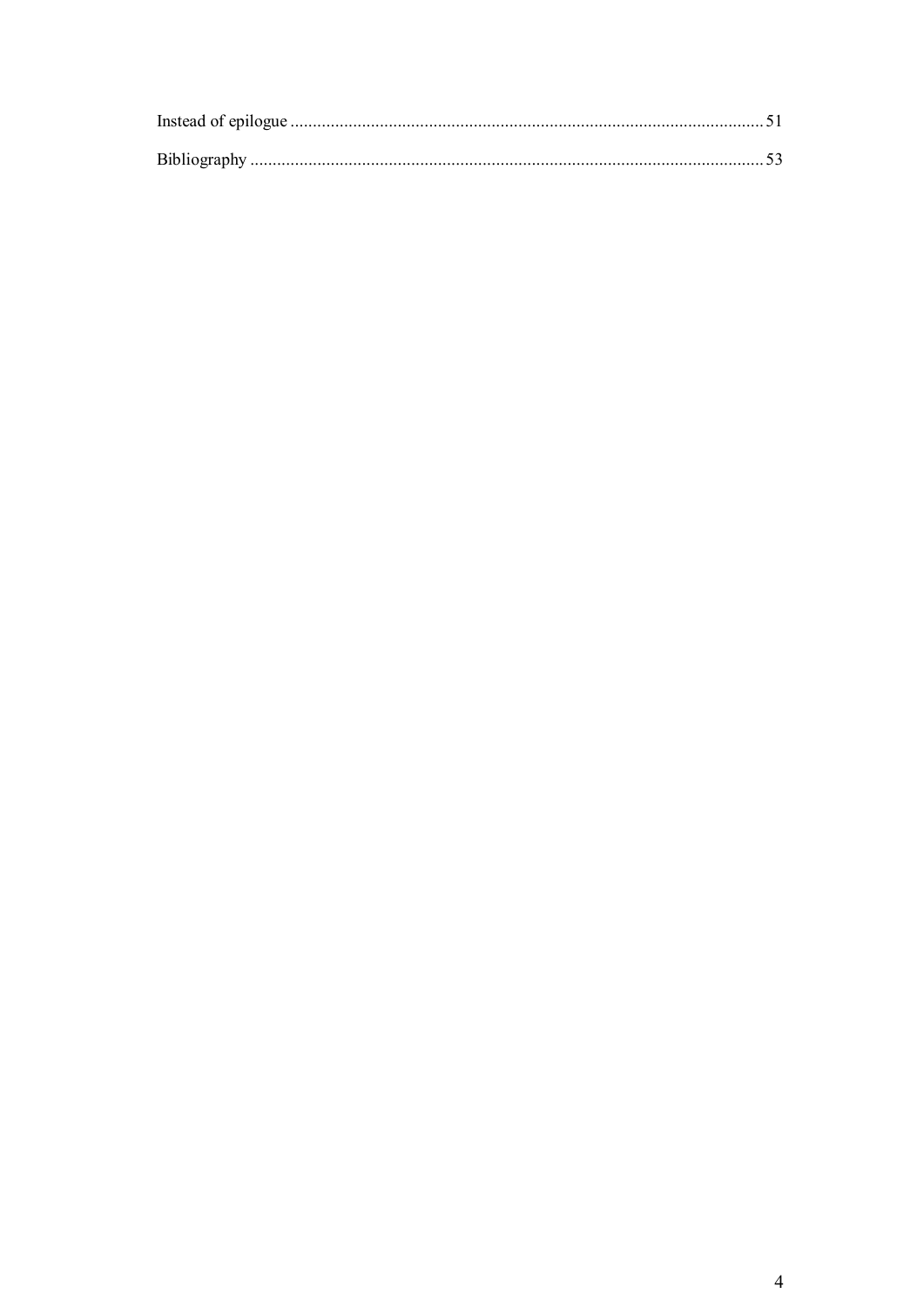Instead of epilogue ........................................................................................................ 51

Bibliography ................................................................................................................. 53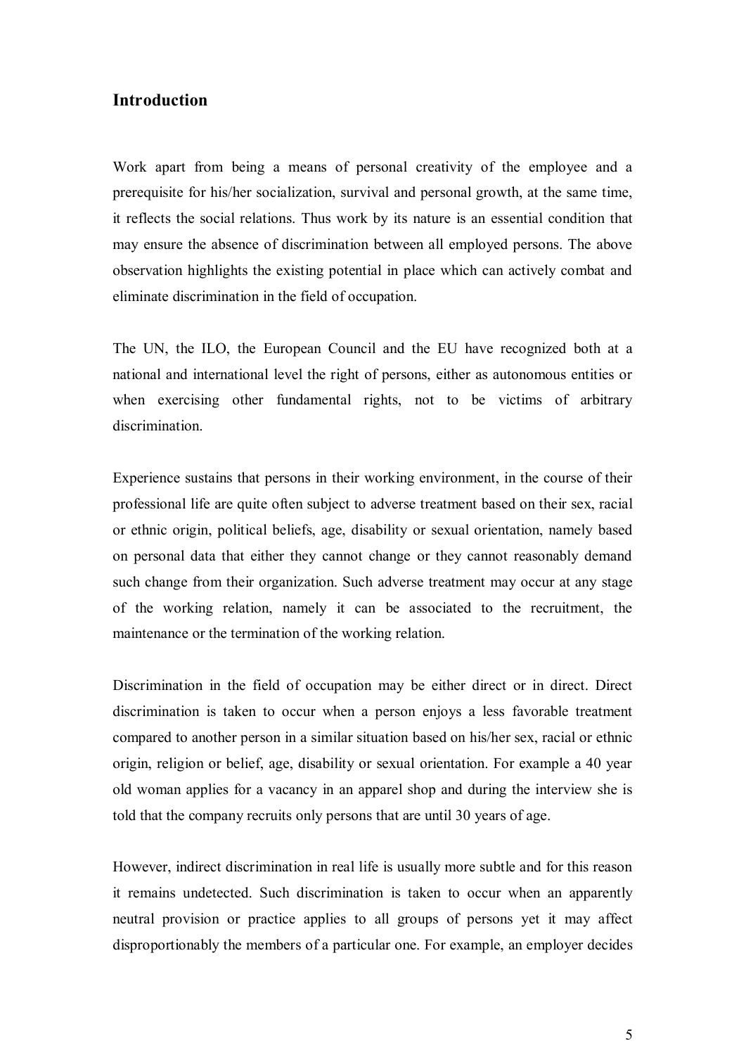## Introduction

Work apart from being a means of personal creativity of the employee and a prerequisite for his/her socialization, survival and personal growth, at the same time, it reflects the social relations. Thus work by its nature is an essential condition that may ensure the absence of discrimination between all employed persons. The above observation highlights the existing potential in place which can actively combat and eliminate discrimination in the field of occupation.

The UN, the ILO, the European Council and the EU have recognized both at a national and international level the right of persons, either as autonomous entities or when exercising other fundamental rights, not to be victims of arbitrary discrimination.

Experience sustains that persons in their working environment, in the course of their professional life are quite often subject to adverse treatment based on their sex, racial or ethnic origin, political beliefs, age, disability or sexual orientation, namely based on personal data that either they cannot change or they cannot reasonably demand such change from their organization. Such adverse treatment may occur at any stage of the working relation, namely it can be associated to the recruitment, the maintenance or the termination of the working relation.

Discrimination in the field of occupation may be either direct or in direct. Direct discrimination is taken to occur when a person enjoys a less favorable treatment compared to another person in a similar situation based on his/her sex, racial or ethnic origin, religion or belief, age, disability or sexual orientation. For example a 40 year old woman applies for a vacancy in an apparel shop and during the interview she is told that the company recruits only persons that are until 30 years of age.

However, indirect discrimination in real life is usually more subtle and for this reason it remains undetected. Such discrimination is taken to occur when an apparently neutral provision or practice applies to all groups of persons yet it may affect disproportionably the members of a particular one. For example, an employer decides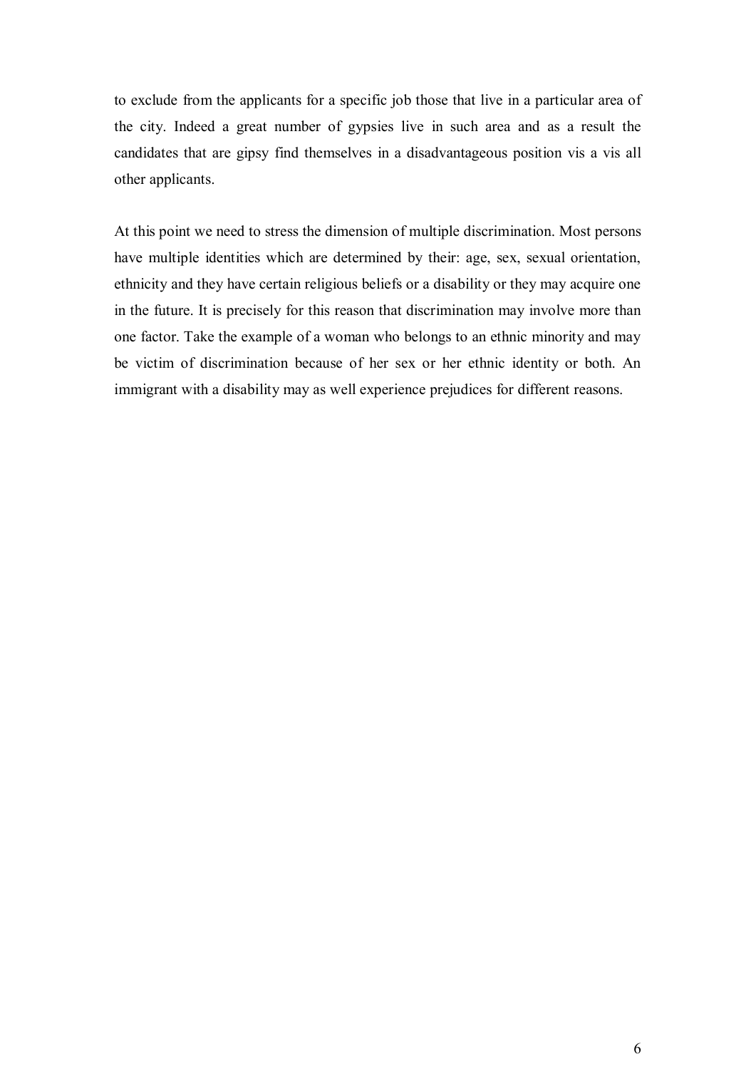to exclude from the applicants for a specific job those that live in a particular area of the city. Indeed a great number of gypsies live in such area and as a result the candidates that are gipsy find themselves in a disadvantageous position vis a vis all other applicants.

At this point we need to stress the dimension of multiple discrimination. Most persons have multiple identities which are determined by their: age, sex, sexual orientation, ethnicity and they have certain religious beliefs or a disability or they may acquire one in the future. It is precisely for this reason that discrimination may involve more than one factor. Take the example of a woman who belongs to an ethnic minority and may be victim of discrimination because of her sex or her ethnic identity or both. An immigrant with a disability may as well experience prejudices for different reasons.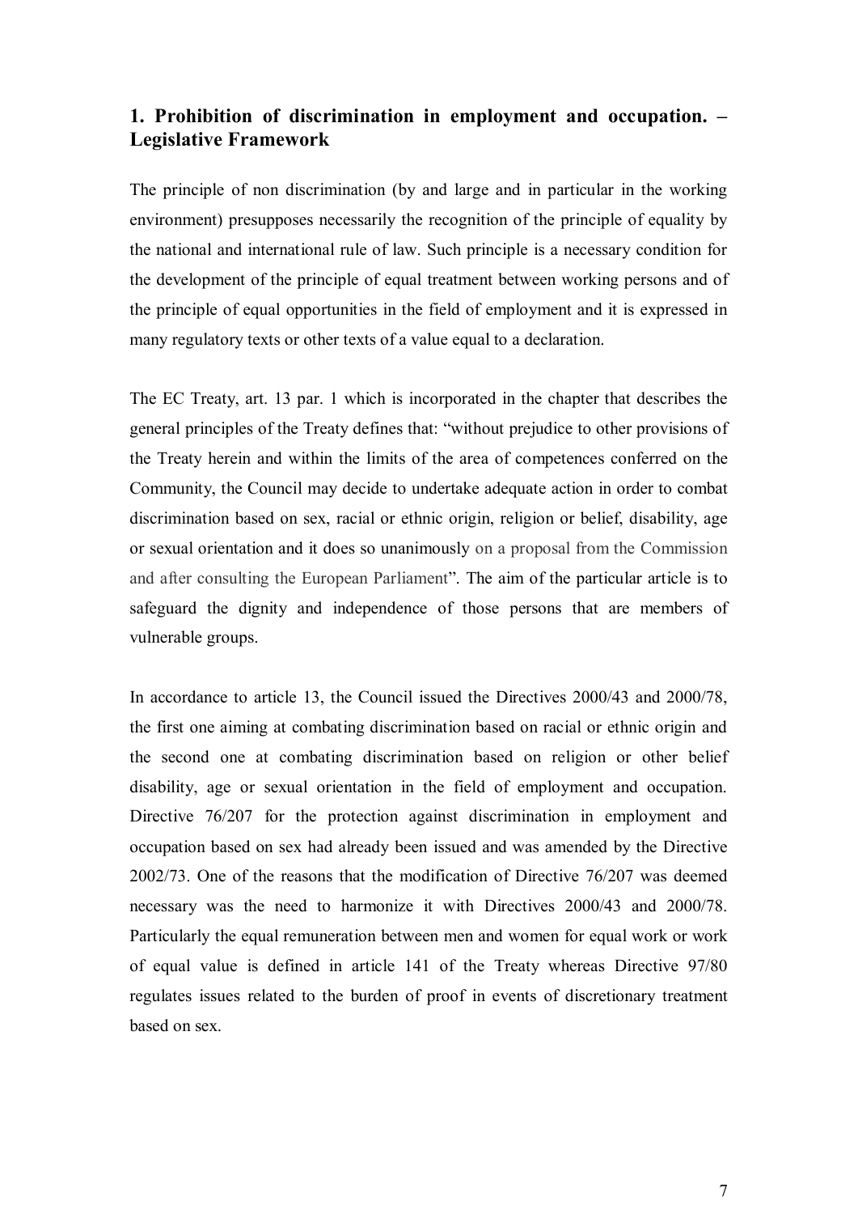## 1. Prohibition of discrimination in employment and occupation. – Legislative Framework

The principle of non discrimination (by and large and in particular in the working environment) presupposes necessarily the recognition of the principle of equality by the national and international rule of law. Such principle is a necessary condition for the development of the principle of equal treatment between working persons and of the principle of equal opportunities in the field of employment and it is expressed in many regulatory texts or other texts of a value equal to a declaration.

The EC Treaty, art. 13 par. 1 which is incorporated in the chapter that describes the general principles of the Treaty defines that: "without prejudice to other provisions of the Treaty herein and within the limits of the area of competences conferred on the Community, the Council may decide to undertake adequate action in order to combat discrimination based on sex, racial or ethnic origin, religion or belief, disability, age or sexual orientation and it does so unanimously on a proposal from the Commission and after consulting the European Parliament". The aim of the particular article is to safeguard the dignity and independence of those persons that are members of vulnerable groups.

In accordance to article 13, the Council issued the Directives 2000/43 and 2000/78, the first one aiming at combating discrimination based on racial or ethnic origin and the second one at combating discrimination based on religion or other belief disability, age or sexual orientation in the field of employment and occupation. Directive 76/207 for the protection against discrimination in employment and occupation based on sex had already been issued and was amended by the Directive 2002/73. One of the reasons that the modification of Directive 76/207 was deemed necessary was the need to harmonize it with Directives 2000/43 and 2000/78. Particularly the equal remuneration between men and women for equal work or work of equal value is defined in article 141 of the Treaty whereas Directive 97/80 regulates issues related to the burden of proof in events of discretionary treatment based on sex.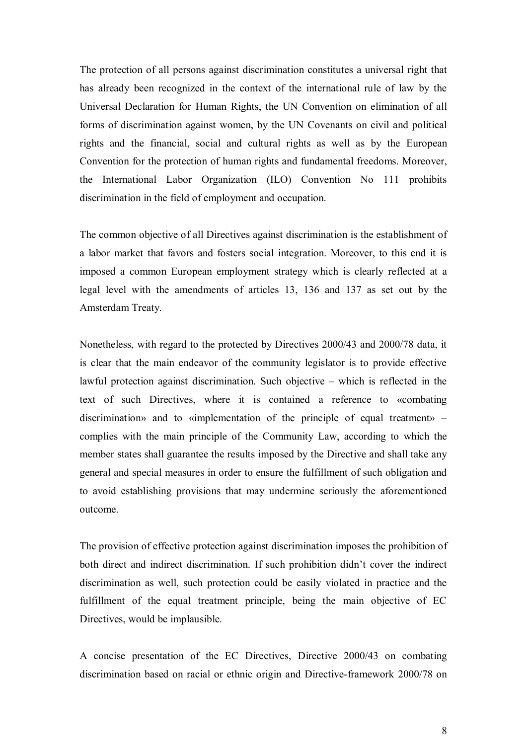The protection of all persons against discrimination constitutes a universal right that has already been recognized in the context of the international rule of law by the Universal Declaration for Human Rights, the UN Convention on elimination of all forms of discrimination against women, by the UN Covenants on civil and political rights and the financial, social and cultural rights as well as by the European Convention for the protection of human rights and fundamental freedoms. Moreover, the International Labor Organization (ILO) Convention No 111 prohibits discrimination in the field of employment and occupation.

The common objective of all Directives against discrimination is the establishment of a labor market that favors and fosters social integration. Moreover, to this end it is imposed a common European employment strategy which is clearly reflected at a legal level with the amendments of articles 13, 136 and 137 as set out by the Amsterdam Treaty.

Nonetheless, with regard to the protected by Directives 2000/43 and 2000/78 data, it is clear that the main endeavor of the community legislator is to provide effective lawful protection against discrimination. Such objective – which is reflected in the text of such Directives, where it is contained a reference to «combating discrimination» and to «implementation of the principle of equal treatment» – complies with the main principle of the Community Law, according to which the member states shall guarantee the results imposed by the Directive and shall take any general and special measures in order to ensure the fulfillment of such obligation and to avoid establishing provisions that may undermine seriously the aforementioned outcome.

The provision of effective protection against discrimination imposes the prohibition of both direct and indirect discrimination. If such prohibition didn't cover the indirect discrimination as well, such protection could be easily violated in practice and the fulfillment of the equal treatment principle, being the main objective of EC Directives, would be implausible.

A concise presentation of the EC Directives, Directive 2000/43 on combating discrimination based on racial or ethnic origin and Directive-framework 2000/78 on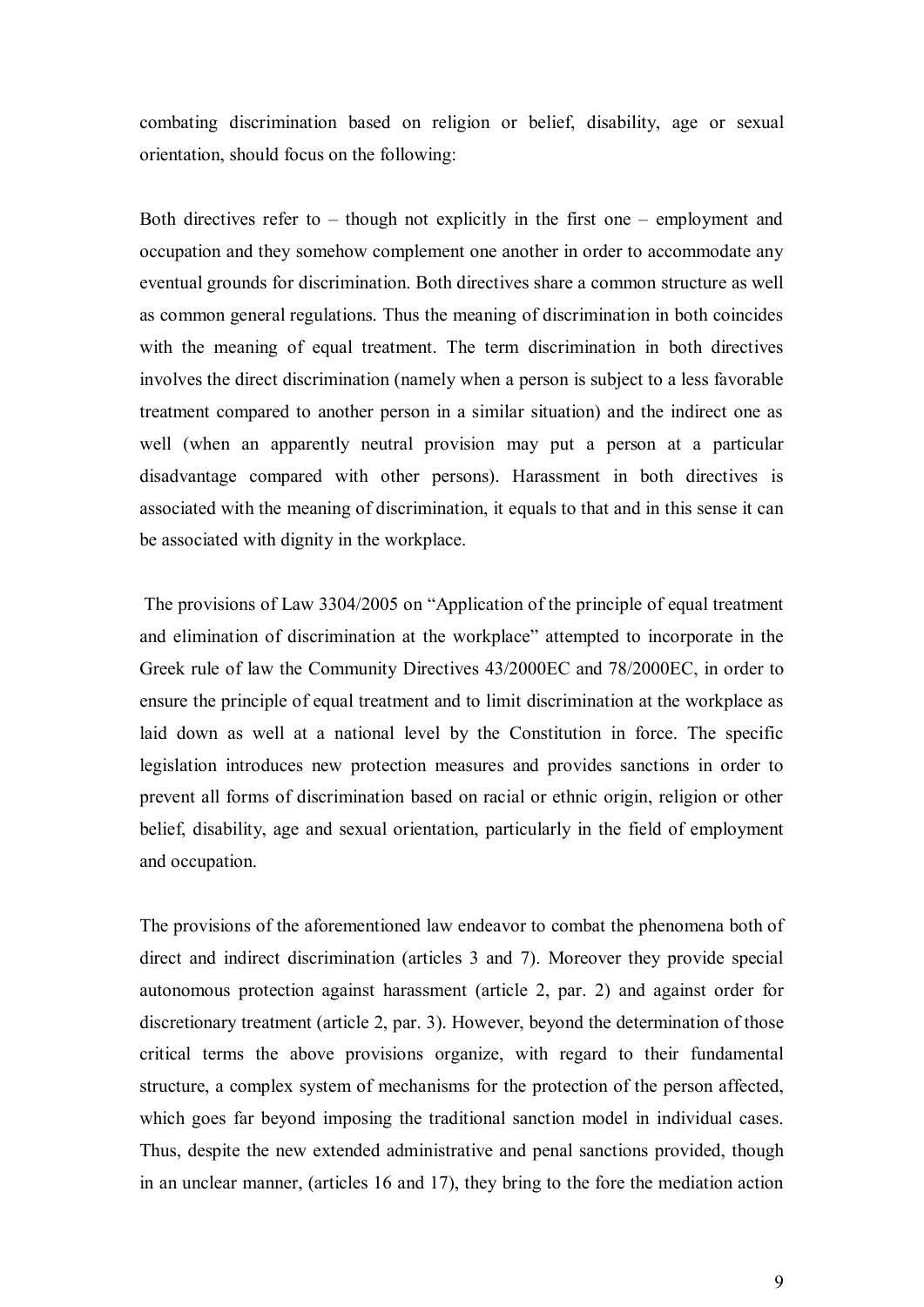combating discrimination based on religion or belief, disability, age or sexual orientation, should focus on the following:

Both directives refer to – though not explicitly in the first one – employment and occupation and they somehow complement one another in order to accommodate any eventual grounds for discrimination. Both directives share a common structure as well as common general regulations. Thus the meaning of discrimination in both coincides with the meaning of equal treatment. The term discrimination in both directives involves the direct discrimination (namely when a person is subject to a less favorable treatment compared to another person in a similar situation) and the indirect one as well (when an apparently neutral provision may put a person at a particular disadvantage compared with other persons). Harassment in both directives is associated with the meaning of discrimination, it equals to that and in this sense it can be associated with dignity in the workplace.

The provisions of Law 3304/2005 on "Application of the principle of equal treatment and elimination of discrimination at the workplace" attempted to incorporate in the Greek rule of law the Community Directives 43/2000EC and 78/2000EC, in order to ensure the principle of equal treatment and to limit discrimination at the workplace as laid down as well at a national level by the Constitution in force. The specific legislation introduces new protection measures and provides sanctions in order to prevent all forms of discrimination based on racial or ethnic origin, religion or other belief, disability, age and sexual orientation, particularly in the field of employment and occupation.

The provisions of the aforementioned law endeavor to combat the phenomena both of direct and indirect discrimination (articles 3 and 7). Moreover they provide special autonomous protection against harassment (article 2, par. 2) and against order for discretionary treatment (article 2, par. 3). However, beyond the determination of those critical terms the above provisions organize, with regard to their fundamental structure, a complex system of mechanisms for the protection of the person affected, which goes far beyond imposing the traditional sanction model in individual cases. Thus, despite the new extended administrative and penal sanctions provided, though in an unclear manner, (articles 16 and 17), they bring to the fore the mediation action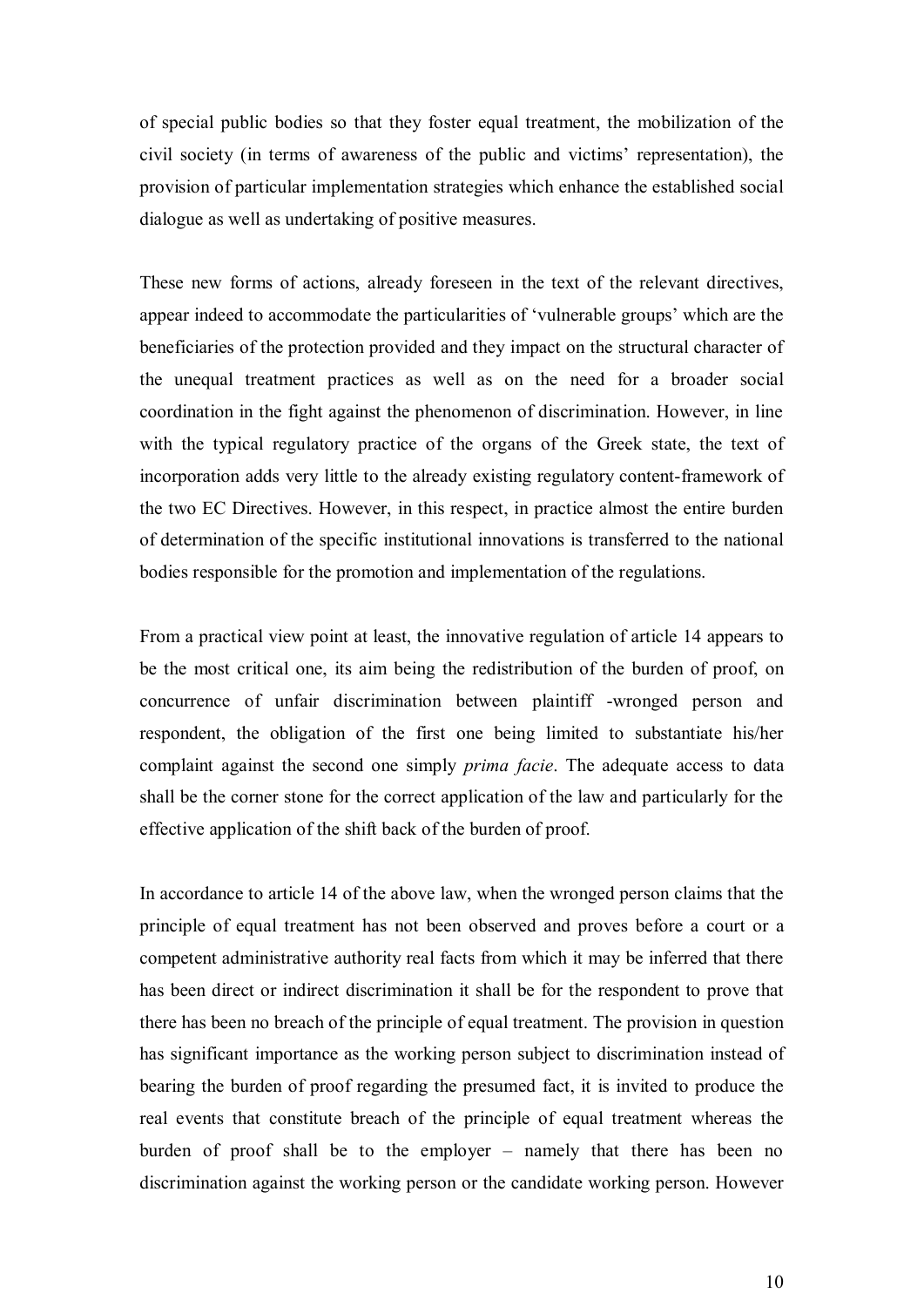of special public bodies so that they foster equal treatment, the mobilization of the civil society (in terms of awareness of the public and victims' representation), the provision of particular implementation strategies which enhance the established social dialogue as well as undertaking of positive measures.

These new forms of actions, already foreseen in the text of the relevant directives, appear indeed to accommodate the particularities of 'vulnerable groups' which are the beneficiaries of the protection provided and they impact on the structural character of the unequal treatment practices as well as on the need for a broader social coordination in the fight against the phenomenon of discrimination. However, in line with the typical regulatory practice of the organs of the Greek state, the text of incorporation adds very little to the already existing regulatory content-framework of the two EC Directives. However, in this respect, in practice almost the entire burden of determination of the specific institutional innovations is transferred to the national bodies responsible for the promotion and implementation of the regulations.

From a practical view point at least, the innovative regulation of article 14 appears to be the most critical one, its aim being the redistribution of the burden of proof, on concurrence of unfair discrimination between plaintiff -wronged person and respondent, the obligation of the first one being limited to substantiate his/her complaint against the second one simply *prima facie*. The adequate access to data shall be the corner stone for the correct application of the law and particularly for the effective application of the shift back of the burden of proof.

In accordance to article 14 of the above law, when the wronged person claims that the principle of equal treatment has not been observed and proves before a court or a competent administrative authority real facts from which it may be inferred that there has been direct or indirect discrimination it shall be for the respondent to prove that there has been no breach of the principle of equal treatment. The provision in question has significant importance as the working person subject to discrimination instead of bearing the burden of proof regarding the presumed fact, it is invited to produce the real events that constitute breach of the principle of equal treatment whereas the burden of proof shall be to the employer – namely that there has been no discrimination against the working person or the candidate working person. However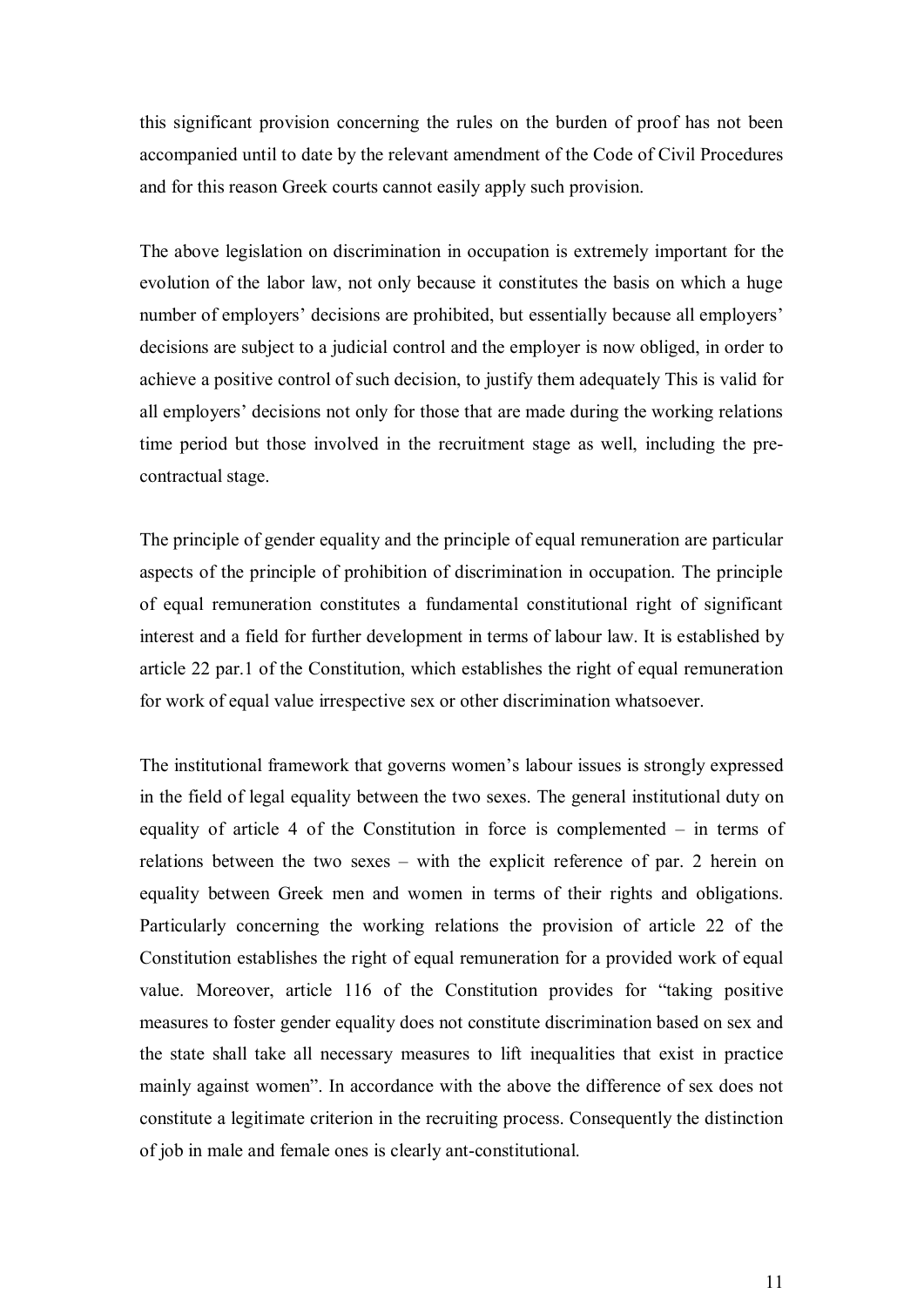this significant provision concerning the rules on the burden of proof has not been accompanied until to date by the relevant amendment of the Code of Civil Procedures and for this reason Greek courts cannot easily apply such provision.

The above legislation on discrimination in occupation is extremely important for the evolution of the labor law, not only because it constitutes the basis on which a huge number of employers' decisions are prohibited, but essentially because all employers' decisions are subject to a judicial control and the employer is now obliged, in order to achieve a positive control of such decision, to justify them adequately This is valid for all employers' decisions not only for those that are made during the working relations time period but those involved in the recruitment stage as well, including the pre-contractual stage.

The principle of gender equality and the principle of equal remuneration are particular aspects of the principle of prohibition of discrimination in occupation. The principle of equal remuneration constitutes a fundamental constitutional right of significant interest and a field for further development in terms of labour law. It is established by article 22 par.1 of the Constitution, which establishes the right of equal remuneration for work of equal value irrespective sex or other discrimination whatsoever.

The institutional framework that governs women's labour issues is strongly expressed in the field of legal equality between the two sexes. The general institutional duty on equality of article 4 of the Constitution in force is complemented – in terms of relations between the two sexes – with the explicit reference of par. 2 herein on equality between Greek men and women in terms of their rights and obligations. Particularly concerning the working relations the provision of article 22 of the Constitution establishes the right of equal remuneration for a provided work of equal value. Moreover, article 116 of the Constitution provides for "taking positive measures to foster gender equality does not constitute discrimination based on sex and the state shall take all necessary measures to lift inequalities that exist in practice mainly against women". In accordance with the above the difference of sex does not constitute a legitimate criterion in the recruiting process. Consequently the distinction of job in male and female ones is clearly ant-constitutional.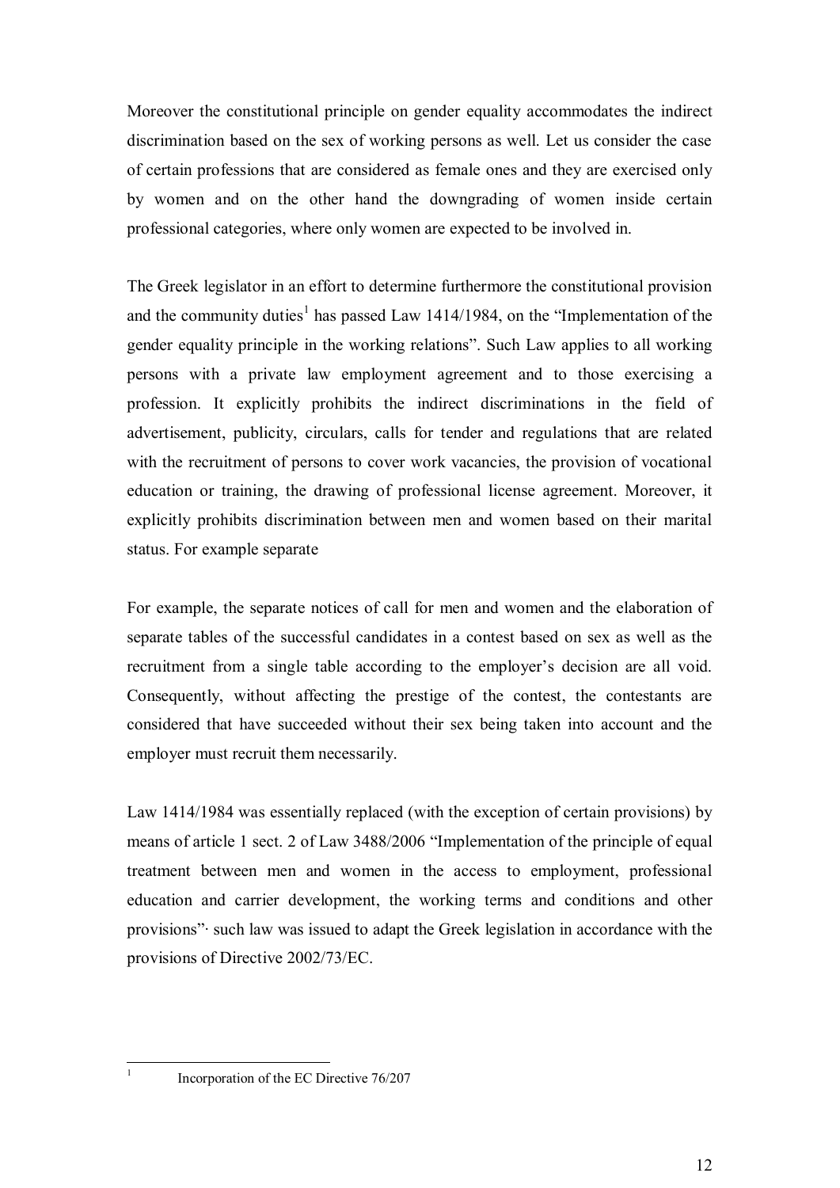Moreover the constitutional principle on gender equality accommodates the indirect discrimination based on the sex of working persons as well. Let us consider the case of certain professions that are considered as female ones and they are exercised only by women and on the other hand the downgrading of women inside certain professional categories, where only women are expected to be involved in.

The Greek legislator in an effort to determine furthermore the constitutional provision and the community duties[1] has passed Law 1414/1984, on the "Implementation of the gender equality principle in the working relations". Such Law applies to all working persons with a private law employment agreement and to those exercising a profession. It explicitly prohibits the indirect discriminations in the field of advertisement, publicity, circulars, calls for tender and regulations that are related with the recruitment of persons to cover work vacancies, the provision of vocational education or training, the drawing of professional license agreement. Moreover, it explicitly prohibits discrimination between men and women based on their marital status. For example separate

For example, the separate notices of call for men and women and the elaboration of separate tables of the successful candidates in a contest based on sex as well as the recruitment from a single table according to the employer's decision are all void. Consequently, without affecting the prestige of the contest, the contestants are considered that have succeeded without their sex being taken into account and the employer must recruit them necessarily.

Law 1414/1984 was essentially replaced (with the exception of certain provisions) by means of article 1 sect. 2 of Law 3488/2006 "Implementation of the principle of equal treatment between men and women in the access to employment, professional education and carrier development, the working terms and conditions and other provisions"· such law was issued to adapt the Greek legislation in accordance with the provisions of Directive 2002/73/EC.

---

[1] Incorporation of the EC Directive 76/207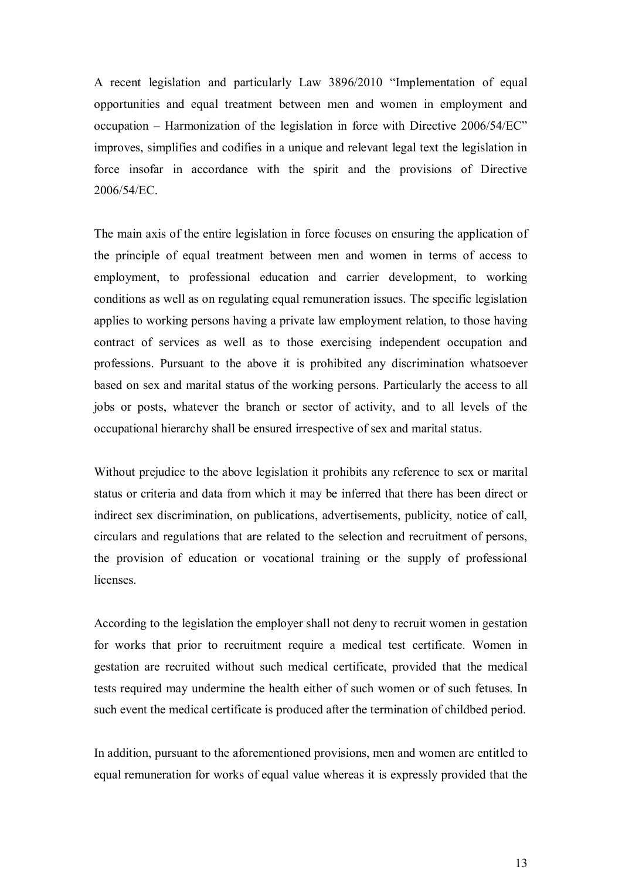A recent legislation and particularly Law 3896/2010 "Implementation of equal opportunities and equal treatment between men and women in employment and occupation – Harmonization of the legislation in force with Directive 2006/54/EC" improves, simplifies and codifies in a unique and relevant legal text the legislation in force insofar in accordance with the spirit and the provisions of Directive 2006/54/EC.

The main axis of the entire legislation in force focuses on ensuring the application of the principle of equal treatment between men and women in terms of access to employment, to professional education and carrier development, to working conditions as well as on regulating equal remuneration issues. The specific legislation applies to working persons having a private law employment relation, to those having contract of services as well as to those exercising independent occupation and professions. Pursuant to the above it is prohibited any discrimination whatsoever based on sex and marital status of the working persons. Particularly the access to all jobs or posts, whatever the branch or sector of activity, and to all levels of the occupational hierarchy shall be ensured irrespective of sex and marital status.

Without prejudice to the above legislation it prohibits any reference to sex or marital status or criteria and data from which it may be inferred that there has been direct or indirect sex discrimination, on publications, advertisements, publicity, notice of call, circulars and regulations that are related to the selection and recruitment of persons, the provision of education or vocational training or the supply of professional licenses.

According to the legislation the employer shall not deny to recruit women in gestation for works that prior to recruitment require a medical test certificate. Women in gestation are recruited without such medical certificate, provided that the medical tests required may undermine the health either of such women or of such fetuses. In such event the medical certificate is produced after the termination of childbed period.

In addition, pursuant to the aforementioned provisions, men and women are entitled to equal remuneration for works of equal value whereas it is expressly provided that the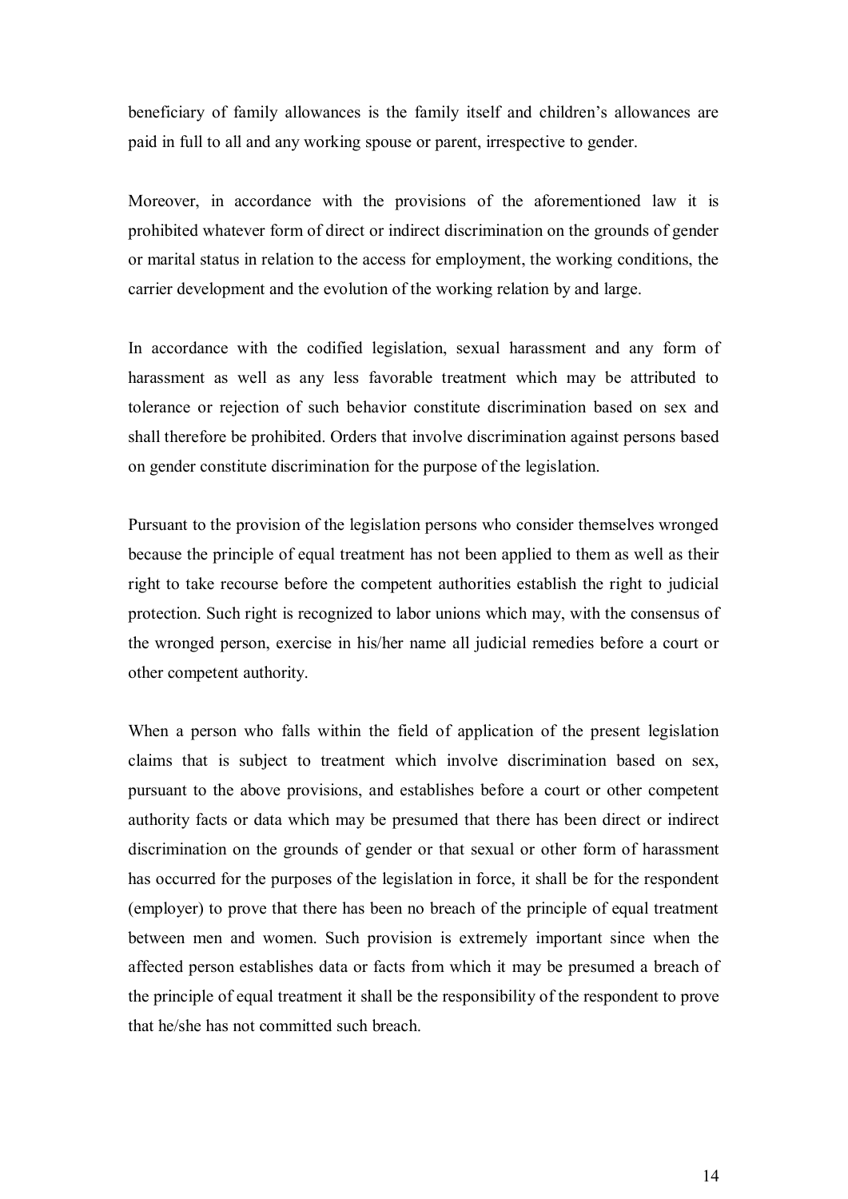beneficiary of family allowances is the family itself and children's allowances are paid in full to all and any working spouse or parent, irrespective to gender.

Moreover, in accordance with the provisions of the aforementioned law it is prohibited whatever form of direct or indirect discrimination on the grounds of gender or marital status in relation to the access for employment, the working conditions, the carrier development and the evolution of the working relation by and large.

In accordance with the codified legislation, sexual harassment and any form of harassment as well as any less favorable treatment which may be attributed to tolerance or rejection of such behavior constitute discrimination based on sex and shall therefore be prohibited. Orders that involve discrimination against persons based on gender constitute discrimination for the purpose of the legislation.

Pursuant to the provision of the legislation persons who consider themselves wronged because the principle of equal treatment has not been applied to them as well as their right to take recourse before the competent authorities establish the right to judicial protection. Such right is recognized to labor unions which may, with the consensus of the wronged person, exercise in his/her name all judicial remedies before a court or other competent authority.

When a person who falls within the field of application of the present legislation claims that is subject to treatment which involve discrimination based on sex, pursuant to the above provisions, and establishes before a court or other competent authority facts or data which may be presumed that there has been direct or indirect discrimination on the grounds of gender or that sexual or other form of harassment has occurred for the purposes of the legislation in force, it shall be for the respondent (employer) to prove that there has been no breach of the principle of equal treatment between men and women. Such provision is extremely important since when the affected person establishes data or facts from which it may be presumed a breach of the principle of equal treatment it shall be the responsibility of the respondent to prove that he/she has not committed such breach.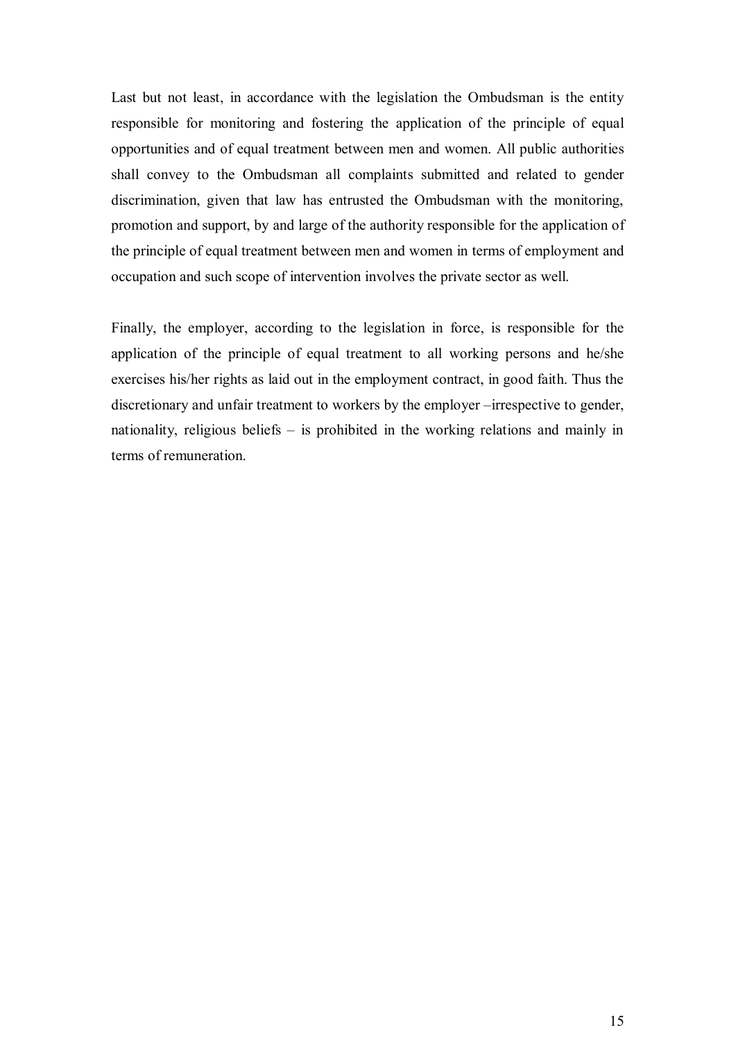Last but not least, in accordance with the legislation the Ombudsman is the entity responsible for monitoring and fostering the application of the principle of equal opportunities and of equal treatment between men and women. All public authorities shall convey to the Ombudsman all complaints submitted and related to gender discrimination, given that law has entrusted the Ombudsman with the monitoring, promotion and support, by and large of the authority responsible for the application of the principle of equal treatment between men and women in terms of employment and occupation and such scope of intervention involves the private sector as well.

Finally, the employer, according to the legislation in force, is responsible for the application of the principle of equal treatment to all working persons and he/she exercises his/her rights as laid out in the employment contract, in good faith. Thus the discretionary and unfair treatment to workers by the employer –irrespective to gender, nationality, religious beliefs – is prohibited in the working relations and mainly in terms of remuneration.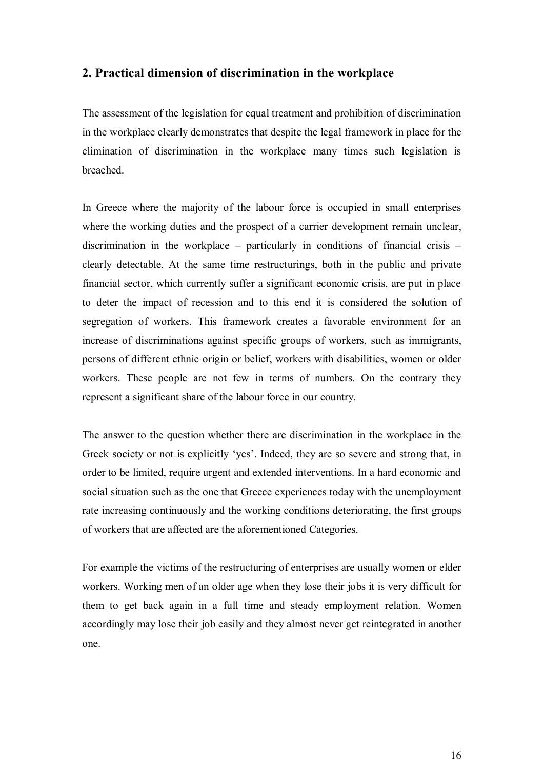## 2. Practical dimension of discrimination in the workplace

The assessment of the legislation for equal treatment and prohibition of discrimination in the workplace clearly demonstrates that despite the legal framework in place for the elimination of discrimination in the workplace many times such legislation is breached.

In Greece where the majority of the labour force is occupied in small enterprises where the working duties and the prospect of a carrier development remain unclear, discrimination in the workplace – particularly in conditions of financial crisis – clearly detectable. At the same time restructurings, both in the public and private financial sector, which currently suffer a significant economic crisis, are put in place to deter the impact of recession and to this end it is considered the solution of segregation of workers. This framework creates a favorable environment for an increase of discriminations against specific groups of workers, such as immigrants, persons of different ethnic origin or belief, workers with disabilities, women or older workers. These people are not few in terms of numbers. On the contrary they represent a significant share of the labour force in our country.

The answer to the question whether there are discrimination in the workplace in the Greek society or not is explicitly 'yes'. Indeed, they are so severe and strong that, in order to be limited, require urgent and extended interventions. In a hard economic and social situation such as the one that Greece experiences today with the unemployment rate increasing continuously and the working conditions deteriorating, the first groups of workers that are affected are the aforementioned Categories.

For example the victims of the restructuring of enterprises are usually women or elder workers. Working men of an older age when they lose their jobs it is very difficult for them to get back again in a full time and steady employment relation. Women accordingly may lose their job easily and they almost never get reintegrated in another one.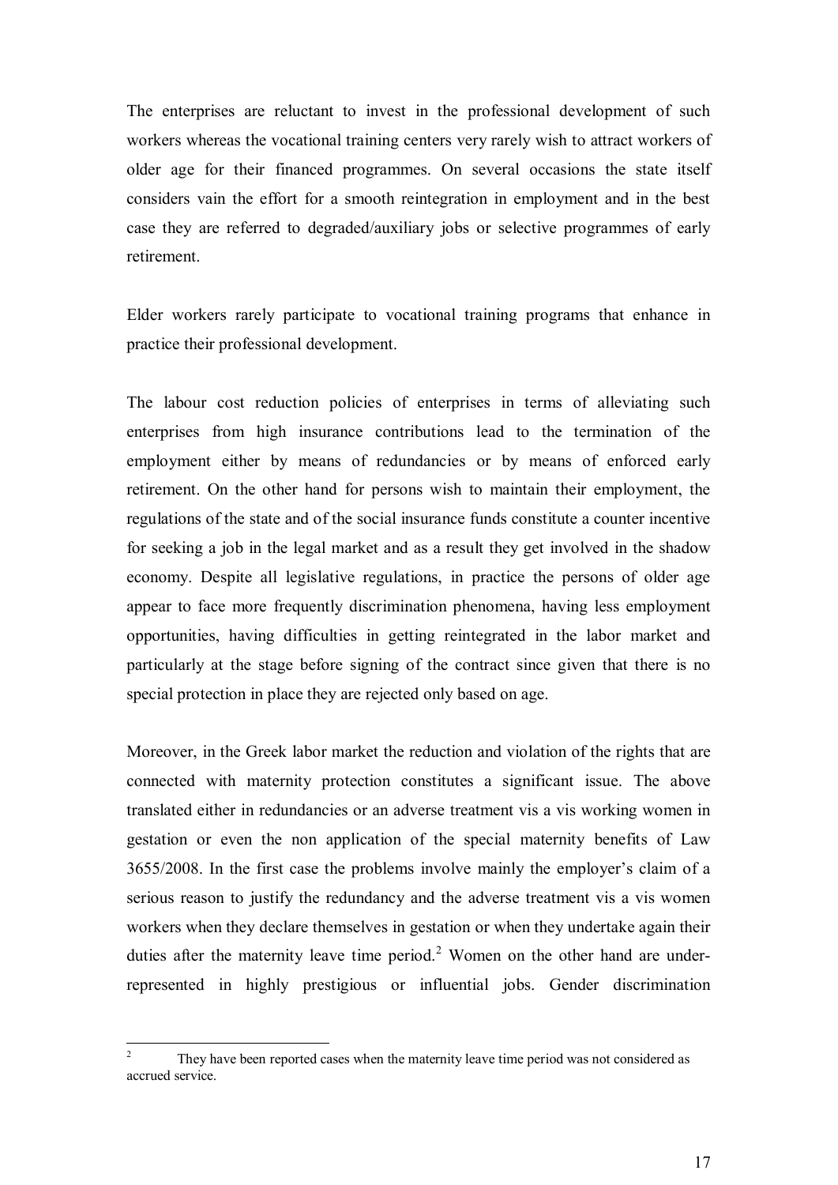The enterprises are reluctant to invest in the professional development of such workers whereas the vocational training centers very rarely wish to attract workers of older age for their financed programmes. On several occasions the state itself considers vain the effort for a smooth reintegration in employment and in the best case they are referred to degraded/auxiliary jobs or selective programmes of early retirement.

Elder workers rarely participate to vocational training programs that enhance in practice their professional development.

The labour cost reduction policies of enterprises in terms of alleviating such enterprises from high insurance contributions lead to the termination of the employment either by means of redundancies or by means of enforced early retirement. On the other hand for persons wish to maintain their employment, the regulations of the state and of the social insurance funds constitute a counter incentive for seeking a job in the legal market and as a result they get involved in the shadow economy. Despite all legislative regulations, in practice the persons of older age appear to face more frequently discrimination phenomena, having less employment opportunities, having difficulties in getting reintegrated in the labor market and particularly at the stage before signing of the contract since given that there is no special protection in place they are rejected only based on age.

Moreover, in the Greek labor market the reduction and violation of the rights that are connected with maternity protection constitutes a significant issue. The above translated either in redundancies or an adverse treatment vis a vis working women in gestation or even the non application of the special maternity benefits of Law 3655/2008. In the first case the problems involve mainly the employer's claim of a serious reason to justify the redundancy and the adverse treatment vis a vis women workers when they declare themselves in gestation or when they undertake again their duties after the maternity leave time period.[2] Women on the other hand are under-represented in highly prestigious or influential jobs. Gender discrimination

[2] They have been reported cases when the maternity leave time period was not considered as accrued service.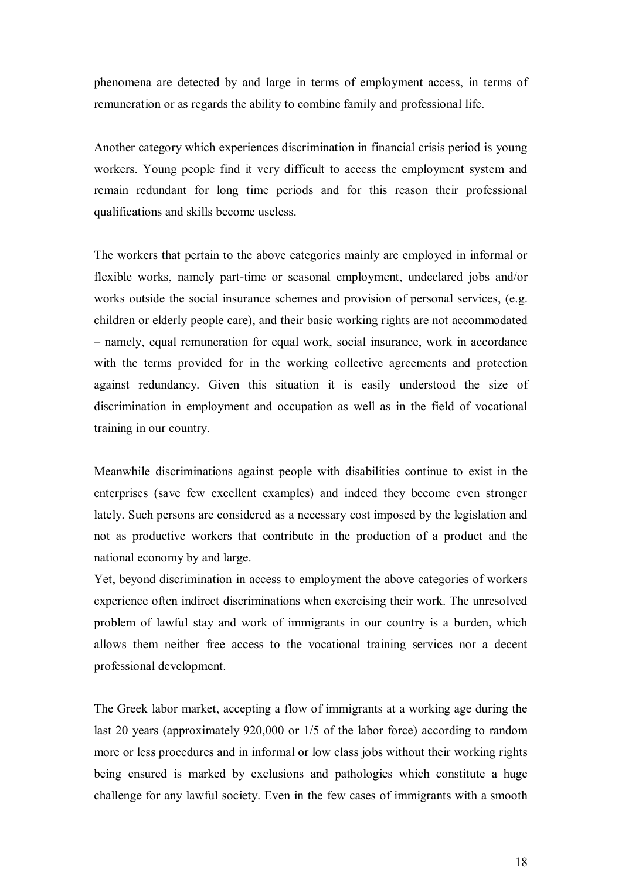phenomena are detected by and large in terms of employment access, in terms of remuneration or as regards the ability to combine family and professional life.

Another category which experiences discrimination in financial crisis period is young workers. Young people find it very difficult to access the employment system and remain redundant for long time periods and for this reason their professional qualifications and skills become useless.

The workers that pertain to the above categories mainly are employed in informal or flexible works, namely part-time or seasonal employment, undeclared jobs and/or works outside the social insurance schemes and provision of personal services, (e.g. children or elderly people care), and their basic working rights are not accommodated – namely, equal remuneration for equal work, social insurance, work in accordance with the terms provided for in the working collective agreements and protection against redundancy. Given this situation it is easily understood the size of discrimination in employment and occupation as well as in the field of vocational training in our country.

Meanwhile discriminations against people with disabilities continue to exist in the enterprises (save few excellent examples) and indeed they become even stronger lately. Such persons are considered as a necessary cost imposed by the legislation and not as productive workers that contribute in the production of a product and the national economy by and large.
Yet, beyond discrimination in access to employment the above categories of workers experience often indirect discriminations when exercising their work. The unresolved problem of lawful stay and work of immigrants in our country is a burden, which allows them neither free access to the vocational training services nor a decent professional development.

The Greek labor market, accepting a flow of immigrants at a working age during the last 20 years (approximately 920,000 or 1/5 of the labor force) according to random more or less procedures and in informal or low class jobs without their working rights being ensured is marked by exclusions and pathologies which constitute a huge challenge for any lawful society. Even in the few cases of immigrants with a smooth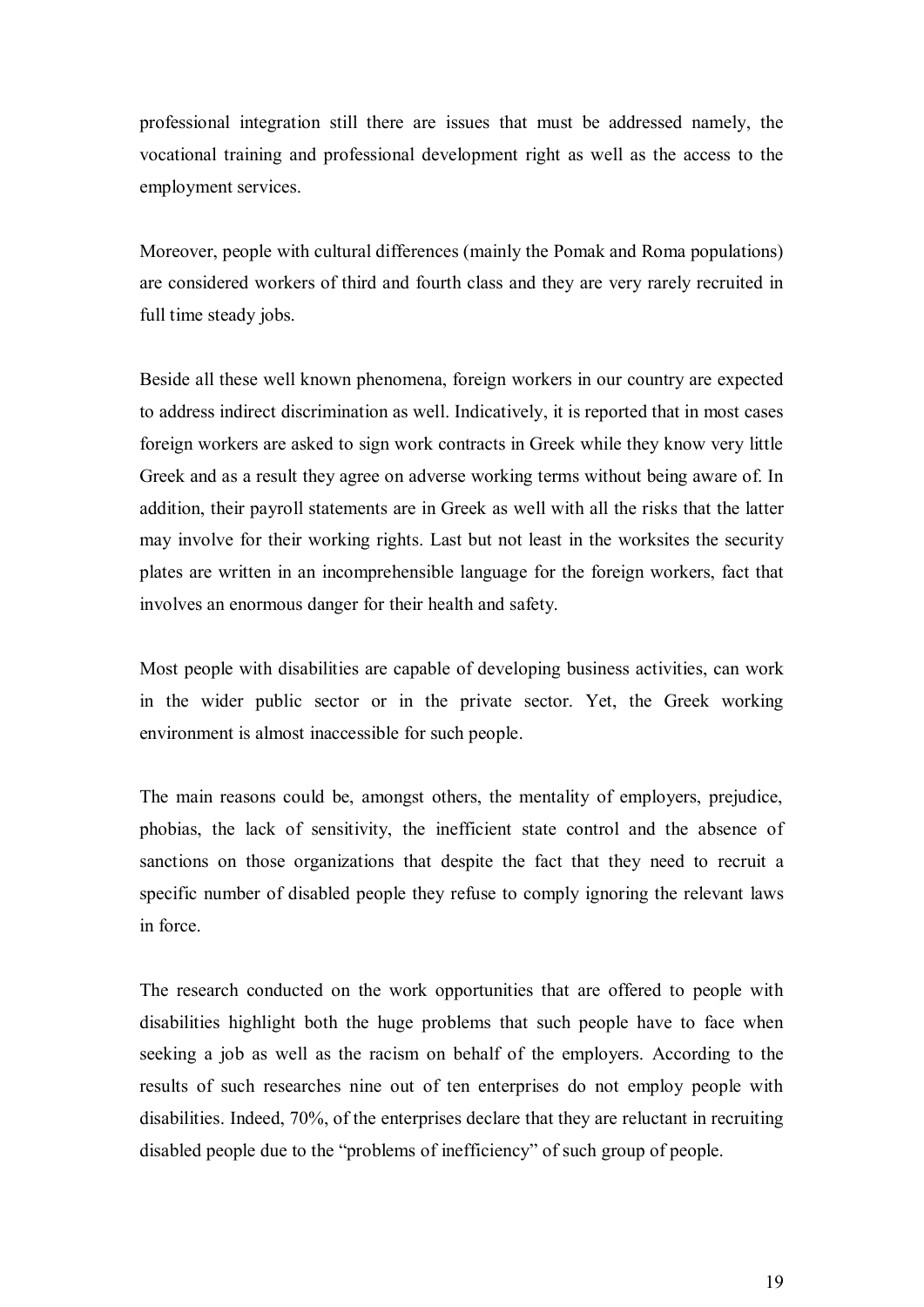professional integration still there are issues that must be addressed namely, the vocational training and professional development right as well as the access to the employment services.

Moreover, people with cultural differences (mainly the Pomak and Roma populations) are considered workers of third and fourth class and they are very rarely recruited in full time steady jobs.

Beside all these well known phenomena, foreign workers in our country are expected to address indirect discrimination as well. Indicatively, it is reported that in most cases foreign workers are asked to sign work contracts in Greek while they know very little Greek and as a result they agree on adverse working terms without being aware of. In addition, their payroll statements are in Greek as well with all the risks that the latter may involve for their working rights. Last but not least in the worksites the security plates are written in an incomprehensible language for the foreign workers, fact that involves an enormous danger for their health and safety.

Most people with disabilities are capable of developing business activities, can work in the wider public sector or in the private sector. Yet, the Greek working environment is almost inaccessible for such people.

The main reasons could be, amongst others, the mentality of employers, prejudice, phobias, the lack of sensitivity, the inefficient state control and the absence of sanctions on those organizations that despite the fact that they need to recruit a specific number of disabled people they refuse to comply ignoring the relevant laws in force.

The research conducted on the work opportunities that are offered to people with disabilities highlight both the huge problems that such people have to face when seeking a job as well as the racism on behalf of the employers. According to the results of such researches nine out of ten enterprises do not employ people with disabilities. Indeed, 70%, of the enterprises declare that they are reluctant in recruiting disabled people due to the "problems of inefficiency" of such group of people.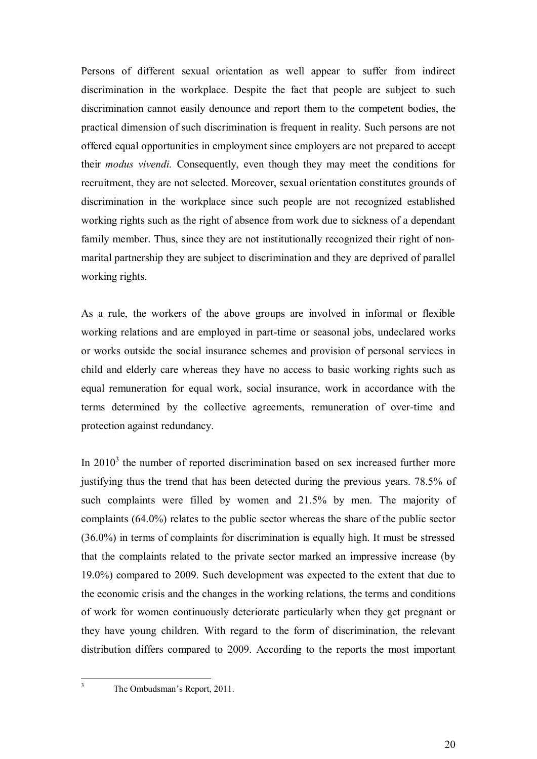Persons of different sexual orientation as well appear to suffer from indirect discrimination in the workplace. Despite the fact that people are subject to such discrimination cannot easily denounce and report them to the competent bodies, the practical dimension of such discrimination is frequent in reality. Such persons are not offered equal opportunities in employment since employers are not prepared to accept their *modus vivendi.* Consequently, even though they may meet the conditions for recruitment, they are not selected. Moreover, sexual orientation constitutes grounds of discrimination in the workplace since such people are not recognized established working rights such as the right of absence from work due to sickness of a dependant family member. Thus, since they are not institutionally recognized their right of non-marital partnership they are subject to discrimination and they are deprived of parallel working rights.

As a rule, the workers of the above groups are involved in informal or flexible working relations and are employed in part-time or seasonal jobs, undeclared works or works outside the social insurance schemes and provision of personal services in child and elderly care whereas they have no access to basic working rights such as equal remuneration for equal work, social insurance, work in accordance with the terms determined by the collective agreements, remuneration of over-time and protection against redundancy.

In 2010[3] the number of reported discrimination based on sex increased further more justifying thus the trend that has been detected during the previous years. 78.5% of such complaints were filled by women and 21.5% by men. The majority of complaints (64.0%) relates to the public sector whereas the share of the public sector (36.0%) in terms of complaints for discrimination is equally high. It must be stressed that the complaints related to the private sector marked an impressive increase (by 19.0%) compared to 2009. Such development was expected to the extent that due to the economic crisis and the changes in the working relations, the terms and conditions of work for women continuously deteriorate particularly when they get pregnant or they have young children. With regard to the form of discrimination, the relevant distribution differs compared to 2009. According to the reports the most important

[3] The Ombudsman's Report, 2011.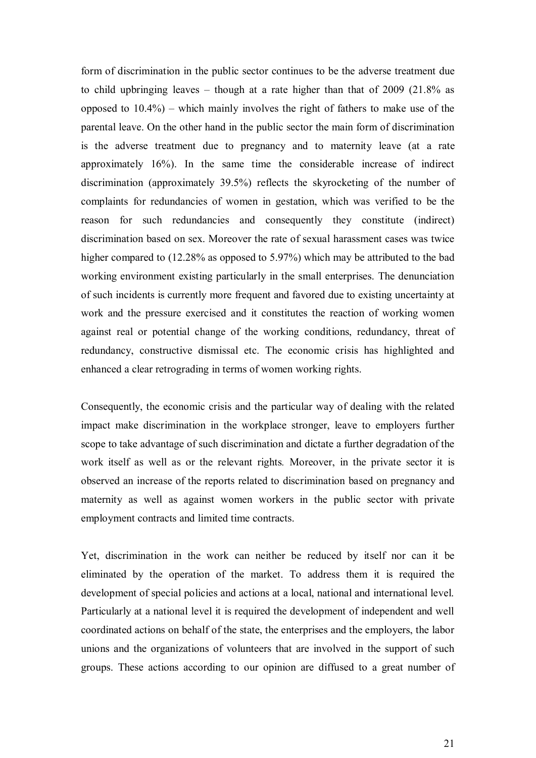form of discrimination in the public sector continues to be the adverse treatment due to child upbringing leaves – though at a rate higher than that of 2009 (21.8% as opposed to 10.4%) – which mainly involves the right of fathers to make use of the parental leave. On the other hand in the public sector the main form of discrimination is the adverse treatment due to pregnancy and to maternity leave (at a rate approximately 16%). In the same time the considerable increase of indirect discrimination (approximately 39.5%) reflects the skyrocketing of the number of complaints for redundancies of women in gestation, which was verified to be the reason for such redundancies and consequently they constitute (indirect) discrimination based on sex. Moreover the rate of sexual harassment cases was twice higher compared to (12.28% as opposed to 5.97%) which may be attributed to the bad working environment existing particularly in the small enterprises. The denunciation of such incidents is currently more frequent and favored due to existing uncertainty at work and the pressure exercised and it constitutes the reaction of working women against real or potential change of the working conditions, redundancy, threat of redundancy, constructive dismissal etc. The economic crisis has highlighted and enhanced a clear retrograding in terms of women working rights.

Consequently, the economic crisis and the particular way of dealing with the related impact make discrimination in the workplace stronger, leave to employers further scope to take advantage of such discrimination and dictate a further degradation of the work itself as well as or the relevant rights. Moreover, in the private sector it is observed an increase of the reports related to discrimination based on pregnancy and maternity as well as against women workers in the public sector with private employment contracts and limited time contracts.

Yet, discrimination in the work can neither be reduced by itself nor can it be eliminated by the operation of the market. To address them it is required the development of special policies and actions at a local, national and international level. Particularly at a national level it is required the development of independent and well coordinated actions on behalf of the state, the enterprises and the employers, the labor unions and the organizations of volunteers that are involved in the support of such groups. These actions according to our opinion are diffused to a great number of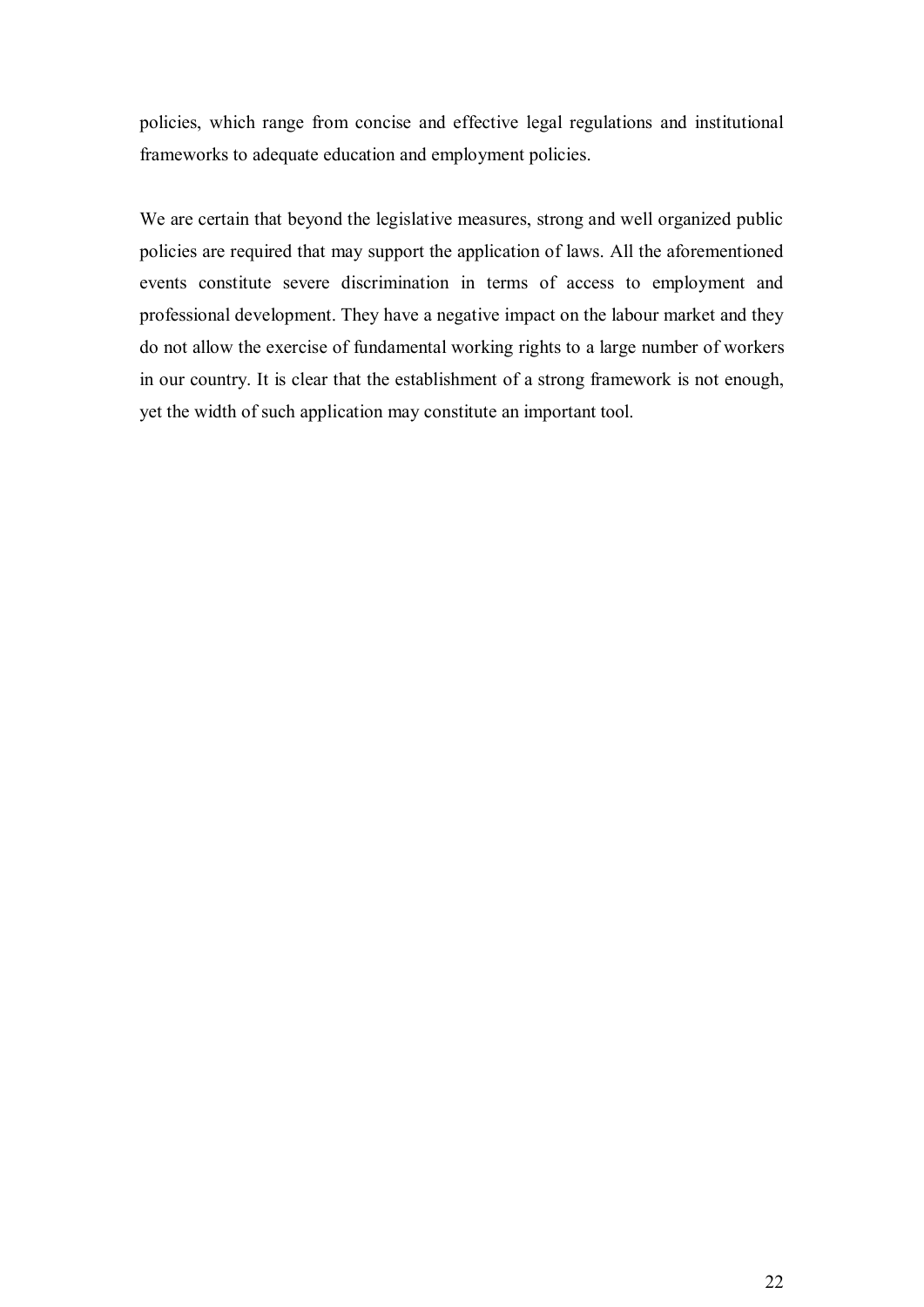policies, which range from concise and effective legal regulations and institutional frameworks to adequate education and employment policies.

We are certain that beyond the legislative measures, strong and well organized public policies are required that may support the application of laws. All the aforementioned events constitute severe discrimination in terms of access to employment and professional development. They have a negative impact on the labour market and they do not allow the exercise of fundamental working rights to a large number of workers in our country. It is clear that the establishment of a strong framework is not enough, yet the width of such application may constitute an important tool.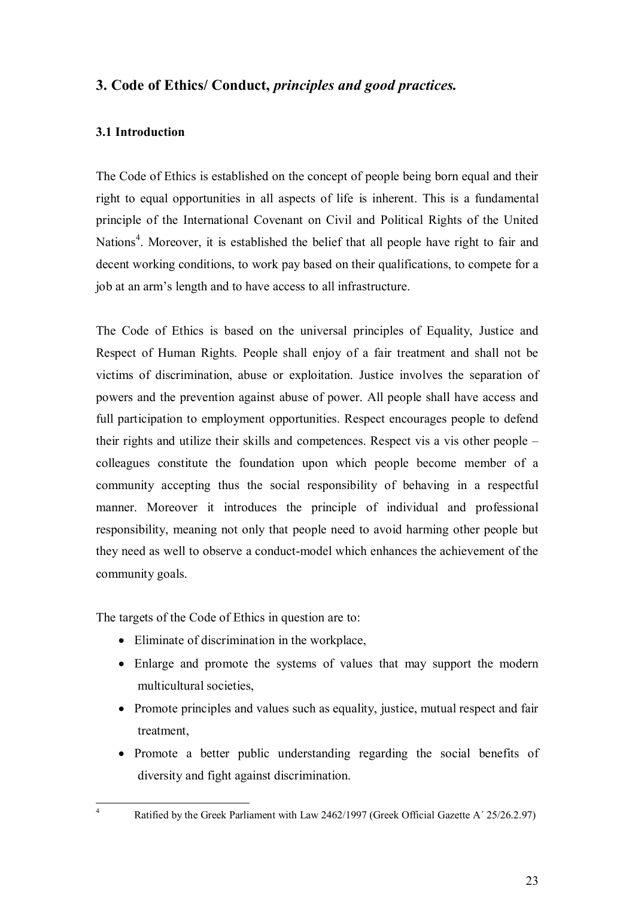## 3. Code of Ethics/ Conduct, *principles and good practices.*

### 3.1 Introduction

The Code of Ethics is established on the concept of people being born equal and their right to equal opportunities in all aspects of life is inherent. This is a fundamental principle of the International Covenant on Civil and Political Rights of the United Nations[4]. Moreover, it is established the belief that all people have right to fair and decent working conditions, to work pay based on their qualifications, to compete for a job at an arm's length and to have access to all infrastructure.

The Code of Ethics is based on the universal principles of Equality, Justice and Respect of Human Rights. People shall enjoy of a fair treatment and shall not be victims of discrimination, abuse or exploitation. Justice involves the separation of powers and the prevention against abuse of power. All people shall have access and full participation to employment opportunities. Respect encourages people to defend their rights and utilize their skills and competences. Respect vis a vis other people – colleagues constitute the foundation upon which people become member of a community accepting thus the social responsibility of behaving in a respectful manner. Moreover it introduces the principle of individual and professional responsibility, meaning not only that people need to avoid harming other people but they need as well to observe a conduct-model which enhances the achievement of the community goals.

The targets of the Code of Ethics in question are to:

- Eliminate of discrimination in the workplace,
- Enlarge and promote the systems of values that may support the modern multicultural societies,
- Promote principles and values such as equality, justice, mutual respect and fair treatment,
- Promote a better public understanding regarding the social benefits of diversity and fight against discrimination.

---

[4] Ratified by the Greek Parliament with Law 2462/1997 (Greek Official Gazette A΄ 25/26.2.97)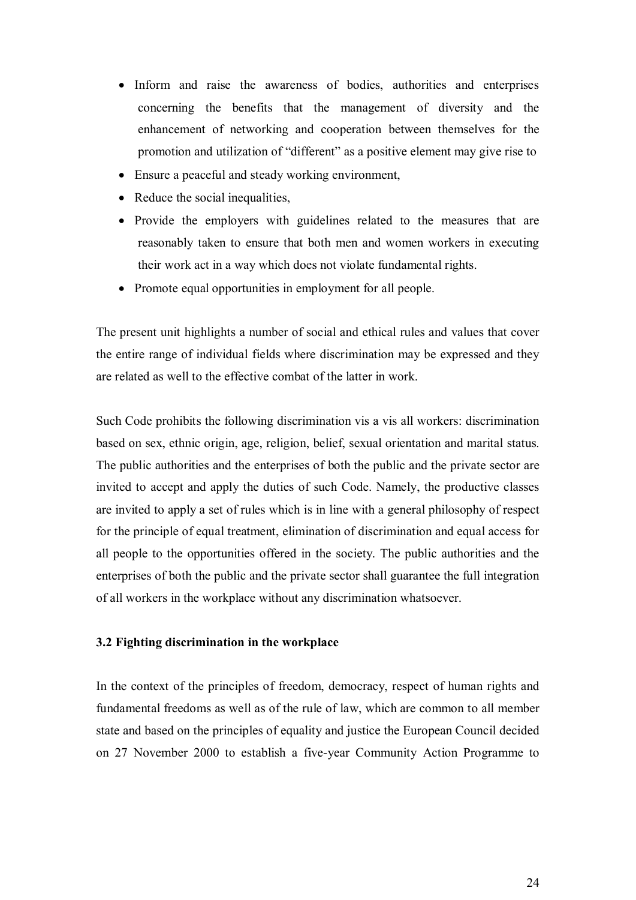- Inform and raise the awareness of bodies, authorities and enterprises concerning the benefits that the management of diversity and the enhancement of networking and cooperation between themselves for the promotion and utilization of "different" as a positive element may give rise to
- Ensure a peaceful and steady working environment,
- Reduce the social inequalities,
- Provide the employers with guidelines related to the measures that are reasonably taken to ensure that both men and women workers in executing their work act in a way which does not violate fundamental rights.
- Promote equal opportunities in employment for all people.

The present unit highlights a number of social and ethical rules and values that cover the entire range of individual fields where discrimination may be expressed and they are related as well to the effective combat of the latter in work.

Such Code prohibits the following discrimination vis a vis all workers: discrimination based on sex, ethnic origin, age, religion, belief, sexual orientation and marital status. The public authorities and the enterprises of both the public and the private sector are invited to accept and apply the duties of such Code. Namely, the productive classes are invited to apply a set of rules which is in line with a general philosophy of respect for the principle of equal treatment, elimination of discrimination and equal access for all people to the opportunities offered in the society. The public authorities and the enterprises of both the public and the private sector shall guarantee the full integration of all workers in the workplace without any discrimination whatsoever.

### 3.2 Fighting discrimination in the workplace

In the context of the principles of freedom, democracy, respect of human rights and fundamental freedoms as well as of the rule of law, which are common to all member state and based on the principles of equality and justice the European Council decided on 27 November 2000 to establish a five-year Community Action Programme to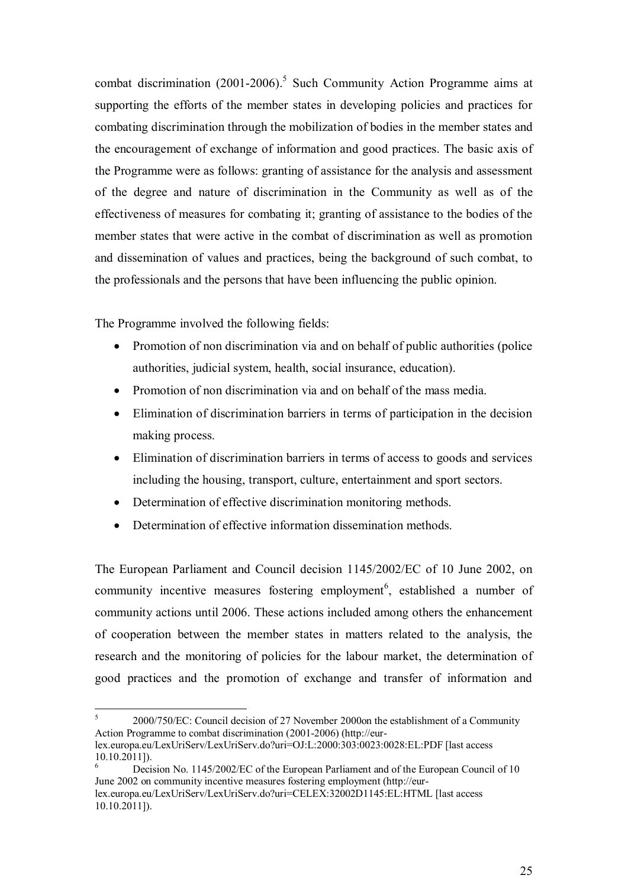combat discrimination (2001-2006).[5] Such Community Action Programme aims at supporting the efforts of the member states in developing policies and practices for combating discrimination through the mobilization of bodies in the member states and the encouragement of exchange of information and good practices. The basic axis of the Programme were as follows: granting of assistance for the analysis and assessment of the degree and nature of discrimination in the Community as well as of the effectiveness of measures for combating it; granting of assistance to the bodies of the member states that were active in the combat of discrimination as well as promotion and dissemination of values and practices, being the background of such combat, to the professionals and the persons that have been influencing the public opinion.

The Programme involved the following fields:

- Promotion of non discrimination via and on behalf of public authorities (police authorities, judicial system, health, social insurance, education).
- Promotion of non discrimination via and on behalf of the mass media.
- Elimination of discrimination barriers in terms of participation in the decision making process.
- Elimination of discrimination barriers in terms of access to goods and services including the housing, transport, culture, entertainment and sport sectors.
- Determination of effective discrimination monitoring methods.
- Determination of effective information dissemination methods.

The European Parliament and Council decision 1145/2002/EC of 10 June 2002, on community incentive measures fostering employment[6], established a number of community actions until 2006. These actions included among others the enhancement of cooperation between the member states in matters related to the analysis, the research and the monitoring of policies for the labour market, the determination of good practices and the promotion of exchange and transfer of information and

---

[5] 2000/750/EC: Council decision of 27 November 2000on the establishment of a Community Action Programme to combat discrimination (2001-2006) (http://eur-lex.europa.eu/LexUriServ/LexUriServ.do?uri=OJ:L:2000:303:0023:0028:EL:PDF [last access 10.10.2011]).

[6] Decision No. 1145/2002/EC of the European Parliament and of the European Council of 10 June 2002 on community incentive measures fostering employment (http://eur-lex.europa.eu/LexUriServ/LexUriServ.do?uri=CELEX:32002D1145:EL:HTML [last access 10.10.2011]).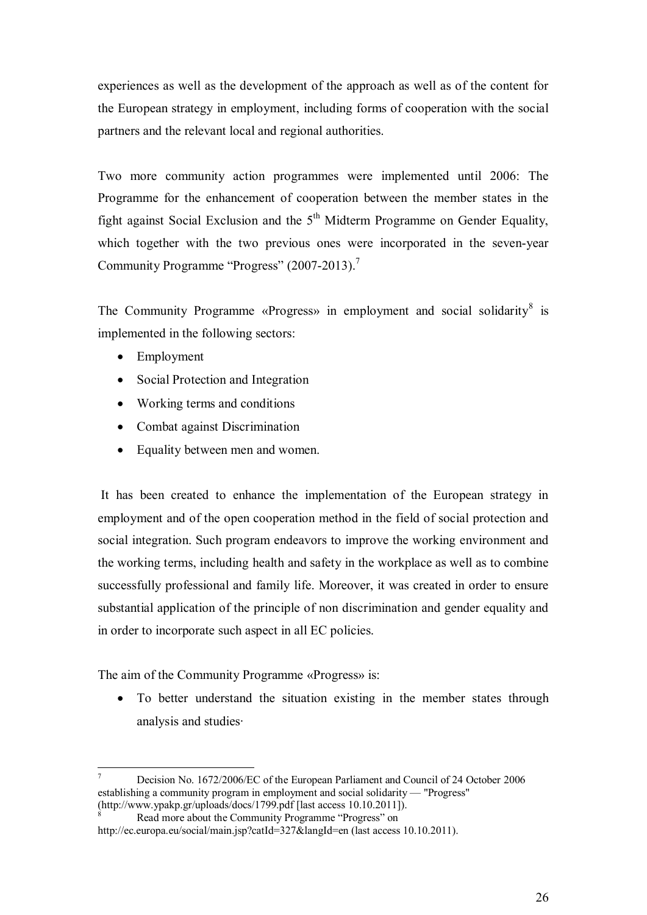experiences as well as the development of the approach as well as of the content for the European strategy in employment, including forms of cooperation with the social partners and the relevant local and regional authorities.

Two more community action programmes were implemented until 2006: The Programme for the enhancement of cooperation between the member states in the fight against Social Exclusion and the 5th Midterm Programme on Gender Equality, which together with the two previous ones were incorporated in the seven-year Community Programme "Progress" (2007-2013).[7]

The Community Programme «Progress» in employment and social solidarity[8] is implemented in the following sectors:

- Employment
- Social Protection and Integration
- Working terms and conditions
- Combat against Discrimination
- Equality between men and women.

It has been created to enhance the implementation of the European strategy in employment and of the open cooperation method in the field of social protection and social integration. Such program endeavors to improve the working environment and the working terms, including health and safety in the workplace as well as to combine successfully professional and family life. Moreover, it was created in order to ensure substantial application of the principle of non discrimination and gender equality and in order to incorporate such aspect in all EC policies.

The aim of the Community Programme «Progress» is:

- To better understand the situation existing in the member states through analysis and studies·

---

[7] Decision No. 1672/2006/EC of the European Parliament and Council of 24 October 2006 establishing a community program in employment and social solidarity — "Progress" (http://www.ypakp.gr/uploads/docs/1799.pdf [last access 10.10.2011]).

[8] Read more about the Community Programme "Progress" on http://ec.europa.eu/social/main.jsp?catId=327&langId=en (last access 10.10.2011).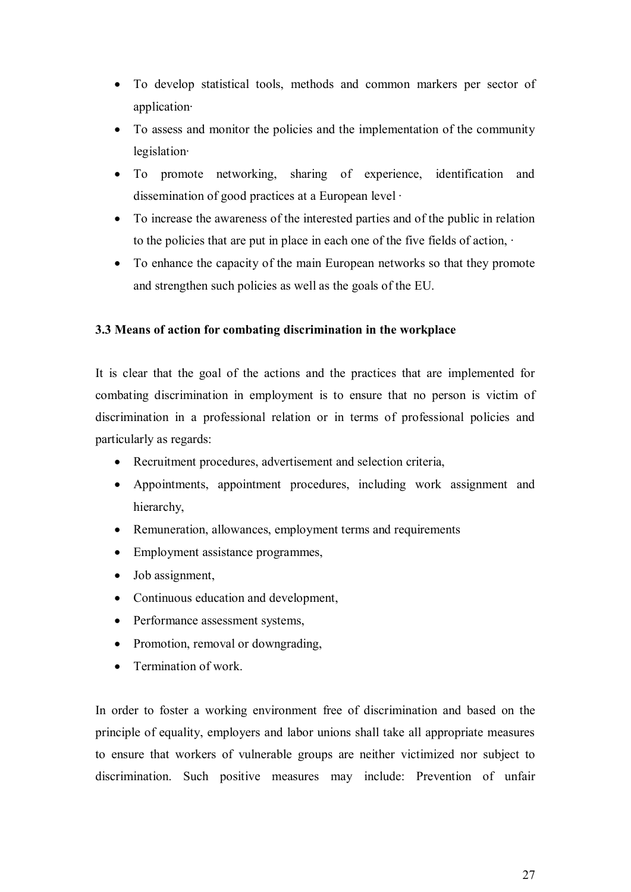- To develop statistical tools, methods and common markers per sector of application·
- To assess and monitor the policies and the implementation of the community legislation·
- To promote networking, sharing of experience, identification and dissemination of good practices at a European level ·
- To increase the awareness of the interested parties and of the public in relation to the policies that are put in place in each one of the five fields of action, ·
- To enhance the capacity of the main European networks so that they promote and strengthen such policies as well as the goals of the EU.

### 3.3 Means of action for combating discrimination in the workplace

It is clear that the goal of the actions and the practices that are implemented for combating discrimination in employment is to ensure that no person is victim of discrimination in a professional relation or in terms of professional policies and particularly as regards:

- Recruitment procedures, advertisement and selection criteria,
- Appointments, appointment procedures, including work assignment and hierarchy,
- Remuneration, allowances, employment terms and requirements
- Employment assistance programmes,
- Job assignment,
- Continuous education and development,
- Performance assessment systems,
- Promotion, removal or downgrading,
- Termination of work.

In order to foster a working environment free of discrimination and based on the principle of equality, employers and labor unions shall take all appropriate measures to ensure that workers of vulnerable groups are neither victimized nor subject to discrimination. Such positive measures may include: Prevention of unfair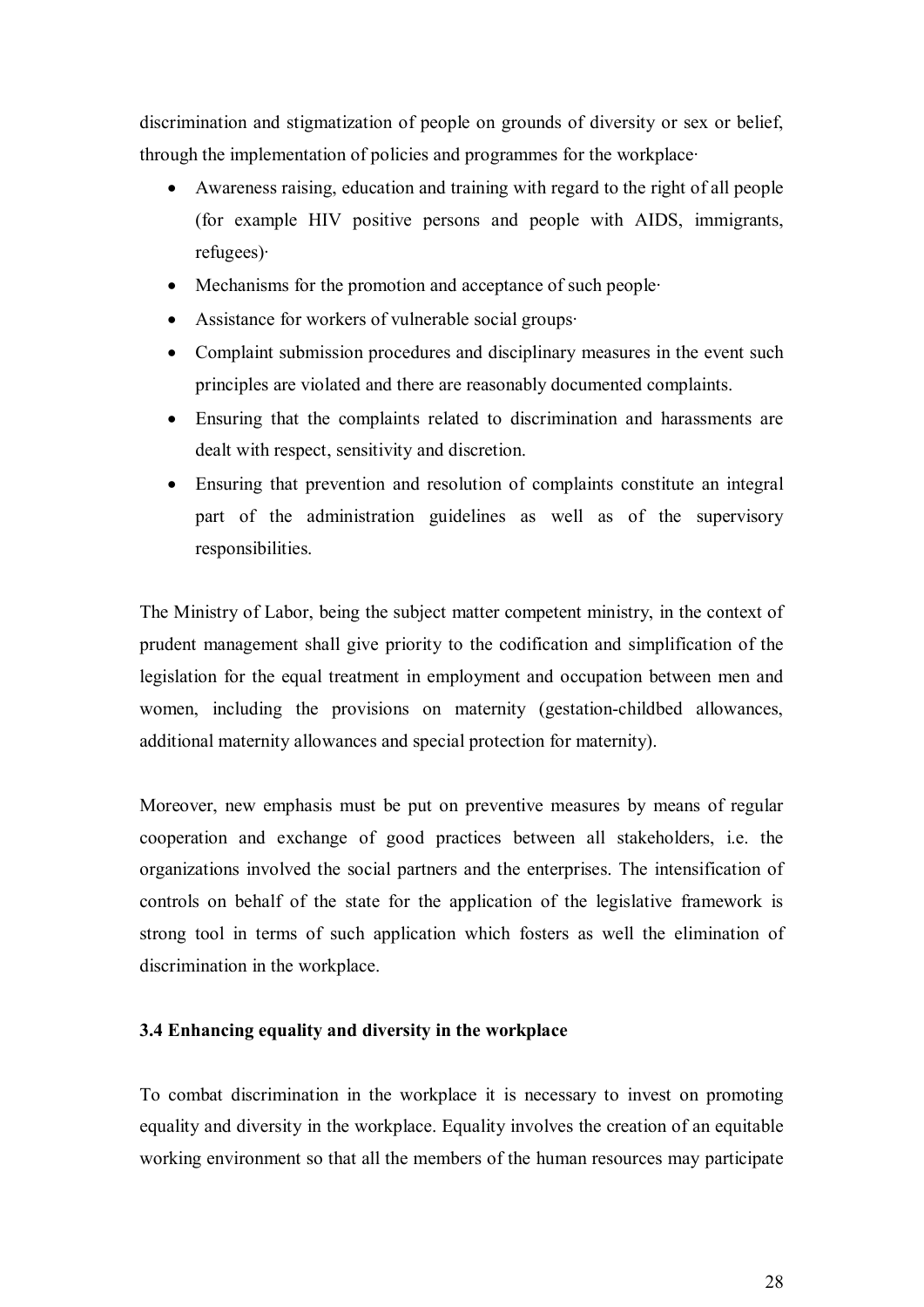discrimination and stigmatization of people on grounds of diversity or sex or belief, through the implementation of policies and programmes for the workplace·

- Awareness raising, education and training with regard to the right of all people (for example HIV positive persons and people with AIDS, immigrants, refugees)·
- Mechanisms for the promotion and acceptance of such people·
- Assistance for workers of vulnerable social groups·
- Complaint submission procedures and disciplinary measures in the event such principles are violated and there are reasonably documented complaints.
- Ensuring that the complaints related to discrimination and harassments are dealt with respect, sensitivity and discretion.
- Ensuring that prevention and resolution of complaints constitute an integral part of the administration guidelines as well as of the supervisory responsibilities.

The Ministry of Labor, being the subject matter competent ministry, in the context of prudent management shall give priority to the codification and simplification of the legislation for the equal treatment in employment and occupation between men and women, including the provisions on maternity (gestation-childbed allowances, additional maternity allowances and special protection for maternity).

Moreover, new emphasis must be put on preventive measures by means of regular cooperation and exchange of good practices between all stakeholders, i.e. the organizations involved the social partners and the enterprises. The intensification of controls on behalf of the state for the application of the legislative framework is strong tool in terms of such application which fosters as well the elimination of discrimination in the workplace.

### 3.4 Enhancing equality and diversity in the workplace

To combat discrimination in the workplace it is necessary to invest on promoting equality and diversity in the workplace. Equality involves the creation of an equitable working environment so that all the members of the human resources may participate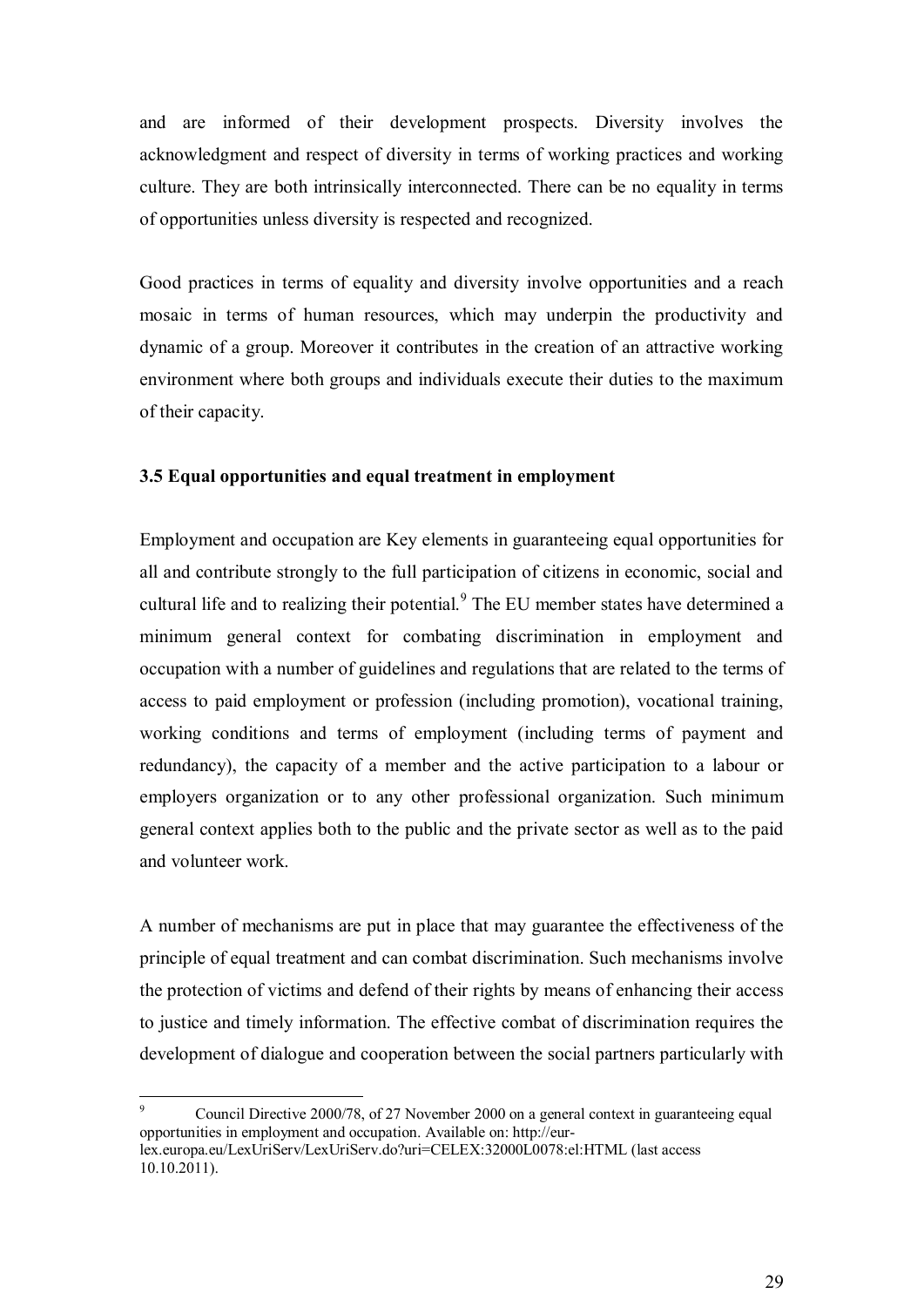and are informed of their development prospects. Diversity involves the acknowledgment and respect of diversity in terms of working practices and working culture. They are both intrinsically interconnected. There can be no equality in terms of opportunities unless diversity is respected and recognized.

Good practices in terms of equality and diversity involve opportunities and a reach mosaic in terms of human resources, which may underpin the productivity and dynamic of a group. Moreover it contributes in the creation of an attractive working environment where both groups and individuals execute their duties to the maximum of their capacity.

### 3.5 Equal opportunities and equal treatment in employment

Employment and occupation are Key elements in guaranteeing equal opportunities for all and contribute strongly to the full participation of citizens in economic, social and cultural life and to realizing their potential.[9] The EU member states have determined a minimum general context for combating discrimination in employment and occupation with a number of guidelines and regulations that are related to the terms of access to paid employment or profession (including promotion), vocational training, working conditions and terms of employment (including terms of payment and redundancy), the capacity of a member and the active participation to a labour or employers organization or to any other professional organization. Such minimum general context applies both to the public and the private sector as well as to the paid and volunteer work.

A number of mechanisms are put in place that may guarantee the effectiveness of the principle of equal treatment and can combat discrimination. Such mechanisms involve the protection of victims and defend of their rights by means of enhancing their access to justice and timely information. The effective combat of discrimination requires the development of dialogue and cooperation between the social partners particularly with

[9] Council Directive 2000/78, of 27 November 2000 on a general context in guaranteeing equal opportunities in employment and occupation. Available on: http://eur-lex.europa.eu/LexUriServ/LexUriServ.do?uri=CELEX:32000L0078:el:HTML (last access 10.10.2011).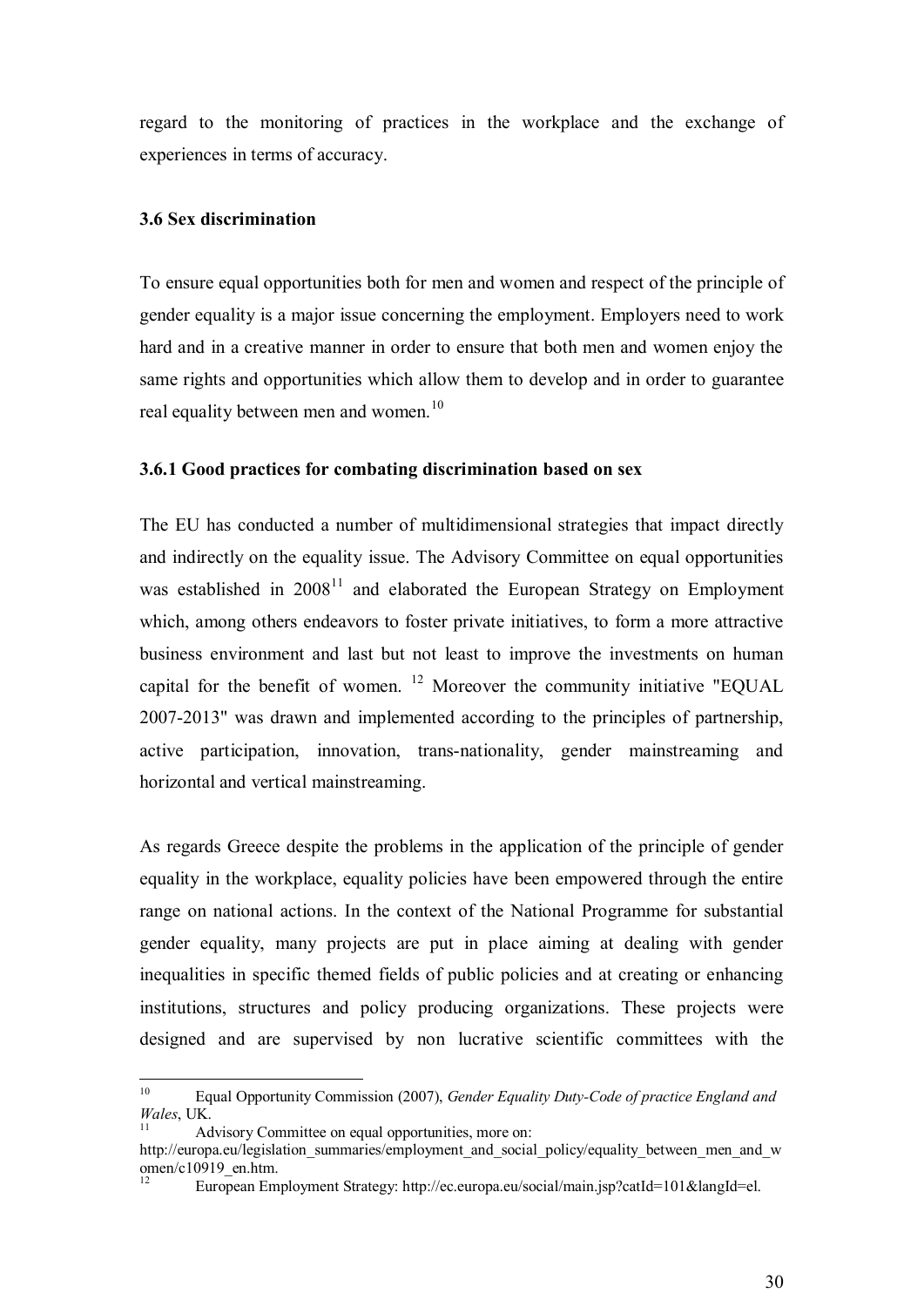regard to the monitoring of practices in the workplace and the exchange of experiences in terms of accuracy.

### 3.6 Sex discrimination

To ensure equal opportunities both for men and women and respect of the principle of gender equality is a major issue concerning the employment. Employers need to work hard and in a creative manner in order to ensure that both men and women enjoy the same rights and opportunities which allow them to develop and in order to guarantee real equality between men and women.[10]

#### 3.6.1 Good practices for combating discrimination based on sex

The EU has conducted a number of multidimensional strategies that impact directly and indirectly on the equality issue. The Advisory Committee on equal opportunities was established in 2008[11] and elaborated the European Strategy on Employment which, among others endeavors to foster private initiatives, to form a more attractive business environment and last but not least to improve the investments on human capital for the benefit of women. [12] Moreover the community initiative "EQUAL 2007-2013" was drawn and implemented according to the principles of partnership, active participation, innovation, trans-nationality, gender mainstreaming and horizontal and vertical mainstreaming.

As regards Greece despite the problems in the application of the principle of gender equality in the workplace, equality policies have been empowered through the entire range on national actions. In the context of the National Programme for substantial gender equality, many projects are put in place aiming at dealing with gender inequalities in specific themed fields of public policies and at creating or enhancing institutions, structures and policy producing organizations. These projects were designed and are supervised by non lucrative scientific committees with the

---

[10] Equal Opportunity Commission (2007), *Gender Equality Duty-Code of practice England and Wales*, UK.

[11] Advisory Committee on equal opportunities, more on: http://europa.eu/legislation_summaries/employment_and_social_policy/equality_between_men_and_women/c10919_en.htm.

[12] European Employment Strategy: http://ec.europa.eu/social/main.jsp?catId=101&langId=el.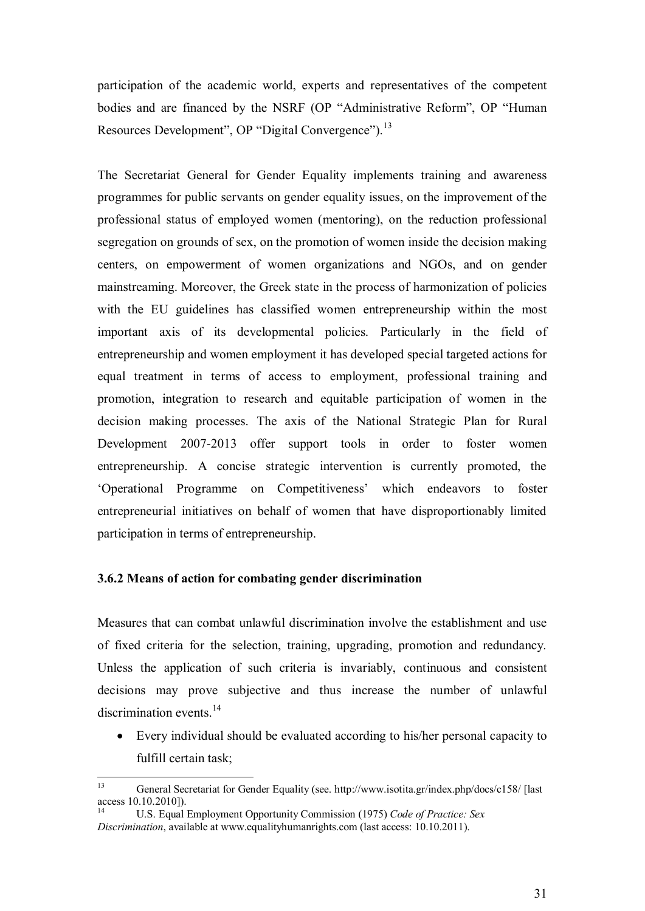participation of the academic world, experts and representatives of the competent bodies and are financed by the NSRF (OP "Administrative Reform", OP "Human Resources Development", OP "Digital Convergence").[13]

The Secretariat General for Gender Equality implements training and awareness programmes for public servants on gender equality issues, on the improvement of the professional status of employed women (mentoring), on the reduction professional segregation on grounds of sex, on the promotion of women inside the decision making centers, on empowerment of women organizations and NGOs, and on gender mainstreaming. Moreover, the Greek state in the process of harmonization of policies with the EU guidelines has classified women entrepreneurship within the most important axis of its developmental policies. Particularly in the field of entrepreneurship and women employment it has developed special targeted actions for equal treatment in terms of access to employment, professional training and promotion, integration to research and equitable participation of women in the decision making processes. The axis of the National Strategic Plan for Rural Development 2007-2013 offer support tools in order to foster women entrepreneurship. A concise strategic intervention is currently promoted, the 'Operational Programme on Competitiveness' which endeavors to foster entrepreneurial initiatives on behalf of women that have disproportionably limited participation in terms of entrepreneurship.

### 3.6.2 Means of action for combating gender discrimination

Measures that can combat unlawful discrimination involve the establishment and use of fixed criteria for the selection, training, upgrading, promotion and redundancy. Unless the application of such criteria is invariably, continuous and consistent decisions may prove subjective and thus increase the number of unlawful discrimination events.[14]

- Every individual should be evaluated according to his/her personal capacity to fulfill certain task;

---

[13] General Secretariat for Gender Equality (see. http://www.isotita.gr/index.php/docs/c158/ [last access 10.10.2010]).

[14] U.S. Equal Employment Opportunity Commission (1975) *Code of Practice: Sex Discrimination*, available at www.equalityhumanrights.com (last access: 10.10.2011).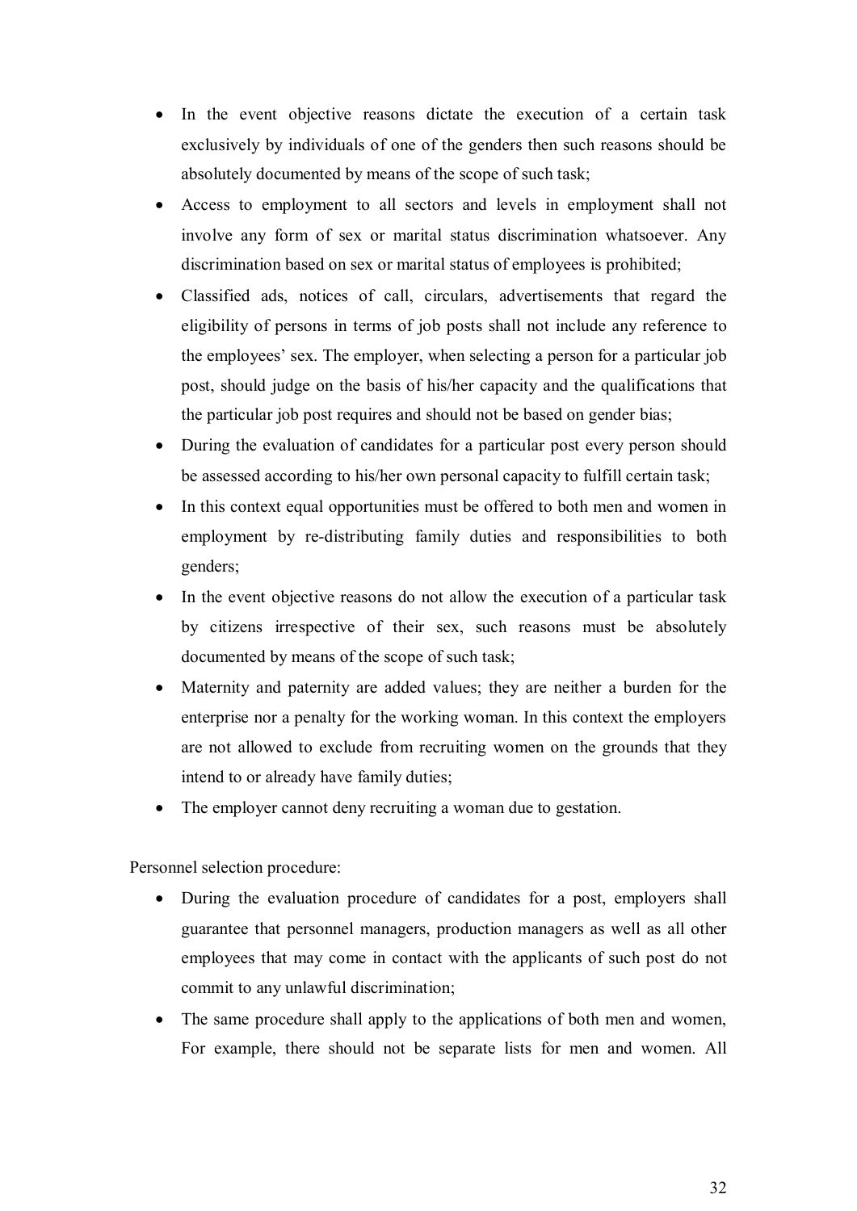- In the event objective reasons dictate the execution of a certain task exclusively by individuals of one of the genders then such reasons should be absolutely documented by means of the scope of such task;
- Access to employment to all sectors and levels in employment shall not involve any form of sex or marital status discrimination whatsoever. Any discrimination based on sex or marital status of employees is prohibited;
- Classified ads, notices of call, circulars, advertisements that regard the eligibility of persons in terms of job posts shall not include any reference to the employees' sex. The employer, when selecting a person for a particular job post, should judge on the basis of his/her capacity and the qualifications that the particular job post requires and should not be based on gender bias;
- During the evaluation of candidates for a particular post every person should be assessed according to his/her own personal capacity to fulfill certain task;
- In this context equal opportunities must be offered to both men and women in employment by re-distributing family duties and responsibilities to both genders;
- In the event objective reasons do not allow the execution of a particular task by citizens irrespective of their sex, such reasons must be absolutely documented by means of the scope of such task;
- Maternity and paternity are added values; they are neither a burden for the enterprise nor a penalty for the working woman. In this context the employers are not allowed to exclude from recruiting women on the grounds that they intend to or already have family duties;
- The employer cannot deny recruiting a woman due to gestation.

Personnel selection procedure:

- During the evaluation procedure of candidates for a post, employers shall guarantee that personnel managers, production managers as well as all other employees that may come in contact with the applicants of such post do not commit to any unlawful discrimination;
- The same procedure shall apply to the applications of both men and women, For example, there should not be separate lists for men and women. All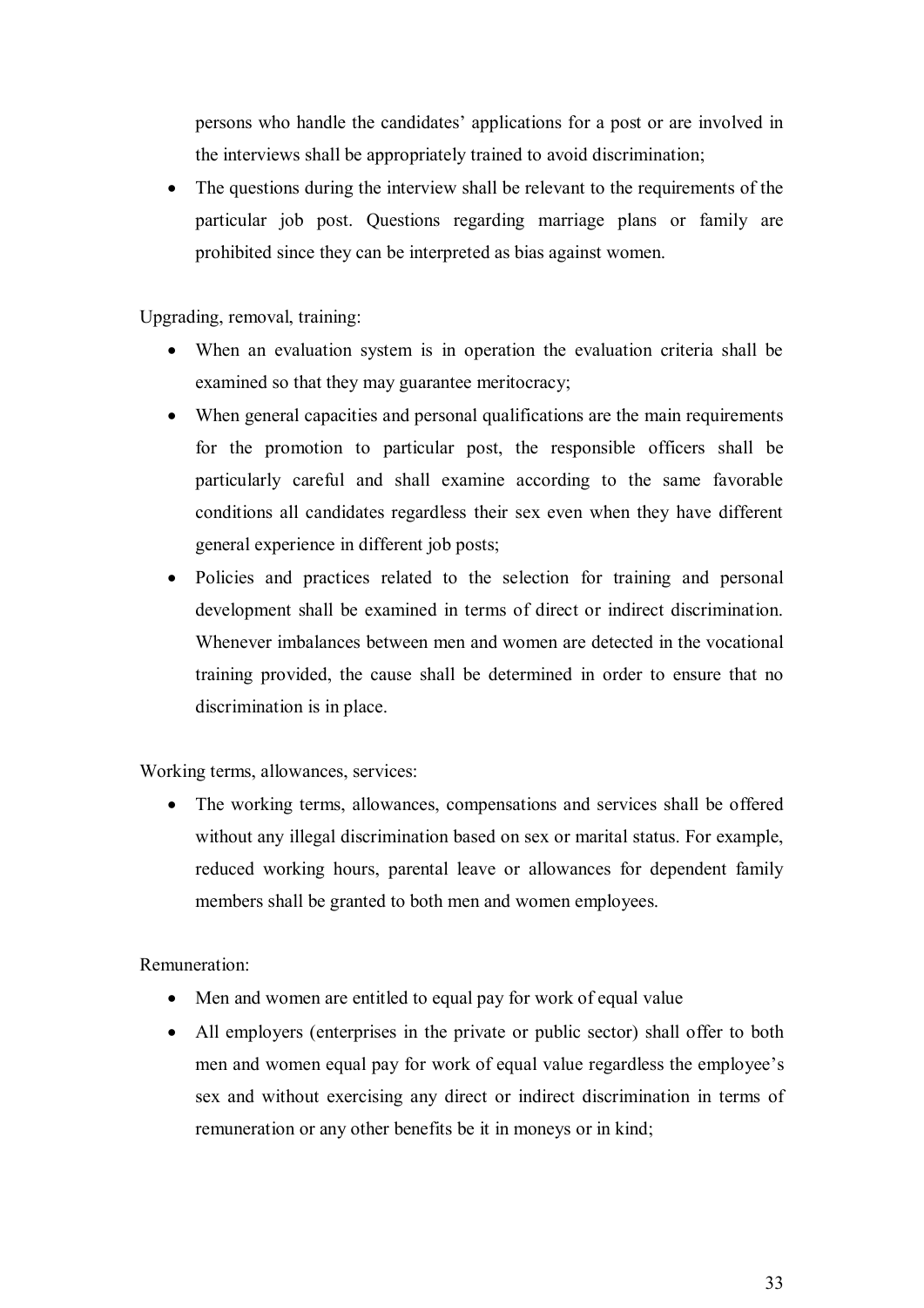persons who handle the candidates' applications for a post or are involved in the interviews shall be appropriately trained to avoid discrimination;

- The questions during the interview shall be relevant to the requirements of the particular job post. Questions regarding marriage plans or family are prohibited since they can be interpreted as bias against women.

Upgrading, removal, training:

- When an evaluation system is in operation the evaluation criteria shall be examined so that they may guarantee meritocracy;
- When general capacities and personal qualifications are the main requirements for the promotion to particular post, the responsible officers shall be particularly careful and shall examine according to the same favorable conditions all candidates regardless their sex even when they have different general experience in different job posts;
- Policies and practices related to the selection for training and personal development shall be examined in terms of direct or indirect discrimination. Whenever imbalances between men and women are detected in the vocational training provided, the cause shall be determined in order to ensure that no discrimination is in place.

Working terms, allowances, services:

- The working terms, allowances, compensations and services shall be offered without any illegal discrimination based on sex or marital status. For example, reduced working hours, parental leave or allowances for dependent family members shall be granted to both men and women employees.

Remuneration:

- Men and women are entitled to equal pay for work of equal value
- All employers (enterprises in the private or public sector) shall offer to both men and women equal pay for work of equal value regardless the employee's sex and without exercising any direct or indirect discrimination in terms of remuneration or any other benefits be it in moneys or in kind;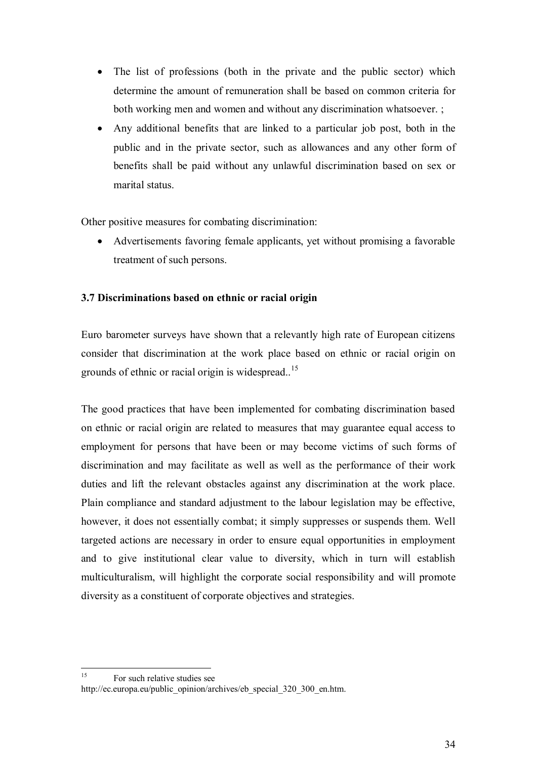- The list of professions (both in the private and the public sector) which determine the amount of remuneration shall be based on common criteria for both working men and women and without any discrimination whatsoever. ;
- Any additional benefits that are linked to a particular job post, both in the public and in the private sector, such as allowances and any other form of benefits shall be paid without any unlawful discrimination based on sex or marital status.

Other positive measures for combating discrimination:

- Advertisements favoring female applicants, yet without promising a favorable treatment of such persons.

### 3.7 Discriminations based on ethnic or racial origin

Euro barometer surveys have shown that a relevantly high rate of European citizens consider that discrimination at the work place based on ethnic or racial origin on grounds of ethnic or racial origin is widespread..[15]

The good practices that have been implemented for combating discrimination based on ethnic or racial origin are related to measures that may guarantee equal access to employment for persons that have been or may become victims of such forms of discrimination and may facilitate as well as well as the performance of their work duties and lift the relevant obstacles against any discrimination at the work place. Plain compliance and standard adjustment to the labour legislation may be effective, however, it does not essentially combat; it simply suppresses or suspends them. Well targeted actions are necessary in order to ensure equal opportunities in employment and to give institutional clear value to diversity, which in turn will establish multiculturalism, will highlight the corporate social responsibility and will promote diversity as a constituent of corporate objectives and strategies.

---

[15] For such relative studies see http://ec.europa.eu/public_opinion/archives/eb_special_320_300_en.htm.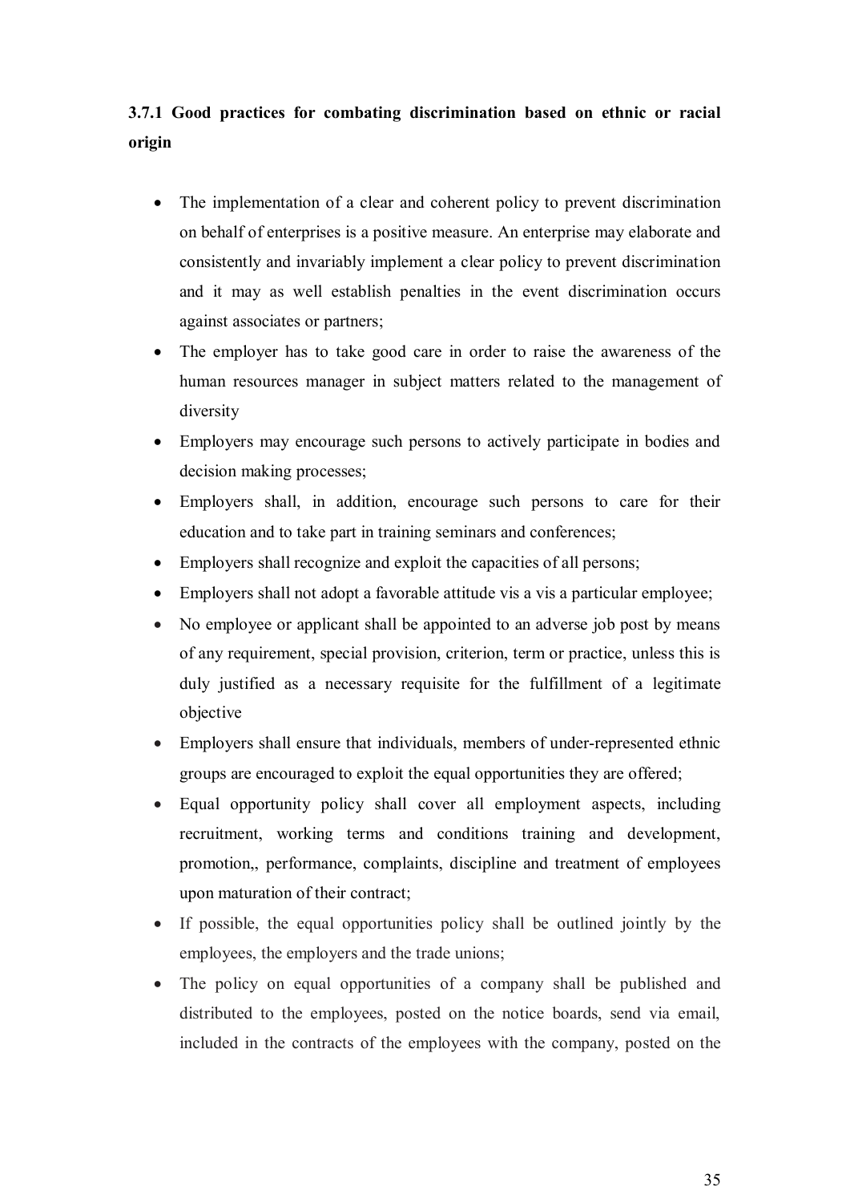### 3.7.1 Good practices for combating discrimination based on ethnic or racial origin

- The implementation of a clear and coherent policy to prevent discrimination on behalf of enterprises is a positive measure. An enterprise may elaborate and consistently and invariably implement a clear policy to prevent discrimination and it may as well establish penalties in the event discrimination occurs against associates or partners;
- The employer has to take good care in order to raise the awareness of the human resources manager in subject matters related to the management of diversity
- Employers may encourage such persons to actively participate in bodies and decision making processes;
- Employers shall, in addition, encourage such persons to care for their education and to take part in training seminars and conferences;
- Employers shall recognize and exploit the capacities of all persons;
- Employers shall not adopt a favorable attitude vis a vis a particular employee;
- No employee or applicant shall be appointed to an adverse job post by means of any requirement, special provision, criterion, term or practice, unless this is duly justified as a necessary requisite for the fulfillment of a legitimate objective
- Employers shall ensure that individuals, members of under-represented ethnic groups are encouraged to exploit the equal opportunities they are offered;
- Equal opportunity policy shall cover all employment aspects, including recruitment, working terms and conditions training and development, promotion,, performance, complaints, discipline and treatment of employees upon maturation of their contract;
- If possible, the equal opportunities policy shall be outlined jointly by the employees, the employers and the trade unions;
- The policy on equal opportunities of a company shall be published and distributed to the employees, posted on the notice boards, send via email, included in the contracts of the employees with the company, posted on the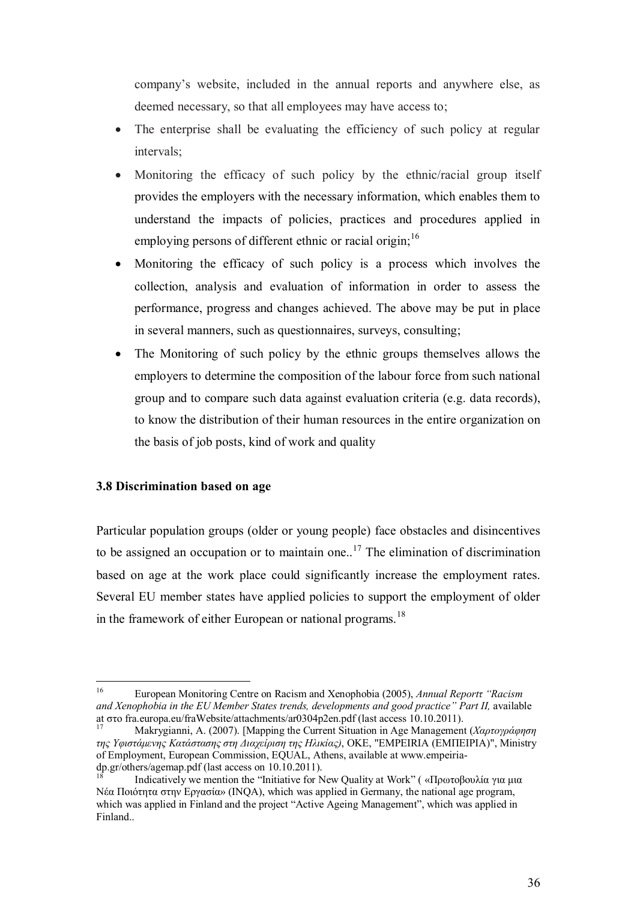company's website, included in the annual reports and anywhere else, as deemed necessary, so that all employees may have access to;

- The enterprise shall be evaluating the efficiency of such policy at regular intervals;
- Monitoring the efficacy of such policy by the ethnic/racial group itself provides the employers with the necessary information, which enables them to understand the impacts of policies, practices and procedures applied in employing persons of different ethnic or racial origin;[16]
- Monitoring the efficacy of such policy is a process which involves the collection, analysis and evaluation of information in order to assess the performance, progress and changes achieved. The above may be put in place in several manners, such as questionnaires, surveys, consulting;
- The Monitoring of such policy by the ethnic groups themselves allows the employers to determine the composition of the labour force from such national group and to compare such data against evaluation criteria (e.g. data records), to know the distribution of their human resources in the entire organization on the basis of job posts, kind of work and quality

### 3.8 Discrimination based on age

Particular population groups (older or young people) face obstacles and disincentives to be assigned an occupation or to maintain one..[17] The elimination of discrimination based on age at the work place could significantly increase the employment rates. Several EU member states have applied policies to support the employment of older in the framework of either European or national programs.[18]

---

[16] European Monitoring Centre on Racism and Xenophobia (2005), *Annual Reportτ "Racism and Xenophobia in the EU Member States trends, developments and good practice" Part II,* available at στο fra.europa.eu/fraWebsite/attachments/ar0304p2en.pdf (last access 10.10.2011).

[17] Makrygianni, A. (2007). [Mapping the Current Situation in Age Management (*Χαρτογράφηση της Υφιστάμενης Κατάστασης στη Διαχείριση της Ηλικίας)*, OKE, "EMPEIRIA (ΕΜΠΕΙΡΙΑ)", Ministry of Employment, European Commission, EQUAL, Athens, available at www.empeiria-dp.gr/others/agemap.pdf (last access on 10.10.2011).

[18] Indicatively we mention the "Initiative for New Quality at Work" ( «Πρωτοβουλία για μια Νέα Ποιότητα στην Εργασία» (INQA), which was applied in Germany, the national age program, which was applied in Finland and the project "Active Ageing Management", which was applied in Finland..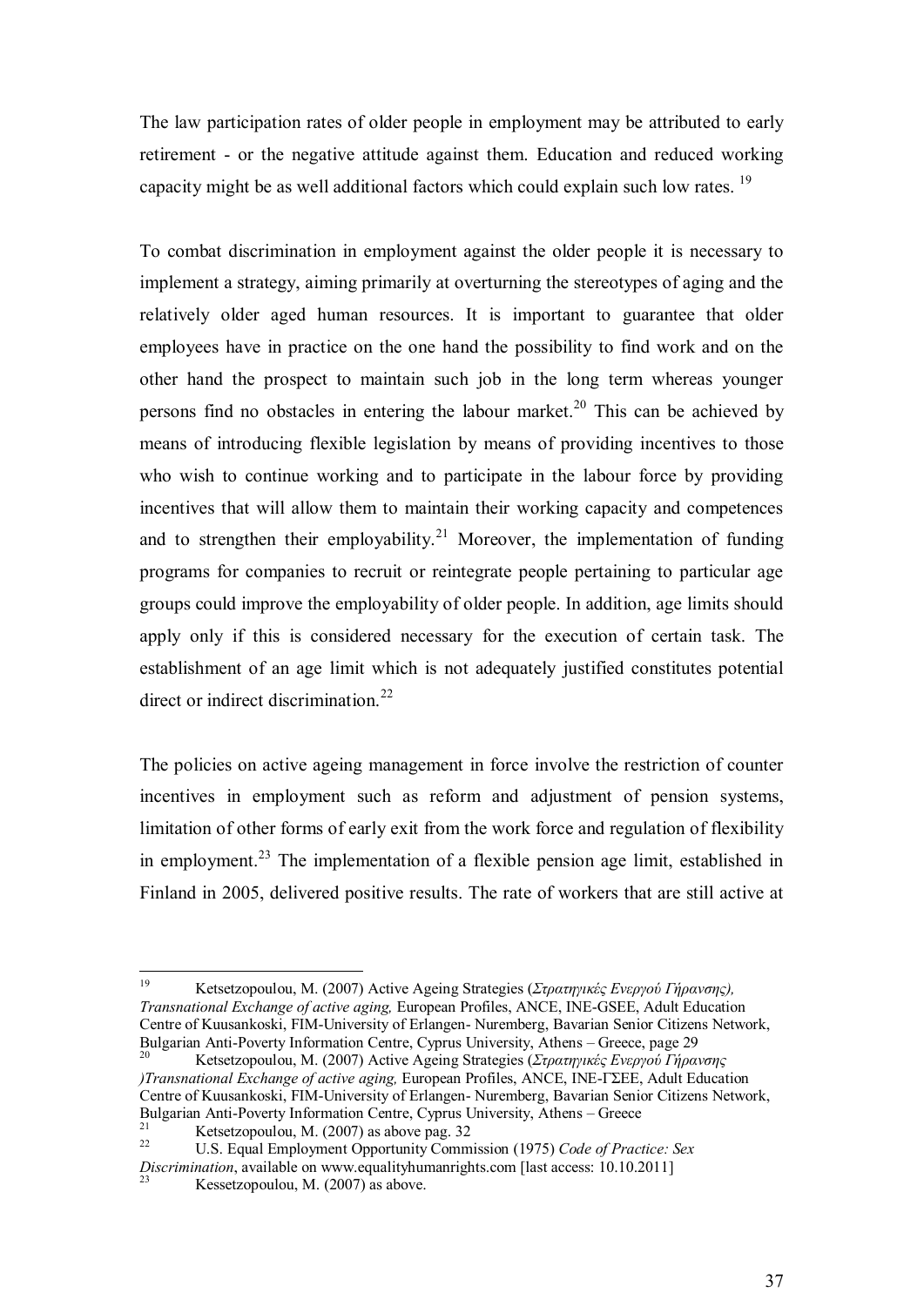The law participation rates of older people in employment may be attributed to early retirement - or the negative attitude against them. Education and reduced working capacity might be as well additional factors which could explain such low rates. [19]

To combat discrimination in employment against the older people it is necessary to implement a strategy, aiming primarily at overturning the stereotypes of aging and the relatively older aged human resources. It is important to guarantee that older employees have in practice on the one hand the possibility to find work and on the other hand the prospect to maintain such job in the long term whereas younger persons find no obstacles in entering the labour market.[20] This can be achieved by means of introducing flexible legislation by means of providing incentives to those who wish to continue working and to participate in the labour force by providing incentives that will allow them to maintain their working capacity and competences and to strengthen their employability.[21] Moreover, the implementation of funding programs for companies to recruit or reintegrate people pertaining to particular age groups could improve the employability of older people. In addition, age limits should apply only if this is considered necessary for the execution of certain task. The establishment of an age limit which is not adequately justified constitutes potential direct or indirect discrimination.[22]

The policies on active ageing management in force involve the restriction of counter incentives in employment such as reform and adjustment of pension systems, limitation of other forms of early exit from the work force and regulation of flexibility in employment.[23] The implementation of a flexible pension age limit, established in Finland in 2005, delivered positive results. The rate of workers that are still active at

---

[19] Ketsetzopoulou, M. (2007) Active Ageing Strategies (*Στρατηγικές Ενεργού Γήρανσης), Transnational Exchange of active aging,* European Profiles, ANCE, INE-GSEE, Adult Education Centre of Kuusankoski, FIM-University of Erlangen- Nuremberg, Bavarian Senior Citizens Network, Bulgarian Anti-Poverty Information Centre, Cyprus University, Athens – Greece, page 29

[20] Ketsetzopoulou, M. (2007) Active Ageing Strategies (*Στρατηγικές Ενεργού Γήρανσης )Transnational Exchange of active aging,* European Profiles, ANCE, INE-ΓΣΕΕ, Adult Education Centre of Kuusankoski, FIM-University of Erlangen- Nuremberg, Bavarian Senior Citizens Network, Bulgarian Anti-Poverty Information Centre, Cyprus University, Athens – Greece

[21] Ketsetzopoulou, M. (2007) as above pag. 32

[22] U.S. Equal Employment Opportunity Commission (1975) *Code of Practice: Sex Discrimination*, available on www.equalityhumanrights.com [last access: 10.10.2011]

[23] Kessetzopoulou, M. (2007) as above.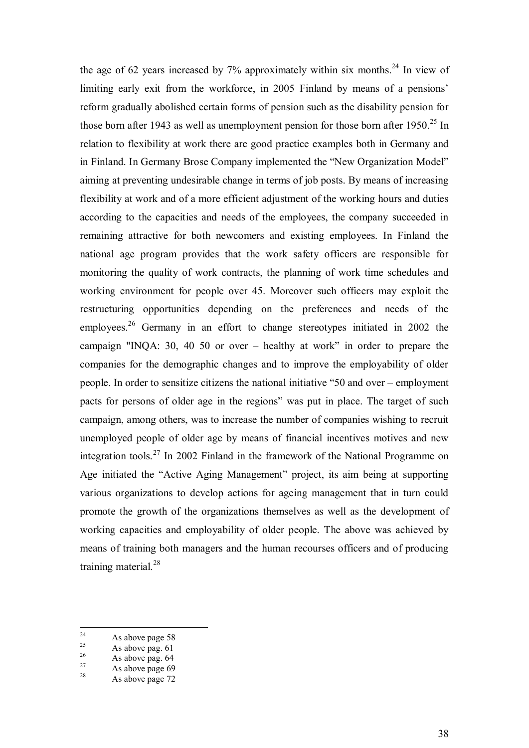the age of 62 years increased by 7% approximately within six months.[24] In view of limiting early exit from the workforce, in 2005 Finland by means of a pensions' reform gradually abolished certain forms of pension such as the disability pension for those born after 1943 as well as unemployment pension for those born after 1950.[25] In relation to flexibility at work there are good practice examples both in Germany and in Finland. In Germany Brose Company implemented the "New Organization Model" aiming at preventing undesirable change in terms of job posts. By means of increasing flexibility at work and of a more efficient adjustment of the working hours and duties according to the capacities and needs of the employees, the company succeeded in remaining attractive for both newcomers and existing employees. In Finland the national age program provides that the work safety officers are responsible for monitoring the quality of work contracts, the planning of work time schedules and working environment for people over 45. Moreover such officers may exploit the restructuring opportunities depending on the preferences and needs of the employees.[26] Germany in an effort to change stereotypes initiated in 2002 the campaign "INQA: 30, 40 50 or over – healthy at work" in order to prepare the companies for the demographic changes and to improve the employability of older people. In order to sensitize citizens the national initiative "50 and over – employment pacts for persons of older age in the regions" was put in place. The target of such campaign, among others, was to increase the number of companies wishing to recruit unemployed people of older age by means of financial incentives motives and new integration tools.[27] In 2002 Finland in the framework of the National Programme on Age initiated the "Active Aging Management" project, its aim being at supporting various organizations to develop actions for ageing management that in turn could promote the growth of the organizations themselves as well as the development of working capacities and employability of older people. The above was achieved by means of training both managers and the human recourses officers and of producing training material.[28]

---

[24] As above page 58

[25] As above pag. 61

[26] As above pag. 64

[27] As above page 69

[28] As above page 72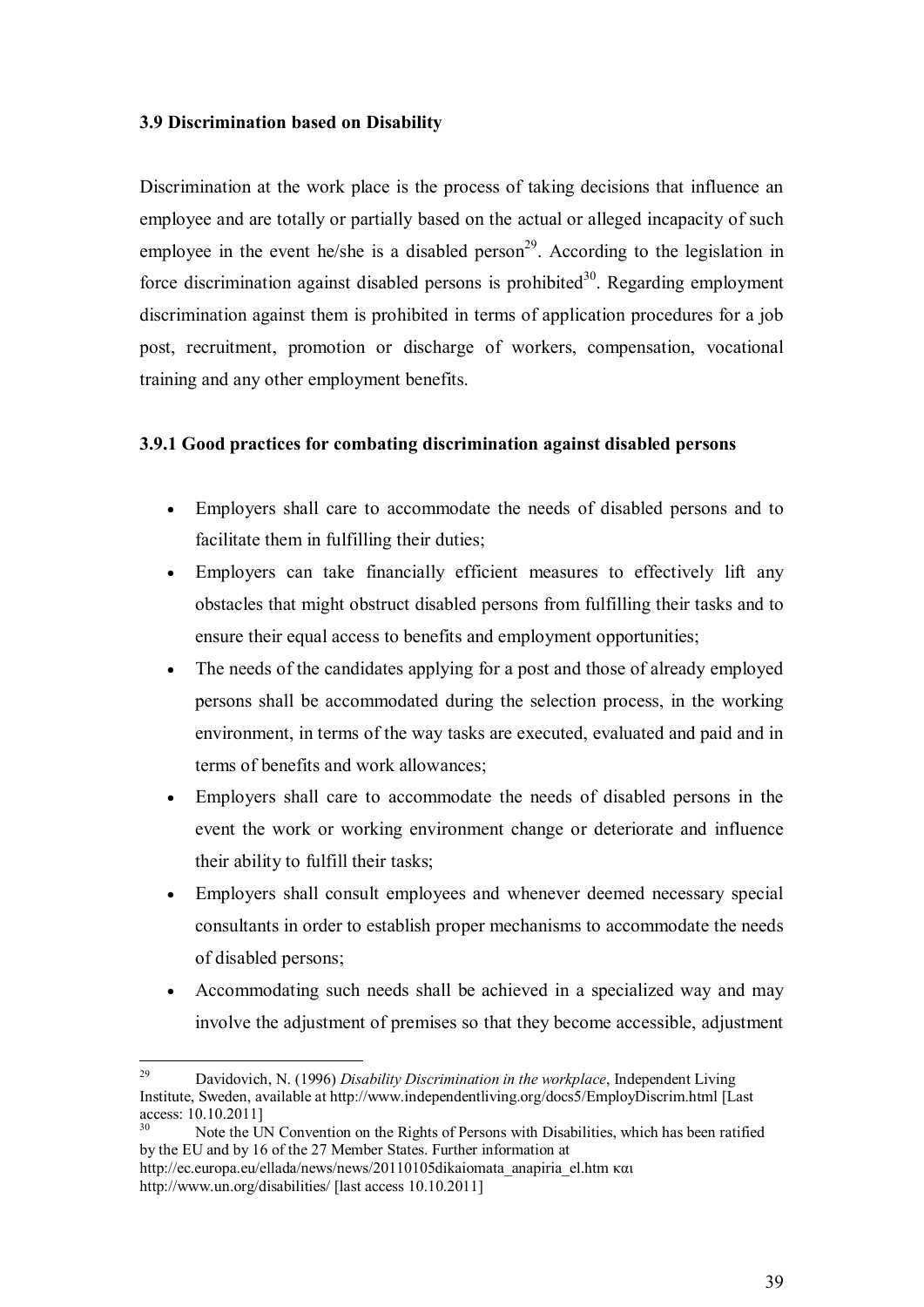### 3.9 Discrimination based on Disability

Discrimination at the work place is the process of taking decisions that influence an employee and are totally or partially based on the actual or alleged incapacity of such employee in the event he/she is a disabled person[29]. According to the legislation in force discrimination against disabled persons is prohibited[30]. Regarding employment discrimination against them is prohibited in terms of application procedures for a job post, recruitment, promotion or discharge of workers, compensation, vocational training and any other employment benefits.

#### 3.9.1 Good practices for combating discrimination against disabled persons

- Employers shall care to accommodate the needs of disabled persons and to facilitate them in fulfilling their duties;
- Employers can take financially efficient measures to effectively lift any obstacles that might obstruct disabled persons from fulfilling their tasks and to ensure their equal access to benefits and employment opportunities;
- The needs of the candidates applying for a post and those of already employed persons shall be accommodated during the selection process, in the working environment, in terms of the way tasks are executed, evaluated and paid and in terms of benefits and work allowances;
- Employers shall care to accommodate the needs of disabled persons in the event the work or working environment change or deteriorate and influence their ability to fulfill their tasks;
- Employers shall consult employees and whenever deemed necessary special consultants in order to establish proper mechanisms to accommodate the needs of disabled persons;
- Accommodating such needs shall be achieved in a specialized way and may involve the adjustment of premises so that they become accessible, adjustment

---

[29] Davidovich, N. (1996) *Disability Discrimination in the workplace*, Independent Living Institute, Sweden, available at http://www.independentliving.org/docs5/EmployDiscrim.html [Last access: 10.10.2011]

[30] Note the UN Convention on the Rights of Persons with Disabilities, which has been ratified by the EU and by 16 of the 27 Member States. Further information at http://ec.europa.eu/ellada/news/news/20110105dikaiomata_anapiria_el.htm και http://www.un.org/disabilities/ [last access 10.10.2011]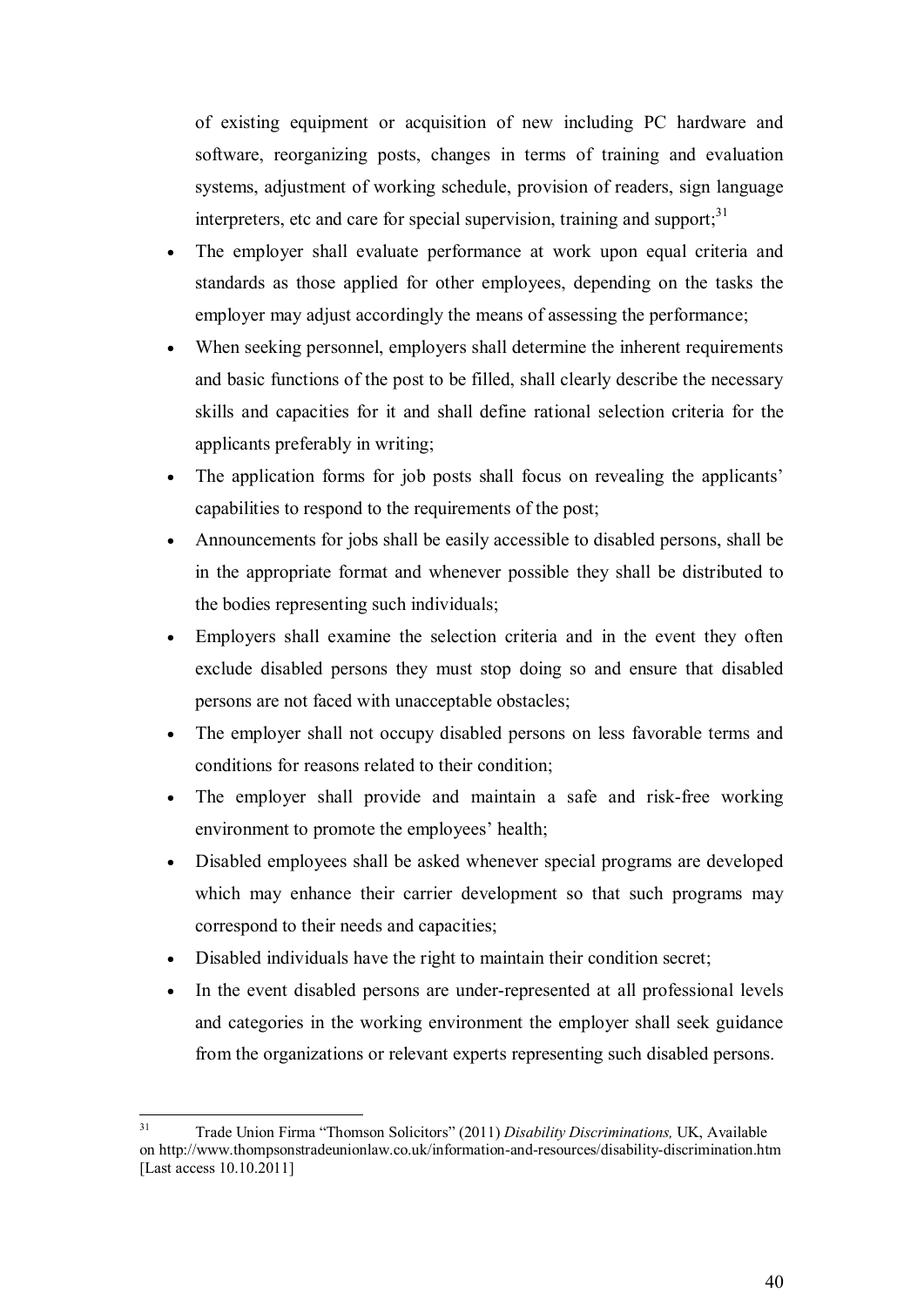of existing equipment or acquisition of new including PC hardware and software, reorganizing posts, changes in terms of training and evaluation systems, adjustment of working schedule, provision of readers, sign language interpreters, etc and care for special supervision, training and support;[31]

- The employer shall evaluate performance at work upon equal criteria and standards as those applied for other employees, depending on the tasks the employer may adjust accordingly the means of assessing the performance;
- When seeking personnel, employers shall determine the inherent requirements and basic functions of the post to be filled, shall clearly describe the necessary skills and capacities for it and shall define rational selection criteria for the applicants preferably in writing;
- The application forms for job posts shall focus on revealing the applicants' capabilities to respond to the requirements of the post;
- Announcements for jobs shall be easily accessible to disabled persons, shall be in the appropriate format and whenever possible they shall be distributed to the bodies representing such individuals;
- Employers shall examine the selection criteria and in the event they often exclude disabled persons they must stop doing so and ensure that disabled persons are not faced with unacceptable obstacles;
- The employer shall not occupy disabled persons on less favorable terms and conditions for reasons related to their condition;
- The employer shall provide and maintain a safe and risk-free working environment to promote the employees' health;
- Disabled employees shall be asked whenever special programs are developed which may enhance their carrier development so that such programs may correspond to their needs and capacities;
- Disabled individuals have the right to maintain their condition secret;
- In the event disabled persons are under-represented at all professional levels and categories in the working environment the employer shall seek guidance from the organizations or relevant experts representing such disabled persons.

---

[31] Trade Union Firma "Thomson Solicitors" (2011) *Disability Discriminations,* UK, Available on http://www.thompsonstradeunionlaw.co.uk/information-and-resources/disability-discrimination.htm [Last access 10.10.2011]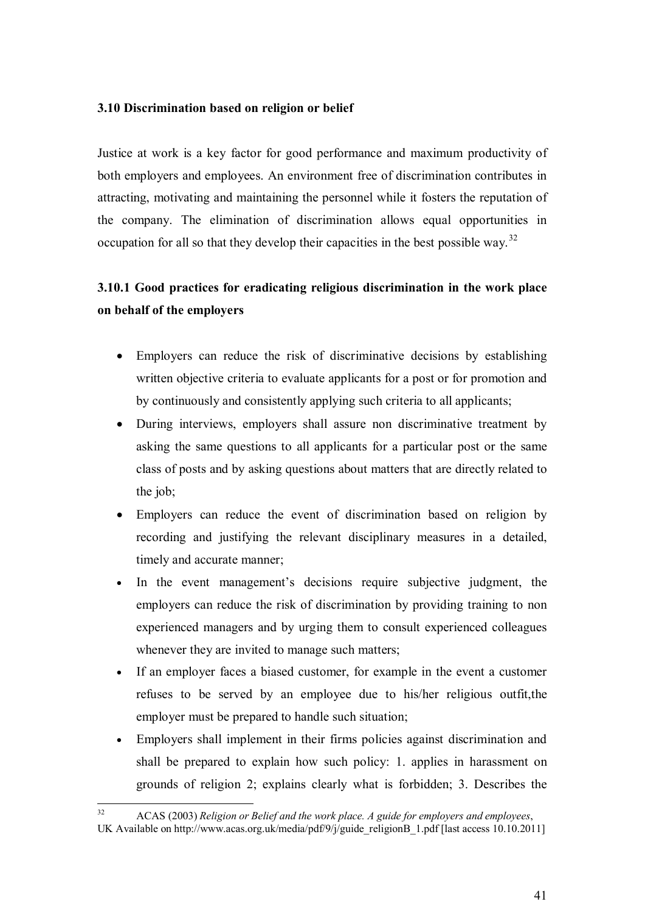### 3.10 Discrimination based on religion or belief

Justice at work is a key factor for good performance and maximum productivity of both employers and employees. An environment free of discrimination contributes in attracting, motivating and maintaining the personnel while it fosters the reputation of the company. The elimination of discrimination allows equal opportunities in occupation for all so that they develop their capacities in the best possible way.[32]

#### 3.10.1 Good practices for eradicating religious discrimination in the work place on behalf of the employers

- Employers can reduce the risk of discriminative decisions by establishing written objective criteria to evaluate applicants for a post or for promotion and by continuously and consistently applying such criteria to all applicants;
- During interviews, employers shall assure non discriminative treatment by asking the same questions to all applicants for a particular post or the same class of posts and by asking questions about matters that are directly related to the job;
- Employers can reduce the event of discrimination based on religion by recording and justifying the relevant disciplinary measures in a detailed, timely and accurate manner;
- In the event management's decisions require subjective judgment, the employers can reduce the risk of discrimination by providing training to non experienced managers and by urging them to consult experienced colleagues whenever they are invited to manage such matters;
- If an employer faces a biased customer, for example in the event a customer refuses to be served by an employee due to his/her religious outfit,the employer must be prepared to handle such situation;
- Employers shall implement in their firms policies against discrimination and shall be prepared to explain how such policy: 1. applies in harassment on grounds of religion 2; explains clearly what is forbidden; 3. Describes the

---

[32] ACAS (2003) *Religion or Belief and the work place. A guide for employers and employees*, UK Available on http://www.acas.org.uk/media/pdf/9/j/guide_religionB_1.pdf [last access 10.10.2011]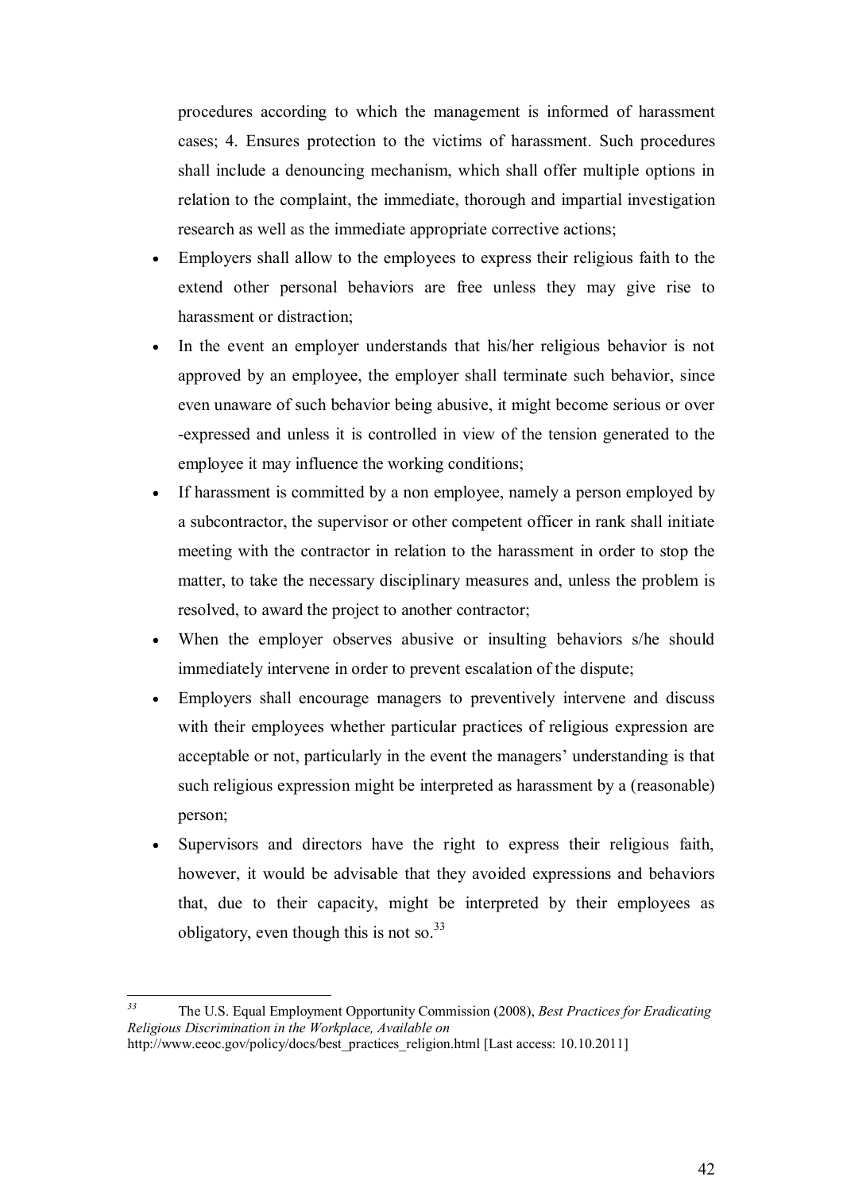procedures according to which the management is informed of harassment cases; 4. Ensures protection to the victims of harassment. Such procedures shall include a denouncing mechanism, which shall offer multiple options in relation to the complaint, the immediate, thorough and impartial investigation research as well as the immediate appropriate corrective actions;

- Employers shall allow to the employees to express their religious faith to the extend other personal behaviors are free unless they may give rise to harassment or distraction;
- In the event an employer understands that his/her religious behavior is not approved by an employee, the employer shall terminate such behavior, since even unaware of such behavior being abusive, it might become serious or over -expressed and unless it is controlled in view of the tension generated to the employee it may influence the working conditions;
- If harassment is committed by a non employee, namely a person employed by a subcontractor, the supervisor or other competent officer in rank shall initiate meeting with the contractor in relation to the harassment in order to stop the matter, to take the necessary disciplinary measures and, unless the problem is resolved, to award the project to another contractor;
- When the employer observes abusive or insulting behaviors s/he should immediately intervene in order to prevent escalation of the dispute;
- Employers shall encourage managers to preventively intervene and discuss with their employees whether particular practices of religious expression are acceptable or not, particularly in the event the managers' understanding is that such religious expression might be interpreted as harassment by a (reasonable) person;
- Supervisors and directors have the right to express their religious faith, however, it would be advisable that they avoided expressions and behaviors that, due to their capacity, might be interpreted by their employees as obligatory, even though this is not so.[33]

---

[33] The U.S. Equal Employment Opportunity Commission (2008), *Best Practices for Eradicating Religious Discrimination in the Workplace, Available on* http://www.eeoc.gov/policy/docs/best_practices_religion.html [Last access: 10.10.2011]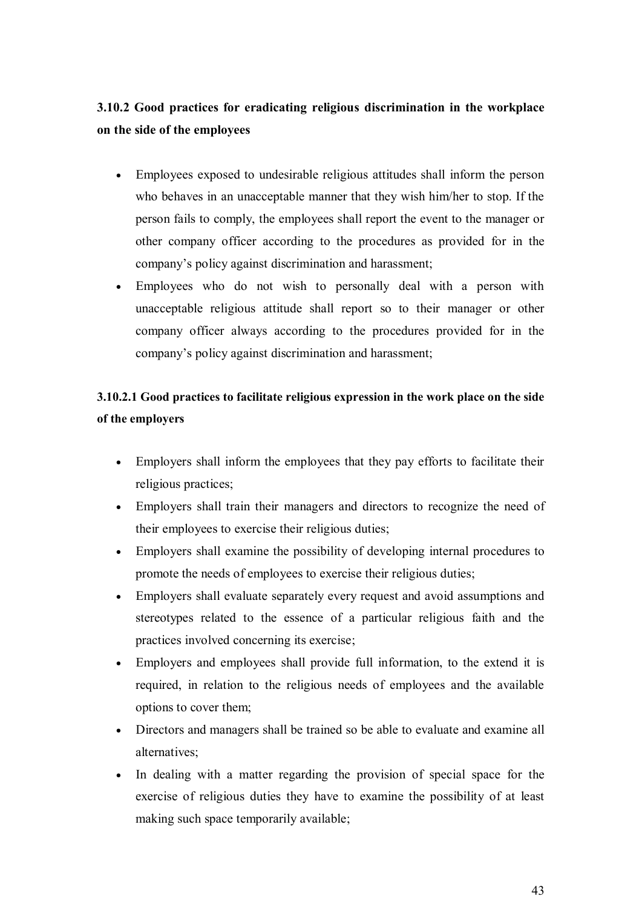### 3.10.2 Good practices for eradicating religious discrimination in the workplace on the side of the employees

- Employees exposed to undesirable religious attitudes shall inform the person who behaves in an unacceptable manner that they wish him/her to stop. If the person fails to comply, the employees shall report the event to the manager or other company officer according to the procedures as provided for in the company's policy against discrimination and harassment;
- Employees who do not wish to personally deal with a person with unacceptable religious attitude shall report so to their manager or other company officer always according to the procedures provided for in the company's policy against discrimination and harassment;

#### 3.10.2.1 Good practices to facilitate religious expression in the work place on the side of the employers

- Employers shall inform the employees that they pay efforts to facilitate their religious practices;
- Employers shall train their managers and directors to recognize the need of their employees to exercise their religious duties;
- Employers shall examine the possibility of developing internal procedures to promote the needs of employees to exercise their religious duties;
- Employers shall evaluate separately every request and avoid assumptions and stereotypes related to the essence of a particular religious faith and the practices involved concerning its exercise;
- Employers and employees shall provide full information, to the extend it is required, in relation to the religious needs of employees and the available options to cover them;
- Directors and managers shall be trained so be able to evaluate and examine all alternatives;
- In dealing with a matter regarding the provision of special space for the exercise of religious duties they have to examine the possibility of at least making such space temporarily available;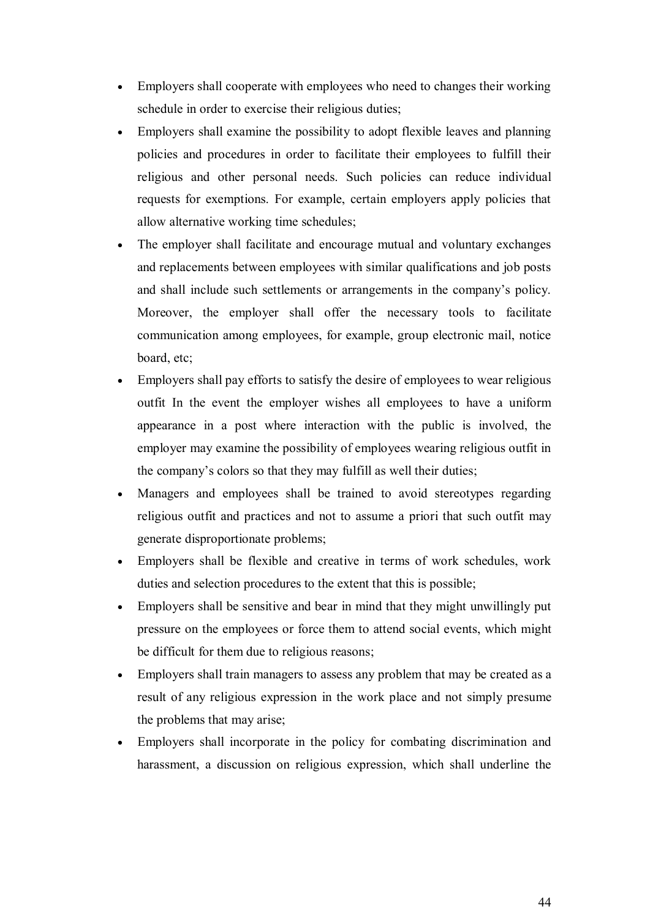- Employers shall cooperate with employees who need to changes their working schedule in order to exercise their religious duties;
- Employers shall examine the possibility to adopt flexible leaves and planning policies and procedures in order to facilitate their employees to fulfill their religious and other personal needs. Such policies can reduce individual requests for exemptions. For example, certain employers apply policies that allow alternative working time schedules;
- The employer shall facilitate and encourage mutual and voluntary exchanges and replacements between employees with similar qualifications and job posts and shall include such settlements or arrangements in the company's policy. Moreover, the employer shall offer the necessary tools to facilitate communication among employees, for example, group electronic mail, notice board, etc;
- Employers shall pay efforts to satisfy the desire of employees to wear religious outfit In the event the employer wishes all employees to have a uniform appearance in a post where interaction with the public is involved, the employer may examine the possibility of employees wearing religious outfit in the company's colors so that they may fulfill as well their duties;
- Managers and employees shall be trained to avoid stereotypes regarding religious outfit and practices and not to assume a priori that such outfit may generate disproportionate problems;
- Employers shall be flexible and creative in terms of work schedules, work duties and selection procedures to the extent that this is possible;
- Employers shall be sensitive and bear in mind that they might unwillingly put pressure on the employees or force them to attend social events, which might be difficult for them due to religious reasons;
- Employers shall train managers to assess any problem that may be created as a result of any religious expression in the work place and not simply presume the problems that may arise;
- Employers shall incorporate in the policy for combating discrimination and harassment, a discussion on religious expression, which shall underline the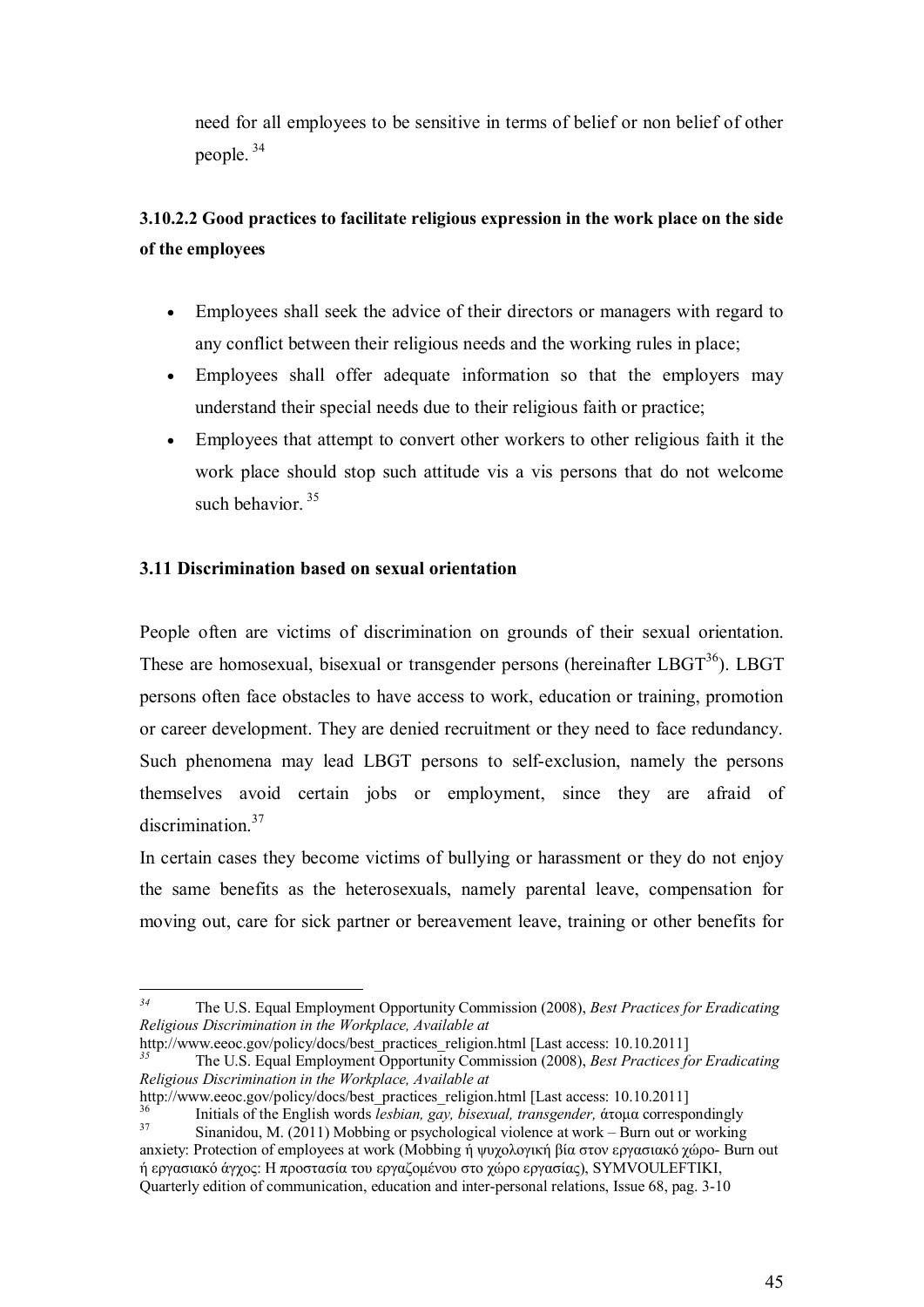need for all employees to be sensitive in terms of belief or non belief of other people. [34]

### 3.10.2.2 Good practices to facilitate religious expression in the work place on the side of the employees

- Employees shall seek the advice of their directors or managers with regard to any conflict between their religious needs and the working rules in place;
- Employees shall offer adequate information so that the employers may understand their special needs due to their religious faith or practice;
- Employees that attempt to convert other workers to other religious faith it the work place should stop such attitude vis a vis persons that do not welcome such behavior. [35]

## 3.11 Discrimination based on sexual orientation

People often are victims of discrimination on grounds of their sexual orientation. These are homosexual, bisexual or transgender persons (hereinafter LBGT[36]). LBGT persons often face obstacles to have access to work, education or training, promotion or career development. They are denied recruitment or they need to face redundancy. Such phenomena may lead LBGT persons to self-exclusion, namely the persons themselves avoid certain jobs or employment, since they are afraid of discrimination.[37]

In certain cases they become victims of bullying or harassment or they do not enjoy the same benefits as the heterosexuals, namely parental leave, compensation for moving out, care for sick partner or bereavement leave, training or other benefits for

---

[34] The U.S. Equal Employment Opportunity Commission (2008), *Best Practices for Eradicating Religious Discrimination in the Workplace, Available at* http://www.eeoc.gov/policy/docs/best_practices_religion.html [Last access: 10.10.2011]

[35] The U.S. Equal Employment Opportunity Commission (2008), *Best Practices for Eradicating Religious Discrimination in the Workplace, Available at* http://www.eeoc.gov/policy/docs/best_practices_religion.html [Last access: 10.10.2011]

[36] Initials of the English words *lesbian, gay, bisexual, transgender,* άτομα correspondingly

[37] Sinanidou, M. (2011) Mobbing or psychological violence at work – Burn out or working anxiety: Protection of employees at work (Mobbing ή ψυχολογική βία στον εργασιακό χώρο- Burn out ή εργασιακό άγχος: Η προστασία του εργαζομένου στο χώρο εργασίας), SYMVOULEFTIKI, Quarterly edition of communication, education and inter-personal relations, Issue 68, pag. 3-10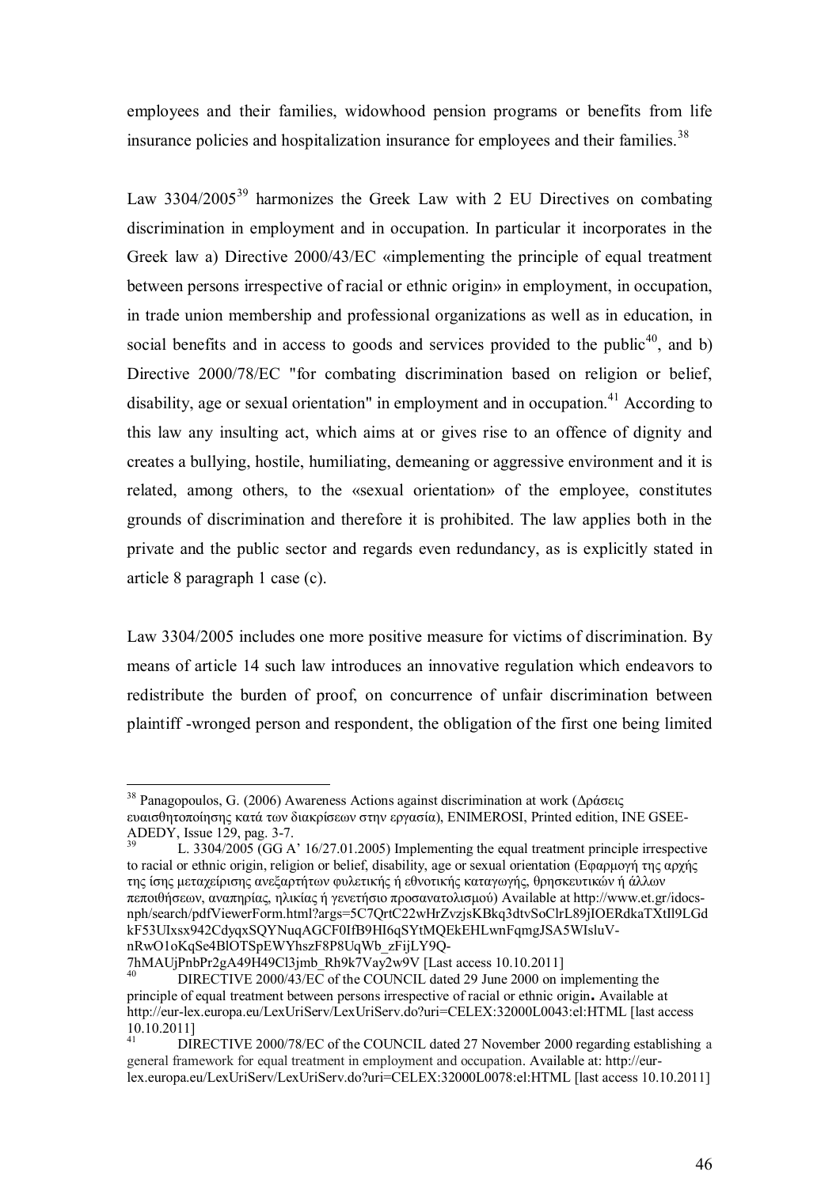employees and their families, widowhood pension programs or benefits from life insurance policies and hospitalization insurance for employees and their families.[38]

Law 3304/2005[39] harmonizes the Greek Law with 2 EU Directives on combating discrimination in employment and in occupation. In particular it incorporates in the Greek law a) Directive 2000/43/EC «implementing the principle of equal treatment between persons irrespective of racial or ethnic origin» in employment, in occupation, in trade union membership and professional organizations as well as in education, in social benefits and in access to goods and services provided to the public[40], and b) Directive 2000/78/EC "for combating discrimination based on religion or belief, disability, age or sexual orientation" in employment and in occupation.[41] According to this law any insulting act, which aims at or gives rise to an offence of dignity and creates a bullying, hostile, humiliating, demeaning or aggressive environment and it is related, among others, to the «sexual orientation» of the employee, constitutes grounds of discrimination and therefore it is prohibited. The law applies both in the private and the public sector and regards even redundancy, as is explicitly stated in article 8 paragraph 1 case (c).

Law 3304/2005 includes one more positive measure for victims of discrimination. By means of article 14 such law introduces an innovative regulation which endeavors to redistribute the burden of proof, on concurrence of unfair discrimination between plaintiff -wronged person and respondent, the obligation of the first one being limited

---

[38] Panagopoulos, G. (2006) Awareness Actions against discrimination at work (Δράσεις ευαισθητοποίησης κατά των διακρίσεων στην εργασία), ENIMEROSI, Printed edition, INE GSEE-ADEDY, Issue 129, pag. 3-7.

[39] L. 3304/2005 (GG A' 16/27.01.2005) Implementing the equal treatment principle irrespective to racial or ethnic origin, religion or belief, disability, age or sexual orientation (Εφαρμογή της αρχής της ίσης μεταχείρισης ανεξαρτήτων φυλετικής ή εθνοτικής καταγωγής, θρησκευτικών ή άλλων πεποιθήσεων, αναπηρίας, ηλικίας ή γενετήσιο προσανατολισμού) Available at http://www.et.gr/idocs-nph/search/pdfViewerForm.html?args=5C7QrtC22wHrZvzjsKBkq3dtvSoClrL89jIOERdkaTXtIl9LGdkF53UIxsx942CdyqxSQYNuqAGCF0IfB9HI6qSYtMQEkEHLwnFqmgJSA5WIsluV-nRwO1oKqSe4BlOTSpEWYhszF8P8UqWb_zFijLY9Q-7hMAUjPnbPr2gA49H49Cl3jmb_Rh9k7Vay2w9V [Last access 10.10.2011]

[40] DIRECTIVE 2000/43/EC of the COUNCIL dated 29 June 2000 on implementing the principle of equal treatment between persons irrespective of racial or ethnic origin**.** Available at http://eur-lex.europa.eu/LexUriServ/LexUriServ.do?uri=CELEX:32000L0043:el:HTML [last access 10.10.2011]

[41] DIRECTIVE 2000/78/EC of the COUNCIL dated 27 November 2000 regarding establishing a general framework for equal treatment in employment and occupation. Available at: http://eur-lex.europa.eu/LexUriServ/LexUriServ.do?uri=CELEX:32000L0078:el:HTML [last access 10.10.2011]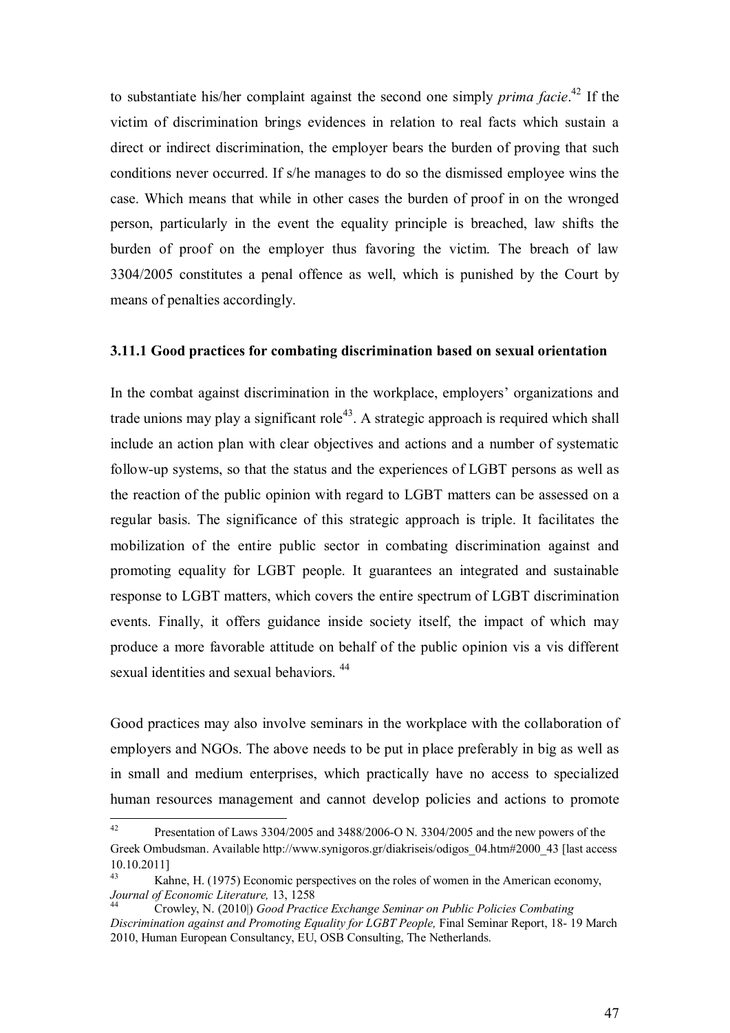to substantiate his/her complaint against the second one simply *prima facie*.[42] If the victim of discrimination brings evidences in relation to real facts which sustain a direct or indirect discrimination, the employer bears the burden of proving that such conditions never occurred. If s/he manages to do so the dismissed employee wins the case. Which means that while in other cases the burden of proof in on the wronged person, particularly in the event the equality principle is breached, law shifts the burden of proof on the employer thus favoring the victim. The breach of law 3304/2005 constitutes a penal offence as well, which is punished by the Court by means of penalties accordingly.

### 3.11.1 Good practices for combating discrimination based on sexual orientation

In the combat against discrimination in the workplace, employers' organizations and trade unions may play a significant role[43]. A strategic approach is required which shall include an action plan with clear objectives and actions and a number of systematic follow-up systems, so that the status and the experiences of LGBT persons as well as the reaction of the public opinion with regard to LGBT matters can be assessed on a regular basis. The significance of this strategic approach is triple. It facilitates the mobilization of the entire public sector in combating discrimination against and promoting equality for LGBT people. It guarantees an integrated and sustainable response to LGBT matters, which covers the entire spectrum of LGBT discrimination events. Finally, it offers guidance inside society itself, the impact of which may produce a more favorable attitude on behalf of the public opinion vis a vis different sexual identities and sexual behaviors. [44]

Good practices may also involve seminars in the workplace with the collaboration of employers and NGOs. The above needs to be put in place preferably in big as well as in small and medium enterprises, which practically have no access to specialized human resources management and cannot develop policies and actions to promote

---

[42] Presentation of Laws 3304/2005 and 3488/2006-O N. 3304/2005 and the new powers of the Greek Ombudsman. Available http://www.synigoros.gr/diakriseis/odigos_04.htm#2000_43 [last access 10.10.2011]

[43] Kahne, H. (1975) Economic perspectives on the roles of women in the American economy, *Journal of Economic Literature,* 13, 1258

[44] Crowley, N. (2010|) *Good Practice Exchange Seminar on Public Policies Combating Discrimination against and Promoting Equality for LGBT People,* Final Seminar Report, 18- 19 March 2010, Human European Consultancy, EU, OSB Consulting, The Netherlands.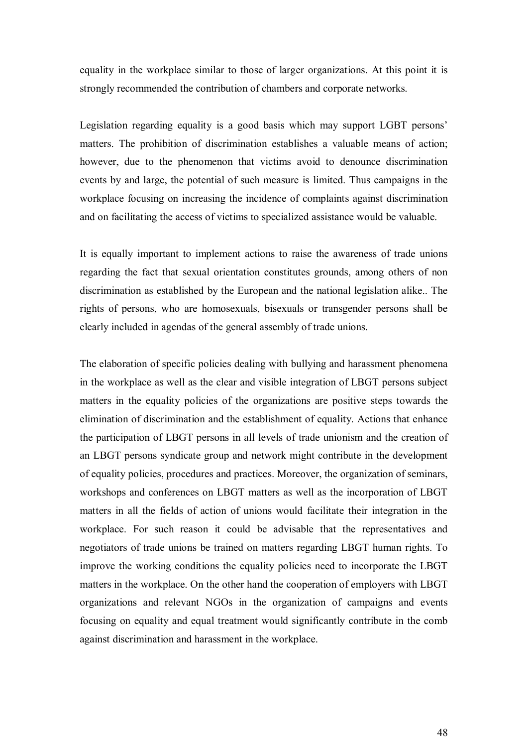equality in the workplace similar to those of larger organizations. At this point it is strongly recommended the contribution of chambers and corporate networks.

Legislation regarding equality is a good basis which may support LGBT persons' matters. The prohibition of discrimination establishes a valuable means of action; however, due to the phenomenon that victims avoid to denounce discrimination events by and large, the potential of such measure is limited. Thus campaigns in the workplace focusing on increasing the incidence of complaints against discrimination and on facilitating the access of victims to specialized assistance would be valuable.

It is equally important to implement actions to raise the awareness of trade unions regarding the fact that sexual orientation constitutes grounds, among others of non discrimination as established by the European and the national legislation alike.. The rights of persons, who are homosexuals, bisexuals or transgender persons shall be clearly included in agendas of the general assembly of trade unions.

The elaboration of specific policies dealing with bullying and harassment phenomena in the workplace as well as the clear and visible integration of LBGT persons subject matters in the equality policies of the organizations are positive steps towards the elimination of discrimination and the establishment of equality. Actions that enhance the participation of LBGT persons in all levels of trade unionism and the creation of an LBGT persons syndicate group and network might contribute in the development of equality policies, procedures and practices. Moreover, the organization of seminars, workshops and conferences on LBGT matters as well as the incorporation of LBGT matters in all the fields of action of unions would facilitate their integration in the workplace. For such reason it could be advisable that the representatives and negotiators of trade unions be trained on matters regarding LBGT human rights. To improve the working conditions the equality policies need to incorporate the LBGT matters in the workplace. On the other hand the cooperation of employers with LBGT organizations and relevant NGOs in the organization of campaigns and events focusing on equality and equal treatment would significantly contribute in the comb against discrimination and harassment in the workplace.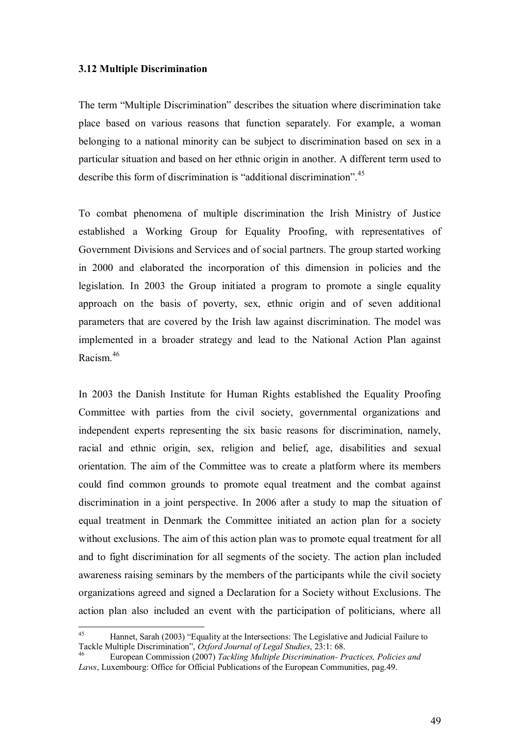### 3.12 Multiple Discrimination

The term "Multiple Discrimination" describes the situation where discrimination take place based on various reasons that function separately. For example, a woman belonging to a national minority can be subject to discrimination based on sex in a particular situation and based on her ethnic origin in another. A different term used to describe this form of discrimination is "additional discrimination".[45]

To combat phenomena of multiple discrimination the Irish Ministry of Justice established a Working Group for Equality Proofing, with representatives of Government Divisions and Services and of social partners. The group started working in 2000 and elaborated the incorporation of this dimension in policies and the legislation. In 2003 the Group initiated a program to promote a single equality approach on the basis of poverty, sex, ethnic origin and of seven additional parameters that are covered by the Irish law against discrimination. The model was implemented in a broader strategy and lead to the National Action Plan against Racism.[46]

In 2003 the Danish Institute for Human Rights established the Equality Proofing Committee with parties from the civil society, governmental organizations and independent experts representing the six basic reasons for discrimination, namely, racial and ethnic origin, sex, religion and belief, age, disabilities and sexual orientation. The aim of the Committee was to create a platform where its members could find common grounds to promote equal treatment and the combat against discrimination in a joint perspective. In 2006 after a study to map the situation of equal treatment in Denmark the Committee initiated an action plan for a society without exclusions. The aim of this action plan was to promote equal treatment for all and to fight discrimination for all segments of the society. The action plan included awareness raising seminars by the members of the participants while the civil society organizations agreed and signed a Declaration for a Society without Exclusions. The action plan also included an event with the participation of politicians, where all

---

[45] Hannet, Sarah (2003) "Equality at the Intersections: The Legislative and Judicial Failure to Tackle Multiple Discrimination", *Oxford Journal of Legal Studies*, 23:1: 68.

[46] European Commission (2007) *Tackling Multiple Discrimination- Practices, Policies and Laws*, Luxembourg: Office for Official Publications of the European Communities, pag.49.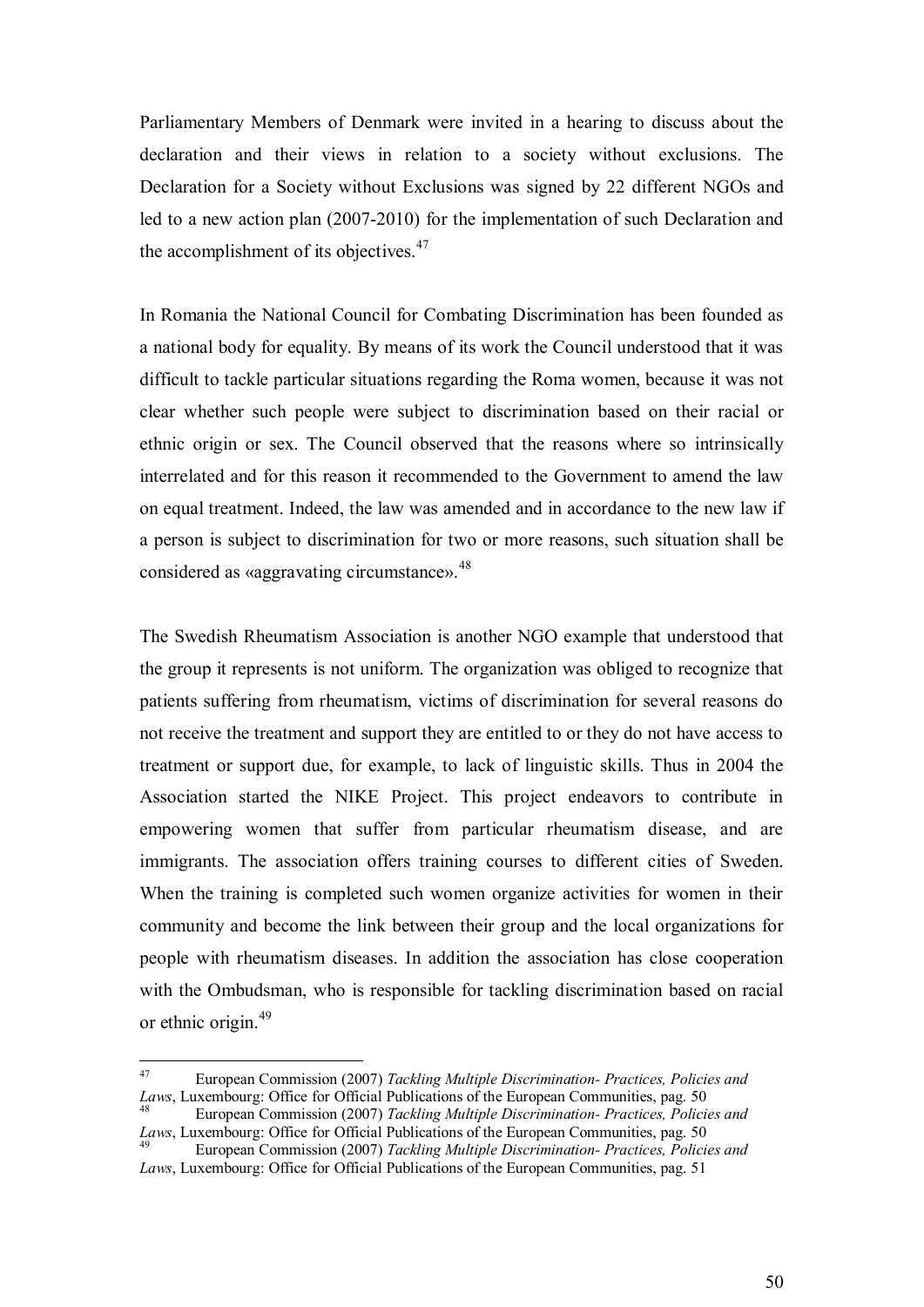Parliamentary Members of Denmark were invited in a hearing to discuss about the declaration and their views in relation to a society without exclusions. The Declaration for a Society without Exclusions was signed by 22 different NGOs and led to a new action plan (2007-2010) for the implementation of such Declaration and the accomplishment of its objectives.[47]

In Romania the National Council for Combating Discrimination has been founded as a national body for equality. By means of its work the Council understood that it was difficult to tackle particular situations regarding the Roma women, because it was not clear whether such people were subject to discrimination based on their racial or ethnic origin or sex. The Council observed that the reasons where so intrinsically interrelated and for this reason it recommended to the Government to amend the law on equal treatment. Indeed, the law was amended and in accordance to the new law if a person is subject to discrimination for two or more reasons, such situation shall be considered as «aggravating circumstance».[48]

The Swedish Rheumatism Association is another NGO example that understood that the group it represents is not uniform. The organization was obliged to recognize that patients suffering from rheumatism, victims of discrimination for several reasons do not receive the treatment and support they are entitled to or they do not have access to treatment or support due, for example, to lack of linguistic skills. Thus in 2004 the Association started the NIKE Project. This project endeavors to contribute in empowering women that suffer from particular rheumatism disease, and are immigrants. The association offers training courses to different cities of Sweden. When the training is completed such women organize activities for women in their community and become the link between their group and the local organizations for people with rheumatism diseases. In addition the association has close cooperation with the Ombudsman, who is responsible for tackling discrimination based on racial or ethnic origin.[49]

---

[47] European Commission (2007) *Tackling Multiple Discrimination- Practices, Policies and Laws*, Luxembourg: Office for Official Publications of the European Communities, pag. 50

[48] European Commission (2007) *Tackling Multiple Discrimination- Practices, Policies and Laws*, Luxembourg: Office for Official Publications of the European Communities, pag. 50

[49] European Commission (2007) *Tackling Multiple Discrimination- Practices, Policies and Laws*, Luxembourg: Office for Official Publications of the European Communities, pag. 51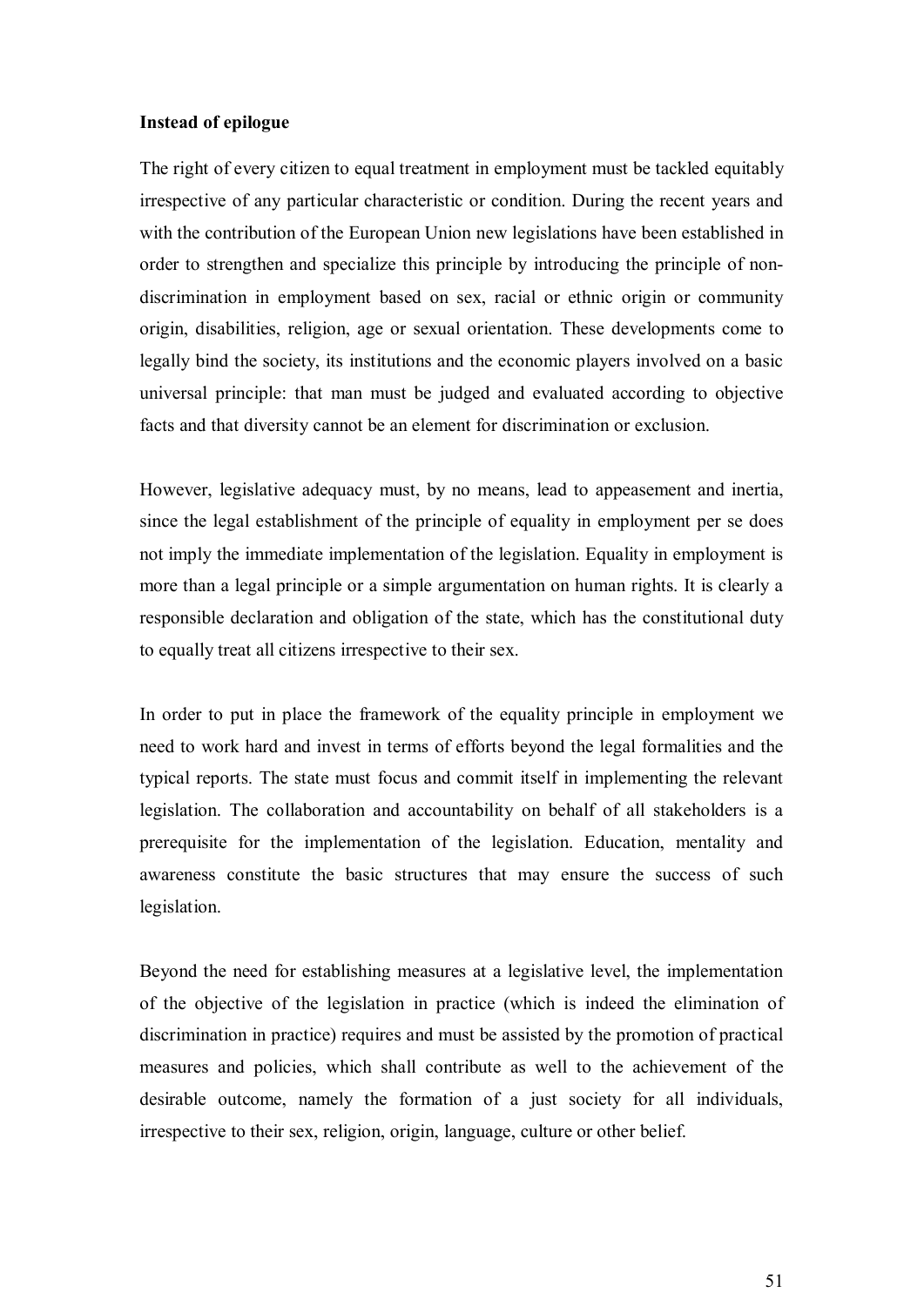**Instead of epilogue**

The right of every citizen to equal treatment in employment must be tackled equitably irrespective of any particular characteristic or condition. During the recent years and with the contribution of the European Union new legislations have been established in order to strengthen and specialize this principle by introducing the principle of non-discrimination in employment based on sex, racial or ethnic origin or community origin, disabilities, religion, age or sexual orientation. These developments come to legally bind the society, its institutions and the economic players involved on a basic universal principle: that man must be judged and evaluated according to objective facts and that diversity cannot be an element for discrimination or exclusion.

However, legislative adequacy must, by no means, lead to appeasement and inertia, since the legal establishment of the principle of equality in employment per se does not imply the immediate implementation of the legislation. Equality in employment is more than a legal principle or a simple argumentation on human rights. It is clearly a responsible declaration and obligation of the state, which has the constitutional duty to equally treat all citizens irrespective to their sex.

In order to put in place the framework of the equality principle in employment we need to work hard and invest in terms of efforts beyond the legal formalities and the typical reports. The state must focus and commit itself in implementing the relevant legislation. The collaboration and accountability on behalf of all stakeholders is a prerequisite for the implementation of the legislation. Education, mentality and awareness constitute the basic structures that may ensure the success of such legislation.

Beyond the need for establishing measures at a legislative level, the implementation of the objective of the legislation in practice (which is indeed the elimination of discrimination in practice) requires and must be assisted by the promotion of practical measures and policies, which shall contribute as well to the achievement of the desirable outcome, namely the formation of a just society for all individuals, irrespective to their sex, religion, origin, language, culture or other belief.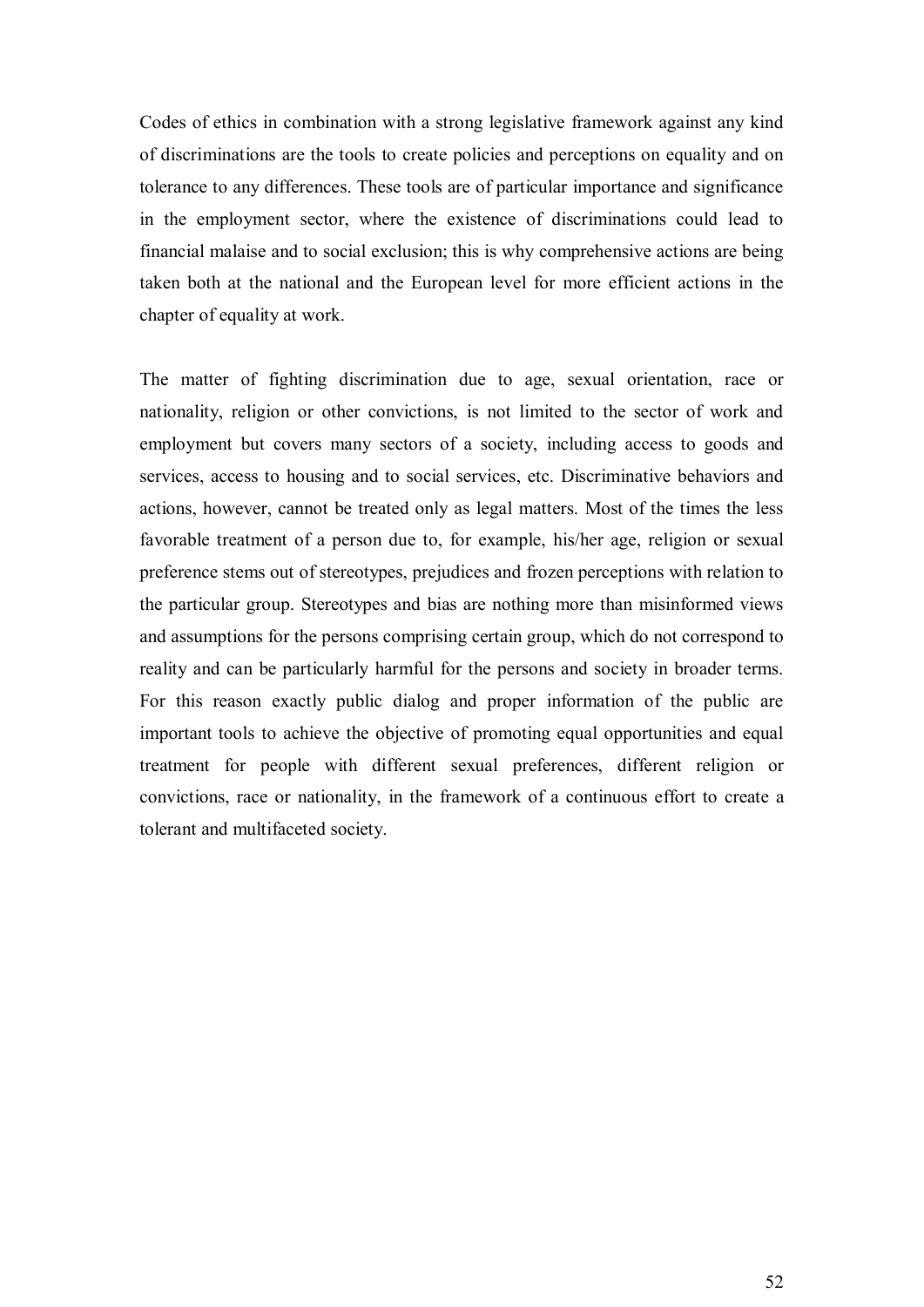Codes of ethics in combination with a strong legislative framework against any kind of discriminations are the tools to create policies and perceptions on equality and on tolerance to any differences. These tools are of particular importance and significance in the employment sector, where the existence of discriminations could lead to financial malaise and to social exclusion; this is why comprehensive actions are being taken both at the national and the European level for more efficient actions in the chapter of equality at work.

The matter of fighting discrimination due to age, sexual orientation, race or nationality, religion or other convictions, is not limited to the sector of work and employment but covers many sectors of a society, including access to goods and services, access to housing and to social services, etc. Discriminative behaviors and actions, however, cannot be treated only as legal matters. Most of the times the less favorable treatment of a person due to, for example, his/her age, religion or sexual preference stems out of stereotypes, prejudices and frozen perceptions with relation to the particular group. Stereotypes and bias are nothing more than misinformed views and assumptions for the persons comprising certain group, which do not correspond to reality and can be particularly harmful for the persons and society in broader terms. For this reason exactly public dialog and proper information of the public are important tools to achieve the objective of promoting equal opportunities and equal treatment for people with different sexual preferences, different religion or convictions, race or nationality, in the framework of a continuous effort to create a tolerant and multifaceted society.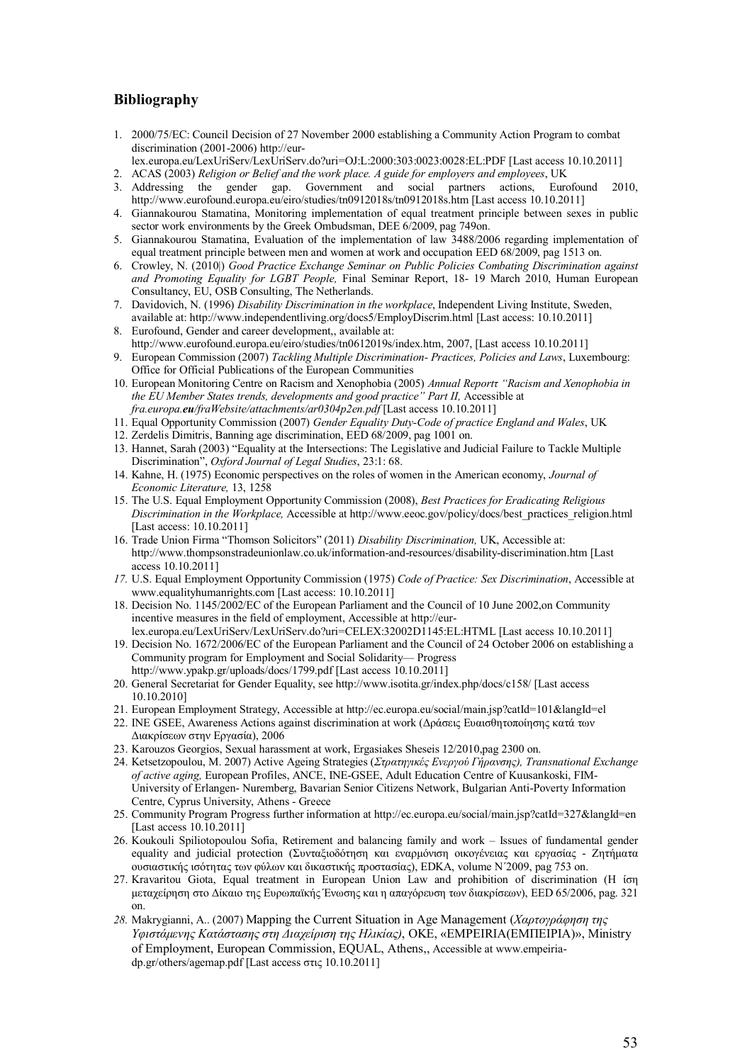## Bibliography

1. 2000/75/EC: Council Decision of 27 November 2000 establishing a Community Action Program to combat discrimination (2001-2006) http://eur-lex.europa.eu/LexUriServ/LexUriServ.do?uri=OJ:L:2000:303:0023:0028:EL:PDF [Last access 10.10.2011]
2. ACAS (2003) *Religion or Belief and the work place. A guide for employers and employees*, UK
3. Addressing the gender gap. Government and social partners actions, Eurofound 2010, http://www.eurofound.europa.eu/eiro/studies/tn0912018s/tn0912018s.htm [Last access 10.10.2011]
4. Giannakourou Stamatina, Monitoring implementation of equal treatment principle between sexes in public sector work environments by the Greek Ombudsman, DEE 6/2009, pag 749on.
5. Giannakourou Stamatina, Evaluation of the implementation of law 3488/2006 regarding implementation of equal treatment principle between men and women at work and occupation EED 68/2009, pag 1513 on.
6. Crowley, N. (2010|) *Good Practice Exchange Seminar on Public Policies Combating Discrimination against and Promoting Equality for LGBT People,* Final Seminar Report, 18- 19 March 2010, Human European Consultancy, EU, OSB Consulting, The Netherlands.
7. Davidovich, N. (1996) *Disability Discrimination in the workplace*, Independent Living Institute, Sweden, available at: http://www.independentliving.org/docs5/EmployDiscrim.html [Last access: 10.10.2011]
8. Eurofound, Gender and career development,, available at: http://www.eurofound.europa.eu/eiro/studies/tn0612019s/index.htm, 2007, [Last access 10.10.2011]
9. European Commission (2007) *Tackling Multiple Discrimination- Practices, Policies and Laws*, Luxembourg: Office for Official Publications of the European Communities
10. European Monitoring Centre on Racism and Xenophobia (2005) *Annual Reportτ "Racism and Xenophobia in the EU Member States trends, developments and good practice" Part II,* Accessible at *fra.europa.**eu**/fraWebsite/attachments/ar0304p2en.pdf* [Last access 10.10.2011]
11. Equal Opportunity Commission (2007) *Gender Equality Duty-Code of practice England and Wales*, UK
12. Zerdelis Dimitris, Banning age discrimination, EED 68/2009, pag 1001 on.
13. Hannet, Sarah (2003) "Equality at the Intersections: The Legislative and Judicial Failure to Tackle Multiple Discrimination", *Oxford Journal of Legal Studies*, 23:1: 68.
14. Kahne, H. (1975) Economic perspectives on the roles of women in the American economy, *Journal of Economic Literature,* 13, 1258
15. The U.S. Equal Employment Opportunity Commission (2008), *Best Practices for Eradicating Religious Discrimination in the Workplace,* Accessible at http://www.eeoc.gov/policy/docs/best_practices_religion.html [Last access: 10.10.2011]
16. Trade Union Firma "Thomson Solicitors" (2011) *Disability Discrimination,* UK, Accessible at: http://www.thompsonstradeunionlaw.co.uk/information-and-resources/disability-discrimination.htm [Last access 10.10.2011]
17. U.S. Equal Employment Opportunity Commission (1975) *Code of Practice: Sex Discrimination*, Accessible at www.equalityhumanrights.com [Last access: 10.10.2011]
18. Decision No. 1145/2002/EC of the European Parliament and the Council of 10 June 2002,on Community incentive measures in the field of employment, Accessible at http://eur-lex.europa.eu/LexUriServ/LexUriServ.do?uri=CELEX:32002D1145:EL:HTML [Last access 10.10.2011]
19. Decision No. 1672/2006/EC of the European Parliament and the Council of 24 October 2006 on establishing a Community program for Employment and Social Solidarity— Progress http://www.ypakp.gr/uploads/docs/1799.pdf [Last access 10.10.2011]
20. General Secretariat for Gender Equality, see http://www.isotita.gr/index.php/docs/c158/ [Last access 10.10.2010]
21. European Employment Strategy, Accessible at http://ec.europa.eu/social/main.jsp?catId=101&langId=el
22. INE GSEE, Awareness Actions against discrimination at work (Δράσεις Ευαισθητοποίησης κατά των Διακρίσεων στην Εργασία), 2006
23. Karouzos Georgios, Sexual harassment at work, Ergasiakes Sheseis 12/2010,pag 2300 on.
24. Ketsetzopoulou, M. 2007) Active Ageing Strategies (*Στρατηγικές Ενεργού Γήρανσης), Transnational Exchange of active aging,* European Profiles, ANCE, INE-GSEE, Adult Education Centre of Kuusankoski, FIM-University of Erlangen- Nuremberg, Bavarian Senior Citizens Network, Bulgarian Anti-Poverty Information Centre, Cyprus University, Athens - Greece
25. Community Program Progress further information at http://ec.europa.eu/social/main.jsp?catId=327&langId=en [Last access 10.10.2011]
26. Koukouli Spiliotopoulou Sofia, Retirement and balancing family and work – Issues of fundamental gender equality and judicial protection (Συνταξιοδότηση και εναρμόνιση οικογένειας και εργασίας - Ζητήματα ουσιαστικής ισότητας των φύλων και δικαστικής προστασίας), EDKA, volume N΄2009, pag 753 on.
27. Kravaritou Giota, Equal treatment in European Union Law and prohibition of discrimination (Η ίση μεταχείρηση στο Δίκαιο της Ευρωπαϊκής Ένωσης και η απαγόρευση των διακρίσεων), EED 65/2006, pag. 321 on.
28. Makrygianni, A.. (2007) Mapping the Current Situation in Age Management (*Χαρτογράφηση της Υφιστάμενης Κατάστασης στη Διαχείριση της Ηλικίας)*, OKE, «EMPEIRIA(ΕΜΠΕΙΡΙΑ)», Ministry of Employment, European Commission, EQUAL, Athens,, Accessible at www.empeiria-dp.gr/others/agemap.pdf [Last access στις 10.10.2011]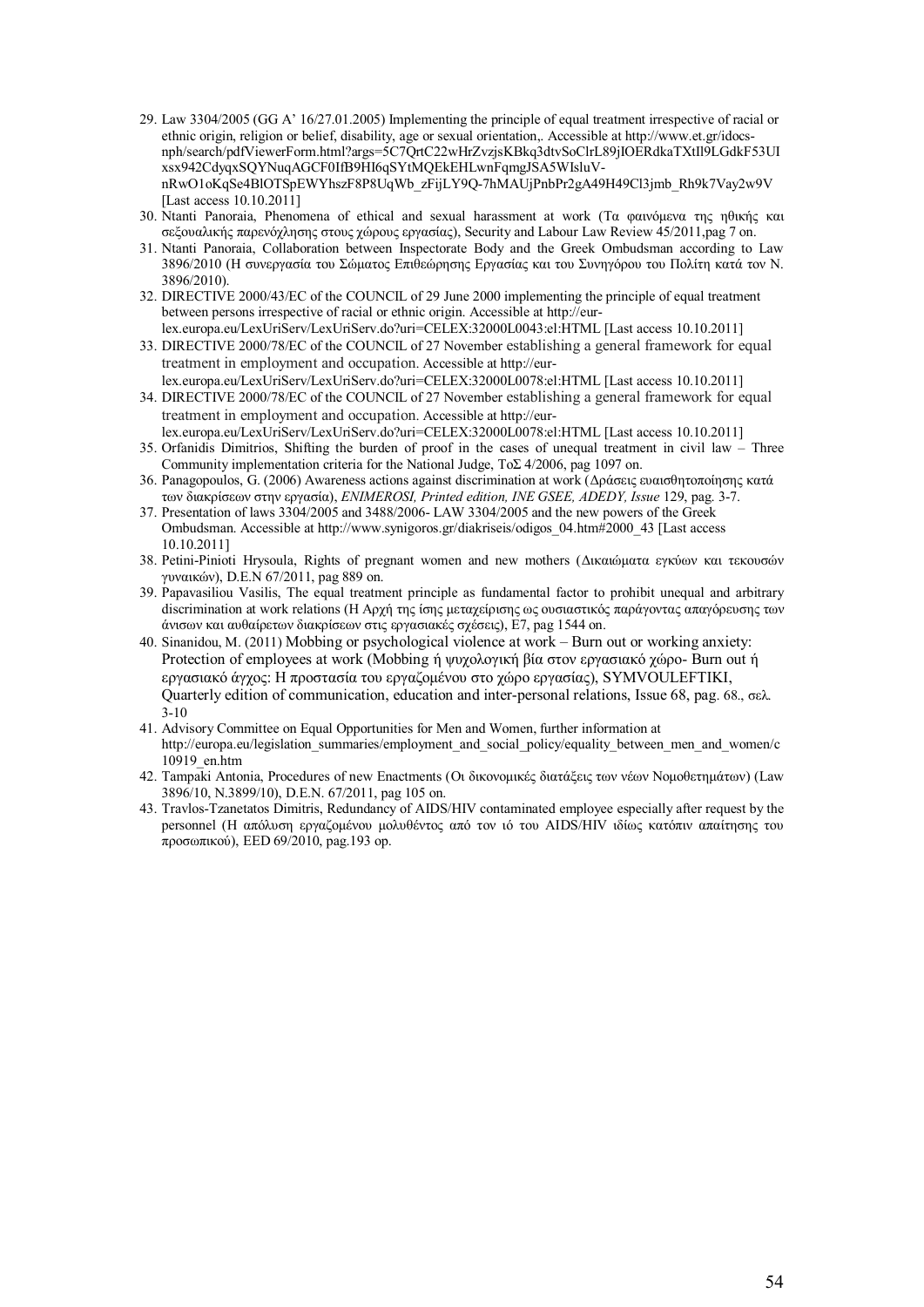29. Law 3304/2005 (GG A' 16/27.01.2005) Implementing the principle of equal treatment irrespective of racial or ethnic origin, religion or belief, disability, age or sexual orientation,. Accessible at http://www.et.gr/idocs-nph/search/pdfViewerForm.html?args=5C7QrtC22wHrZvzjsKBkq3dtvSoClrL89jIOERdkaTXtIl9LGdkF53UIxsx942CdyqxSQYNuqAGCF0IfB9HI6qSYtMQEkEHLwnFqmgJSA5WIsluV-nRwO1oKqSe4BlOTSpEWYhszF8P8UqWb_zFijLY9Q-7hMAUjPnbPr2gA49H49Cl3jmb_Rh9k7Vay2w9V [Last access 10.10.2011]
30. Ntanti Panoraia, Phenomena of ethical and sexual harassment at work (Τα φαινόμενα της ηθικής και σεξουαλικής παρενόχλησης στους χώρους εργασίας), Security and Labour Law Review 45/2011,pag 7 on.
31. Ntanti Panoraia, Collaboration between Inspectorate Body and the Greek Ombudsman according to Law 3896/2010 (Η συνεργασία του Σώματος Επιθεώρησης Εργασίας και του Συνηγόρου του Πολίτη κατά τον Ν. 3896/2010).
32. DIRECTIVE 2000/43/EC of the COUNCIL of 29 June 2000 implementing the principle of equal treatment between persons irrespective of racial or ethnic origin. Accessible at http://eur-lex.europa.eu/LexUriServ/LexUriServ.do?uri=CELEX:32000L0043:el:HTML [Last access 10.10.2011]
33. DIRECTIVE 2000/78/EC of the COUNCIL of 27 November establishing a general framework for equal treatment in employment and occupation. Accessible at http://eur-lex.europa.eu/LexUriServ/LexUriServ.do?uri=CELEX:32000L0078:el:HTML [Last access 10.10.2011]
34. DIRECTIVE 2000/78/EC of the COUNCIL of 27 November establishing a general framework for equal treatment in employment and occupation. Accessible at http://eur-lex.europa.eu/LexUriServ/LexUriServ.do?uri=CELEX:32000L0078:el:HTML [Last access 10.10.2011]
35. Orfanidis Dimitrios, Shifting the burden of proof in the cases of unequal treatment in civil law – Three Community implementation criteria for the National Judge, ΤοΣ 4/2006, pag 1097 on.
36. Panagopoulos, G. (2006) Awareness actions against discrimination at work (Δράσεις ευαισθητοποίησης κατά των διακρίσεων στην εργασία), *ENIMEROSI, Printed edition, INE GSEE, ADEDY, Issue* 129, pag. 3-7.
37. Presentation of laws 3304/2005 and 3488/2006- LAW 3304/2005 and the new powers of the Greek Ombudsman. Accessible at http://www.synigoros.gr/diakriseis/odigos_04.htm#2000_43 [Last access 10.10.2011]
38. Petini-Pinioti Hrysoula, Rights of pregnant women and new mothers (Δικαιώματα εγκύων και τεκουσών γυναικών), D.E.N 67/2011, pag 889 on.
39. Papavasiliou Vasilis, The equal treatment principle as fundamental factor to prohibit unequal and arbitrary discrimination at work relations (Η Αρχή της ίσης μεταχείρισης ως ουσιαστικός παράγοντας απαγόρευσης των άνισων και αυθαίρετων διακρίσεων στις εργασιακές σχέσεις), E7, pag 1544 on.
40. Sinanidou, M. (2011) Mobbing or psychological violence at work – Burn out or working anxiety: Protection of employees at work (Mobbing ή ψυχολογική βία στον εργασιακό χώρο- Burn out ή εργασιακό άγχος: Η προστασία του εργαζομένου στο χώρο εργασίας), SYMVOULEFTIKI, Quarterly edition of communication, education and inter-personal relations, Issue 68, pag. 68., σελ. 3-10
41. Advisory Committee on Equal Opportunities for Men and Women, further information at http://europa.eu/legislation_summaries/employment_and_social_policy/equality_between_men_and_women/c10919_en.htm
42. Tampaki Antonia, Procedures of new Enactments (Οι δικονομικές διατάξεις των νέων Νομοθετημάτων) (Law 3896/10, N.3899/10), D.E.N. 67/2011, pag 105 on.
43. Travlos-Tzanetatos Dimitris, Redundancy of AIDS/HIV contaminated employee especially after request by the personnel (Η απόλυση εργαζομένου μολυθέντος από τον ιό του AIDS/HIV ιδίως κατόπιν απαίτησης του προσωπικού), EED 69/2010, pag.193 op.